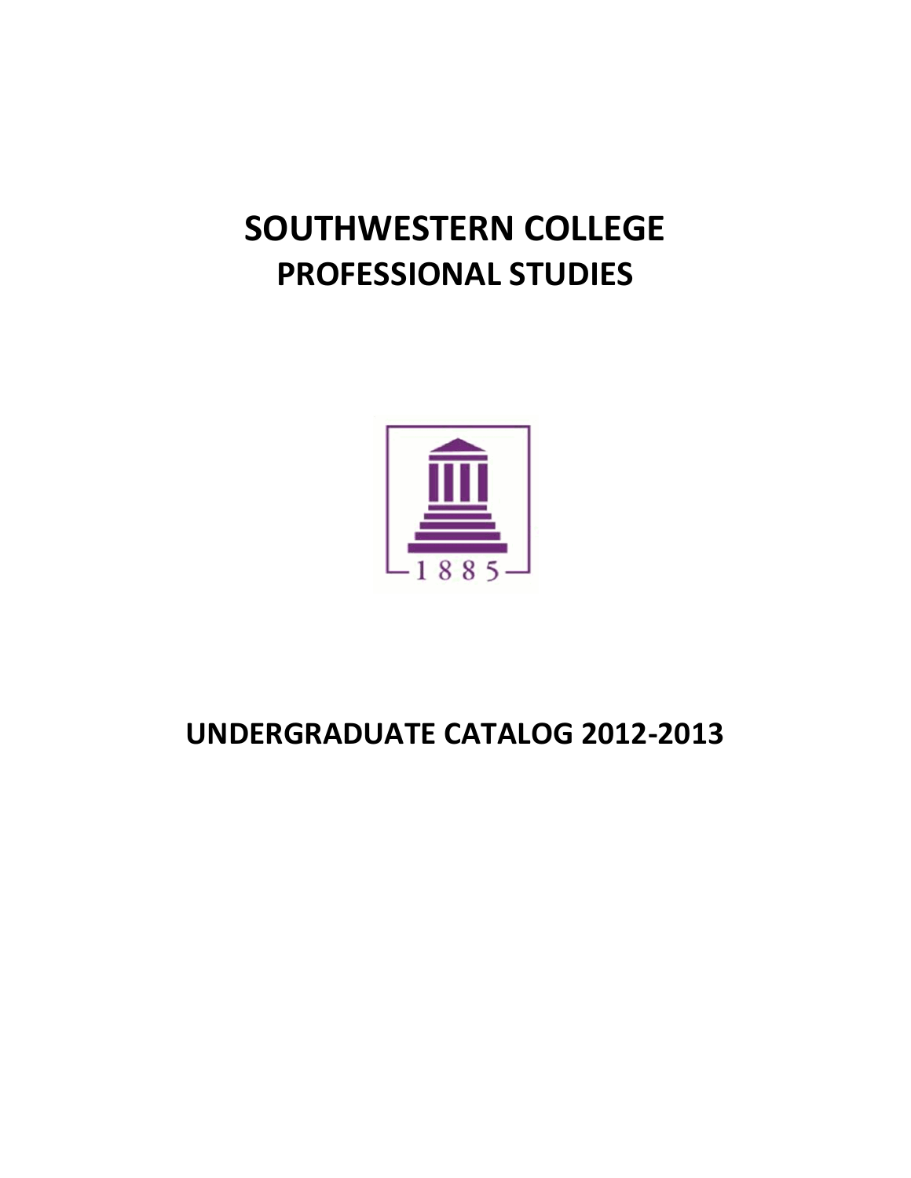# SOUTHWESTERN COLLEGE
# PROFESSIONAL STUDIES

1885

# UNDERGRADUATE CATALOG 2012-2013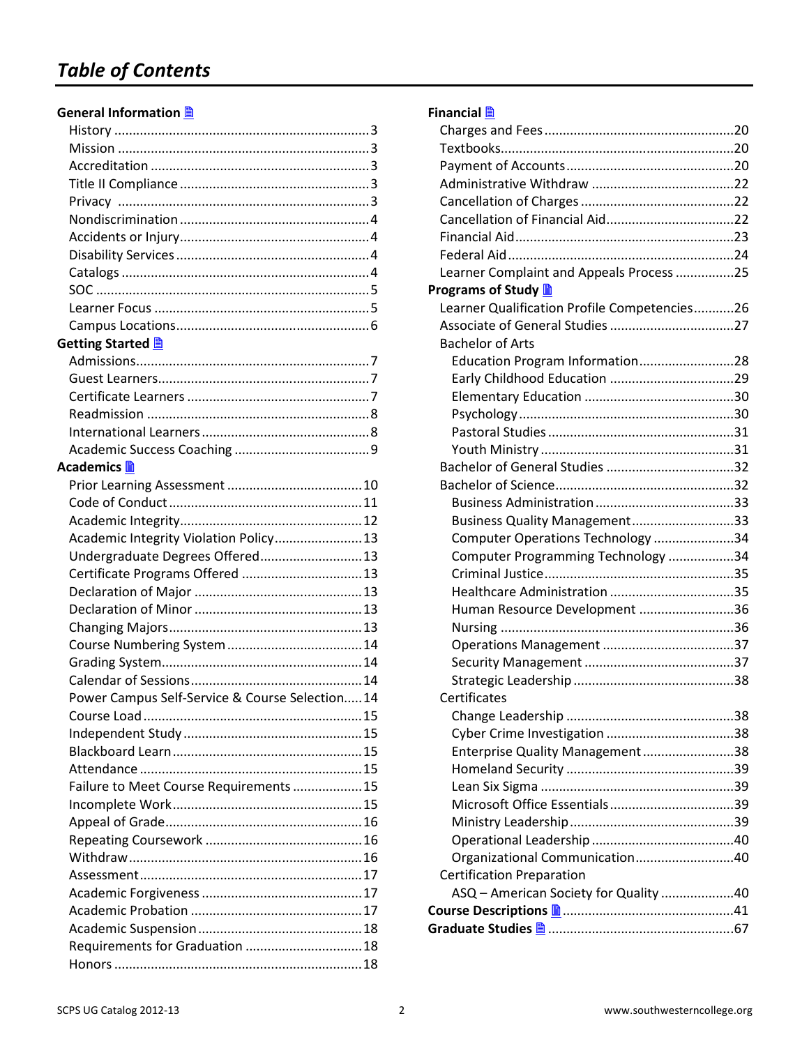# Table of Contents

**General Information**

- History ... 3
- Mission ... 3
- Accreditation ... 3
- Title II Compliance ... 3
- Privacy ... 3
- Nondiscrimination ... 4
- Accidents or Injury ... 4
- Disability Services ... 4
- Catalogs ... 4
- SOC ... 5
- Learner Focus ... 5
- Campus Locations ... 6

**Getting Started**

- Admissions ... 7
- Guest Learners ... 7
- Certificate Learners ... 7
- Readmission ... 8
- International Learners ... 8
- Academic Success Coaching ... 9

**Academics**

- Prior Learning Assessment ... 10
- Code of Conduct ... 11
- Academic Integrity ... 12
- Academic Integrity Violation Policy ... 13
- Undergraduate Degrees Offered ... 13
- Certificate Programs Offered ... 13
- Declaration of Major ... 13
- Declaration of Minor ... 13
- Changing Majors ... 13
- Course Numbering System ... 14
- Grading System ... 14
- Calendar of Sessions ... 14
- Power Campus Self-Service & Course Selection ... 14
- Course Load ... 15
- Independent Study ... 15
- Blackboard Learn ... 15
- Attendance ... 15
- Failure to Meet Course Requirements ... 15
- Incomplete Work ... 15
- Appeal of Grade ... 16
- Repeating Coursework ... 16
- Withdraw ... 16
- Assessment ... 17
- Academic Forgiveness ... 17
- Academic Probation ... 17
- Academic Suspension ... 18
- Requirements for Graduation ... 18
- Honors ... 18

**Financial**

- Charges and Fees ... 20
- Textbooks ... 20
- Payment of Accounts ... 20
- Administrative Withdraw ... 22
- Cancellation of Charges ... 22
- Cancellation of Financial Aid ... 22
- Financial Aid ... 23
- Federal Aid ... 24
- Learner Complaint and Appeals Process ... 25

**Programs of Study**

- Learner Qualification Profile Competencies ... 26
- Associate of General Studies ... 27
- Bachelor of Arts
  - Education Program Information ... 28
  - Early Childhood Education ... 29
  - Elementary Education ... 30
  - Psychology ... 30
  - Pastoral Studies ... 31
  - Youth Ministry ... 31
- Bachelor of General Studies ... 32
- Bachelor of Science ... 32
  - Business Administration ... 33
  - Business Quality Management ... 33
  - Computer Operations Technology ... 34
  - Computer Programming Technology ... 34
  - Criminal Justice ... 35
  - Healthcare Administration ... 35
  - Human Resource Development ... 36
  - Nursing ... 36
  - Operations Management ... 37
  - Security Management ... 37
  - Strategic Leadership ... 38
- Certificates
  - Change Leadership ... 38
  - Cyber Crime Investigation ... 38
  - Enterprise Quality Management ... 38
  - Homeland Security ... 39
  - Lean Six Sigma ... 39
  - Microsoft Office Essentials ... 39
  - Ministry Leadership ... 39
  - Operational Leadership ... 40
  - Organizational Communication ... 40
- Certification Preparation
  - ASQ – American Society for Quality ... 40

**Course Descriptions** ... 41

**Graduate Studies** ... 67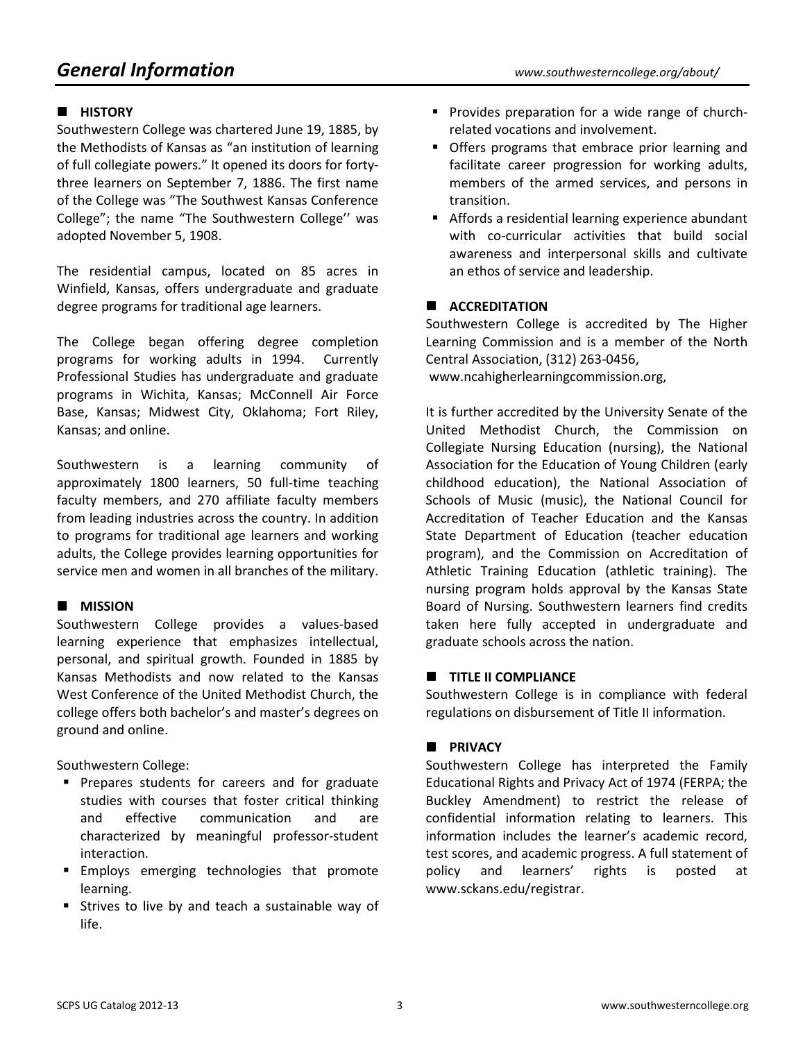# General Information

www.southwesterncollege.org/about/

## HISTORY

Southwestern College was chartered June 19, 1885, by the Methodists of Kansas as "an institution of learning of full collegiate powers." It opened its doors for forty-three learners on September 7, 1886. The first name of the College was "The Southwest Kansas Conference College"; the name "The Southwestern College'' was adopted November 5, 1908.

The residential campus, located on 85 acres in Winfield, Kansas, offers undergraduate and graduate degree programs for traditional age learners.

The College began offering degree completion programs for working adults in 1994. Currently Professional Studies has undergraduate and graduate programs in Wichita, Kansas; McConnell Air Force Base, Kansas; Midwest City, Oklahoma; Fort Riley, Kansas; and online.

Southwestern is a learning community of approximately 1800 learners, 50 full-time teaching faculty members, and 270 affiliate faculty members from leading industries across the country. In addition to programs for traditional age learners and working adults, the College provides learning opportunities for service men and women in all branches of the military.

## MISSION

Southwestern College provides a values-based learning experience that emphasizes intellectual, personal, and spiritual growth. Founded in 1885 by Kansas Methodists and now related to the Kansas West Conference of the United Methodist Church, the college offers both bachelor's and master's degrees on ground and online.

Southwestern College:

- Prepares students for careers and for graduate studies with courses that foster critical thinking and effective communication and are characterized by meaningful professor-student interaction.
- Employs emerging technologies that promote learning.
- Strives to live by and teach a sustainable way of life.
- Provides preparation for a wide range of church-related vocations and involvement.
- Offers programs that embrace prior learning and facilitate career progression for working adults, members of the armed services, and persons in transition.
- Affords a residential learning experience abundant with co-curricular activities that build social awareness and interpersonal skills and cultivate an ethos of service and leadership.

## ACCREDITATION

Southwestern College is accredited by The Higher Learning Commission and is a member of the North Central Association, (312) 263-0456, www.ncahigherlearningcommission.org,

It is further accredited by the University Senate of the United Methodist Church, the Commission on Collegiate Nursing Education (nursing), the National Association for the Education of Young Children (early childhood education), the National Association of Schools of Music (music), the National Council for Accreditation of Teacher Education and the Kansas State Department of Education (teacher education program), and the Commission on Accreditation of Athletic Training Education (athletic training). The nursing program holds approval by the Kansas State Board of Nursing. Southwestern learners find credits taken here fully accepted in undergraduate and graduate schools across the nation.

## TITLE II COMPLIANCE

Southwestern College is in compliance with federal regulations on disbursement of Title II information.

## PRIVACY

Southwestern College has interpreted the Family Educational Rights and Privacy Act of 1974 (FERPA; the Buckley Amendment) to restrict the release of confidential information relating to learners. This information includes the learner's academic record, test scores, and academic progress. A full statement of policy and learners' rights is posted at www.sckans.edu/registrar.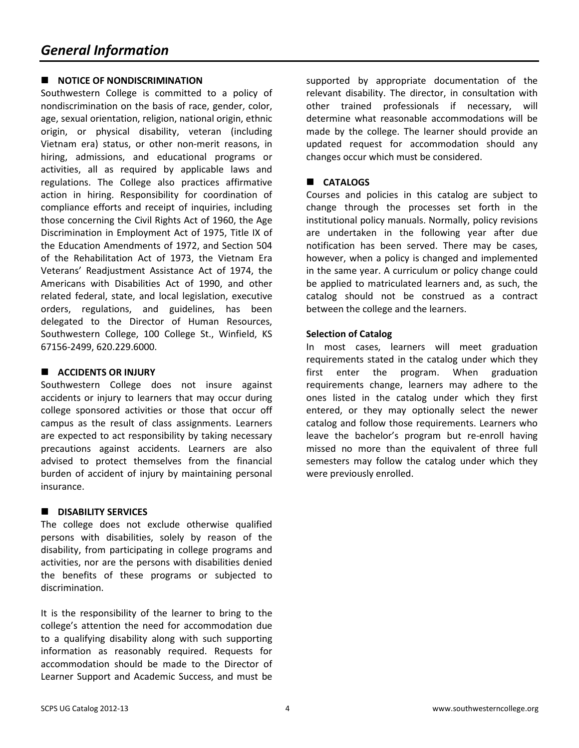# General Information

## NOTICE OF NONDISCRIMINATION

Southwestern College is committed to a policy of nondiscrimination on the basis of race, gender, color, age, sexual orientation, religion, national origin, ethnic origin, or physical disability, veteran (including Vietnam era) status, or other non-merit reasons, in hiring, admissions, and educational programs or activities, all as required by applicable laws and regulations. The College also practices affirmative action in hiring. Responsibility for coordination of compliance efforts and receipt of inquiries, including those concerning the Civil Rights Act of 1960, the Age Discrimination in Employment Act of 1975, Title IX of the Education Amendments of 1972, and Section 504 of the Rehabilitation Act of 1973, the Vietnam Era Veterans' Readjustment Assistance Act of 1974, the Americans with Disabilities Act of 1990, and other related federal, state, and local legislation, executive orders, regulations, and guidelines, has been delegated to the Director of Human Resources, Southwestern College, 100 College St., Winfield, KS 67156-2499, 620.229.6000.

## ACCIDENTS OR INJURY

Southwestern College does not insure against accidents or injury to learners that may occur during college sponsored activities or those that occur off campus as the result of class assignments. Learners are expected to act responsibility by taking necessary precautions against accidents. Learners are also advised to protect themselves from the financial burden of accident of injury by maintaining personal insurance.

## DISABILITY SERVICES

The college does not exclude otherwise qualified persons with disabilities, solely by reason of the disability, from participating in college programs and activities, nor are the persons with disabilities denied the benefits of these programs or subjected to discrimination.

It is the responsibility of the learner to bring to the college's attention the need for accommodation due to a qualifying disability along with such supporting information as reasonably required. Requests for accommodation should be made to the Director of Learner Support and Academic Success, and must be supported by appropriate documentation of the relevant disability. The director, in consultation with other trained professionals if necessary, will determine what reasonable accommodations will be made by the college. The learner should provide an updated request for accommodation should any changes occur which must be considered.

## CATALOGS

Courses and policies in this catalog are subject to change through the processes set forth in the institutional policy manuals. Normally, policy revisions are undertaken in the following year after due notification has been served. There may be cases, however, when a policy is changed and implemented in the same year. A curriculum or policy change could be applied to matriculated learners and, as such, the catalog should not be construed as a contract between the college and the learners.

### Selection of Catalog

In most cases, learners will meet graduation requirements stated in the catalog under which they first enter the program. When graduation requirements change, learners may adhere to the ones listed in the catalog under which they first entered, or they may optionally select the newer catalog and follow those requirements. Learners who leave the bachelor's program but re-enroll having missed no more than the equivalent of three full semesters may follow the catalog under which they were previously enrolled.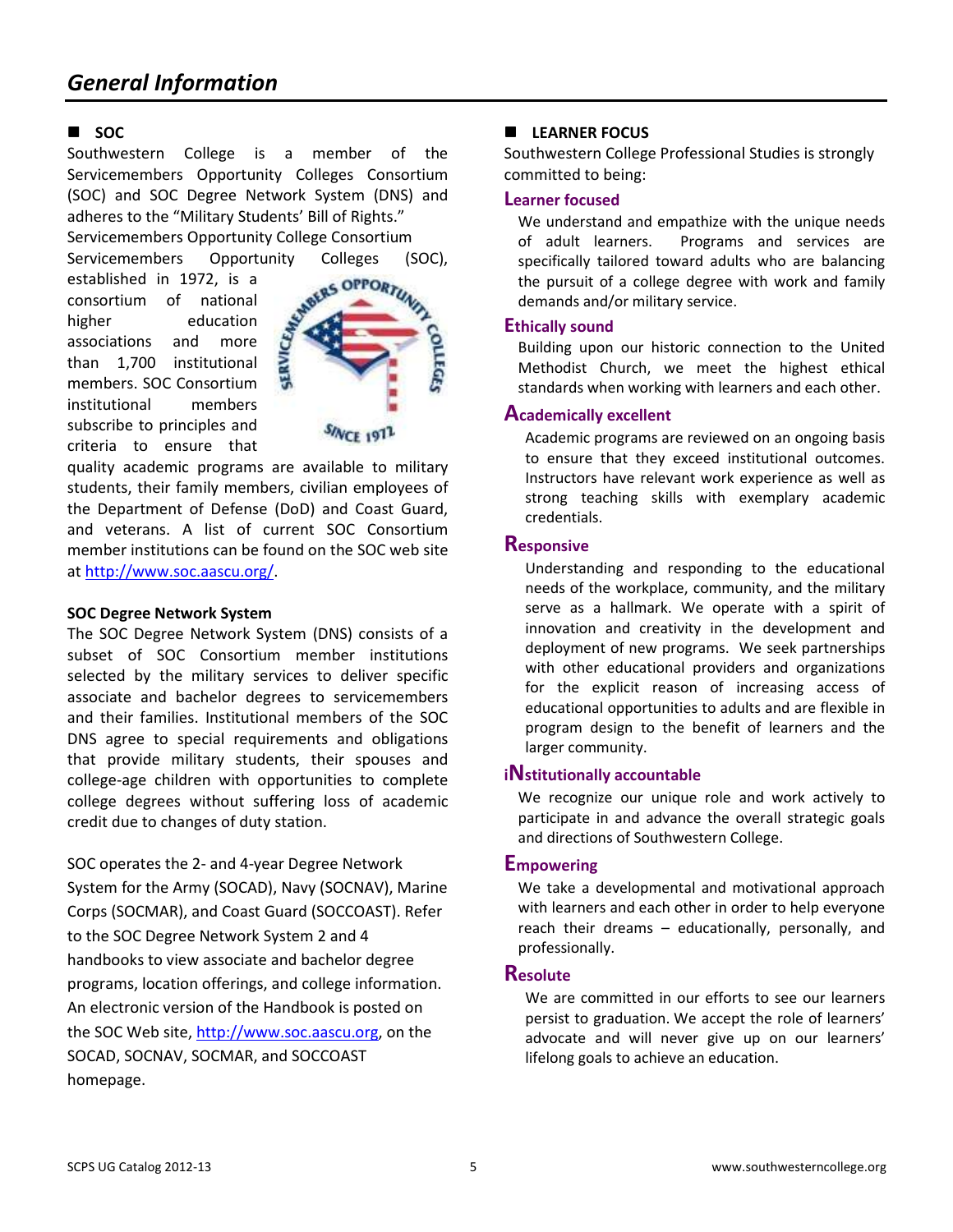# General Information

## SOC

Southwestern College is a member of the Servicemembers Opportunity Colleges Consortium (SOC) and SOC Degree Network System (DNS) and adheres to the "Military Students' Bill of Rights."

Servicemembers Opportunity College Consortium

Servicemembers Opportunity Colleges (SOC), established in 1972, is a consortium of national higher education associations and more than 1,700 institutional members. SOC Consortium institutional members subscribe to principles and criteria to ensure that quality academic programs are available to military students, their family members, civilian employees of the Department of Defense (DoD) and Coast Guard, and veterans. A list of current SOC Consortium member institutions can be found on the SOC web site at http://www.soc.aascu.org/.

**SOC Degree Network System**

The SOC Degree Network System (DNS) consists of a subset of SOC Consortium member institutions selected by the military services to deliver specific associate and bachelor degrees to servicemembers and their families. Institutional members of the SOC DNS agree to special requirements and obligations that provide military students, their spouses and college-age children with opportunities to complete college degrees without suffering loss of academic credit due to changes of duty station.

SOC operates the 2- and 4-year Degree Network System for the Army (SOCAD), Navy (SOCNAV), Marine Corps (SOCMAR), and Coast Guard (SOCCOAST). Refer to the SOC Degree Network System 2 and 4 handbooks to view associate and bachelor degree programs, location offerings, and college information. An electronic version of the Handbook is posted on the SOC Web site, http://www.soc.aascu.org, on the SOCAD, SOCNAV, SOCMAR, and SOCCOAST homepage.

## LEARNER FOCUS

Southwestern College Professional Studies is strongly committed to being:

### Learner focused

We understand and empathize with the unique needs of adult learners. Programs and services are specifically tailored toward adults who are balancing the pursuit of a college degree with work and family demands and/or military service.

### Ethically sound

Building upon our historic connection to the United Methodist Church, we meet the highest ethical standards when working with learners and each other.

### Academically excellent

Academic programs are reviewed on an ongoing basis to ensure that they exceed institutional outcomes. Instructors have relevant work experience as well as strong teaching skills with exemplary academic credentials.

### Responsive

Understanding and responding to the educational needs of the workplace, community, and the military serve as a hallmark. We operate with a spirit of innovation and creativity in the development and deployment of new programs. We seek partnerships with other educational providers and organizations for the explicit reason of increasing access of educational opportunities to adults and are flexible in program design to the benefit of learners and the larger community.

### iNstitutionally accountable

We recognize our unique role and work actively to participate in and advance the overall strategic goals and directions of Southwestern College.

### Empowering

We take a developmental and motivational approach with learners and each other in order to help everyone reach their dreams – educationally, personally, and professionally.

### Resolute

We are committed in our efforts to see our learners persist to graduation. We accept the role of learners' advocate and will never give up on our learners' lifelong goals to achieve an education.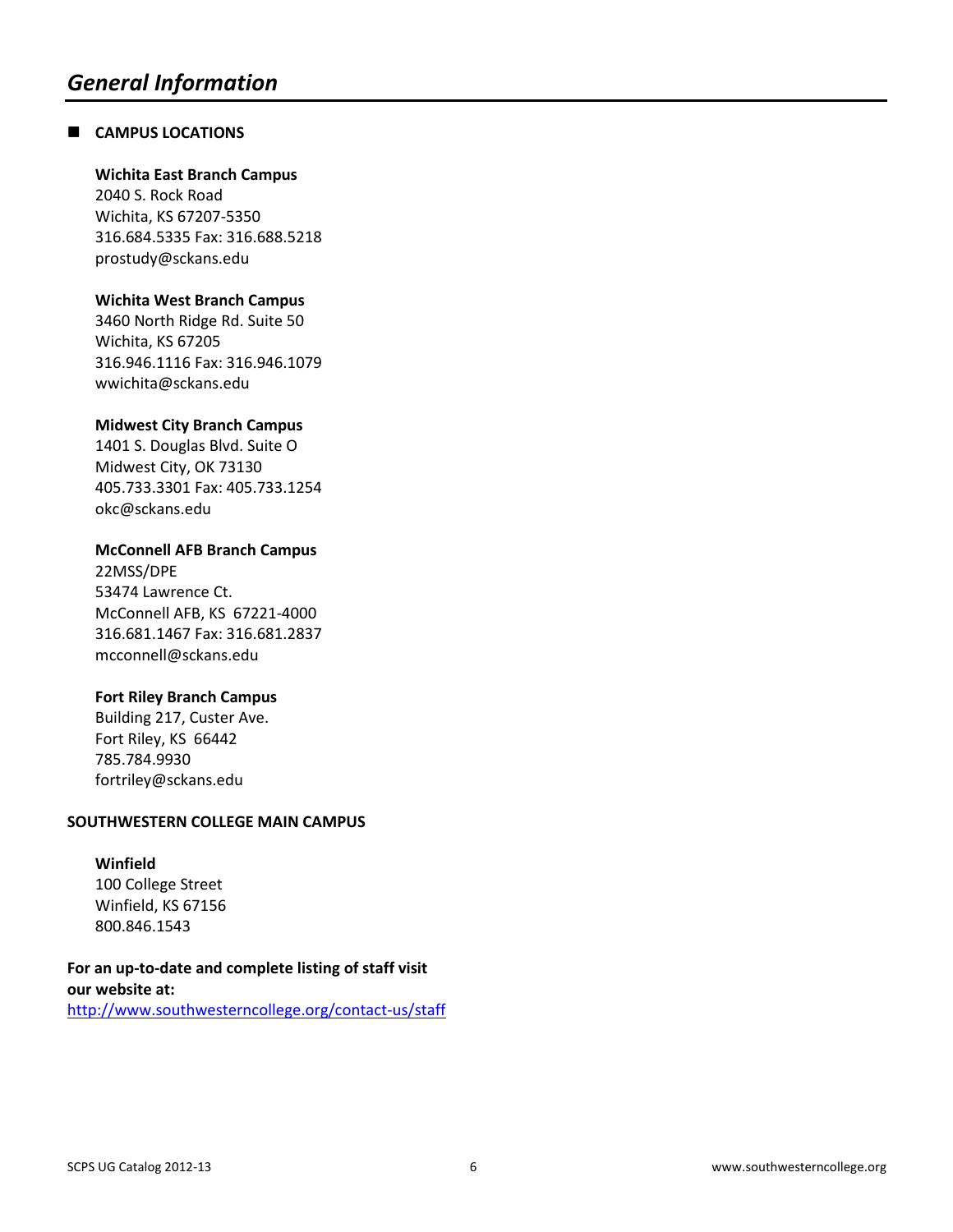# General Information

## CAMPUS LOCATIONS

**Wichita East Branch Campus**
2040 S. Rock Road
Wichita, KS 67207-5350
316.684.5335 Fax: 316.688.5218
prostudy@sckans.edu

**Wichita West Branch Campus**
3460 North Ridge Rd. Suite 50
Wichita, KS 67205
316.946.1116 Fax: 316.946.1079
wwichita@sckans.edu

**Midwest City Branch Campus**
1401 S. Douglas Blvd. Suite O
Midwest City, OK 73130
405.733.3301 Fax: 405.733.1254
okc@sckans.edu

**McConnell AFB Branch Campus**
22MSS/DPE
53474 Lawrence Ct.
McConnell AFB, KS 67221-4000
316.681.1467 Fax: 316.681.2837
mcconnell@sckans.edu

**Fort Riley Branch Campus**
Building 217, Custer Ave.
Fort Riley, KS 66442
785.784.9930
fortriley@sckans.edu

**SOUTHWESTERN COLLEGE MAIN CAMPUS**

**Winfield**
100 College Street
Winfield, KS 67156
800.846.1543

**For an up-to-date and complete listing of staff visit our website at:**
http://www.southwesterncollege.org/contact-us/staff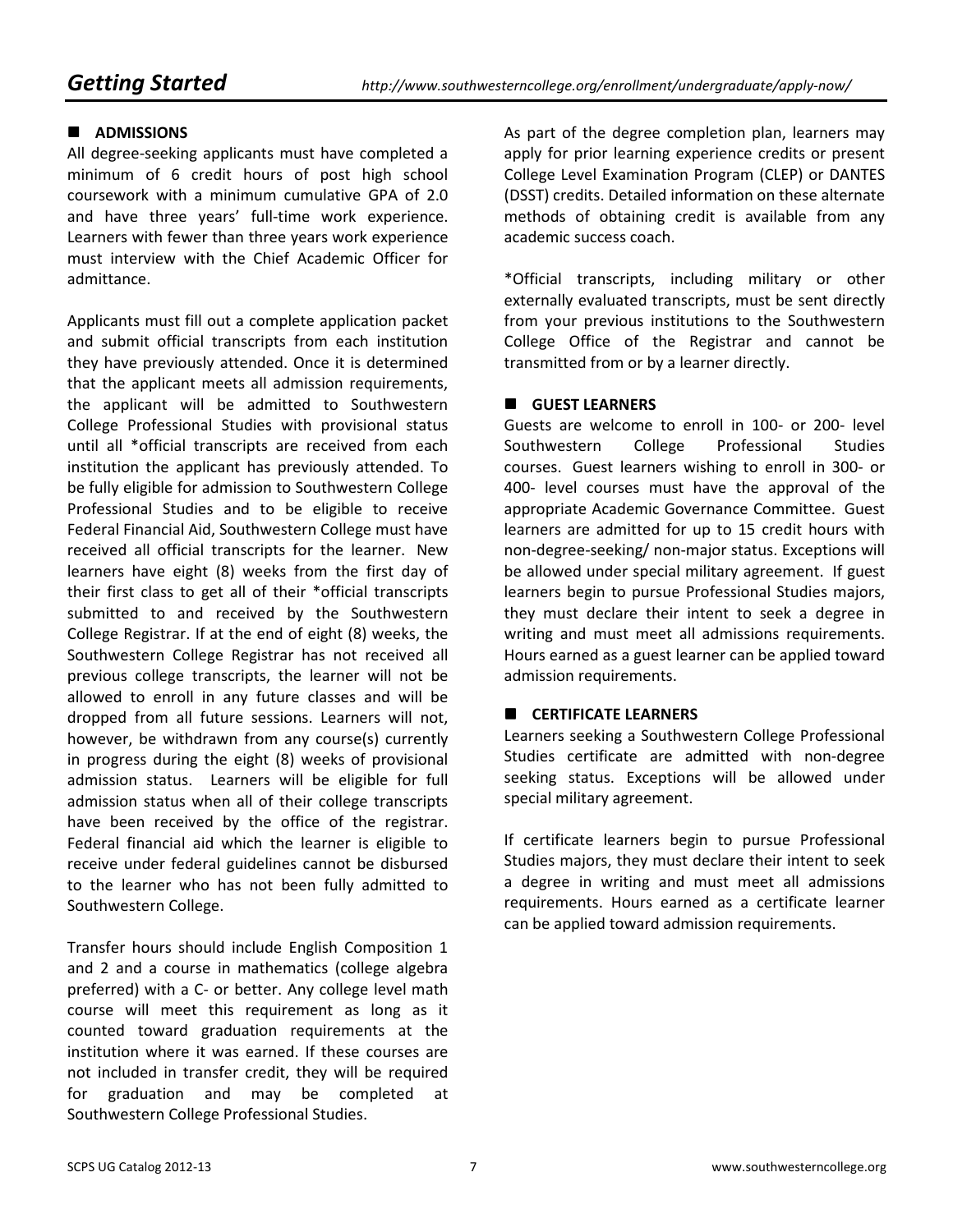# Getting Started

*http://www.southwesterncollege.org/enrollment/undergraduate/apply-now/*

## ADMISSIONS

All degree-seeking applicants must have completed a minimum of 6 credit hours of post high school coursework with a minimum cumulative GPA of 2.0 and have three years' full-time work experience. Learners with fewer than three years work experience must interview with the Chief Academic Officer for admittance.

Applicants must fill out a complete application packet and submit official transcripts from each institution they have previously attended. Once it is determined that the applicant meets all admission requirements, the applicant will be admitted to Southwestern College Professional Studies with provisional status until all *official transcripts are received from each institution the applicant has previously attended. To be fully eligible for admission to Southwestern College Professional Studies and to be eligible to receive Federal Financial Aid, Southwestern College must have received all official transcripts for the learner. New learners have eight (8) weeks from the first day of their first class to get all of their *official transcripts submitted to and received by the Southwestern College Registrar. If at the end of eight (8) weeks, the Southwestern College Registrar has not received all previous college transcripts, the learner will not be allowed to enroll in any future classes and will be dropped from all future sessions. Learners will not, however, be withdrawn from any course(s) currently in progress during the eight (8) weeks of provisional admission status. Learners will be eligible for full admission status when all of their college transcripts have been received by the office of the registrar. Federal financial aid which the learner is eligible to receive under federal guidelines cannot be disbursed to the learner who has not been fully admitted to Southwestern College.

Transfer hours should include English Composition 1 and 2 and a course in mathematics (college algebra preferred) with a C- or better. Any college level math course will meet this requirement as long as it counted toward graduation requirements at the institution where it was earned. If these courses are not included in transfer credit, they will be required for graduation and may be completed at Southwestern College Professional Studies.

As part of the degree completion plan, learners may apply for prior learning experience credits or present College Level Examination Program (CLEP) or DANTES (DSST) credits. Detailed information on these alternate methods of obtaining credit is available from any academic success coach.

*Official transcripts, including military or other externally evaluated transcripts, must be sent directly from your previous institutions to the Southwestern College Office of the Registrar and cannot be transmitted from or by a learner directly.

## GUEST LEARNERS

Guests are welcome to enroll in 100- or 200- level Southwestern College Professional Studies courses. Guest learners wishing to enroll in 300- or 400- level courses must have the approval of the appropriate Academic Governance Committee. Guest learners are admitted for up to 15 credit hours with non-degree-seeking/ non-major status. Exceptions will be allowed under special military agreement. If guest learners begin to pursue Professional Studies majors, they must declare their intent to seek a degree in writing and must meet all admissions requirements. Hours earned as a guest learner can be applied toward admission requirements.

## CERTIFICATE LEARNERS

Learners seeking a Southwestern College Professional Studies certificate are admitted with non-degree seeking status. Exceptions will be allowed under special military agreement.

If certificate learners begin to pursue Professional Studies majors, they must declare their intent to seek a degree in writing and must meet all admissions requirements. Hours earned as a certificate learner can be applied toward admission requirements.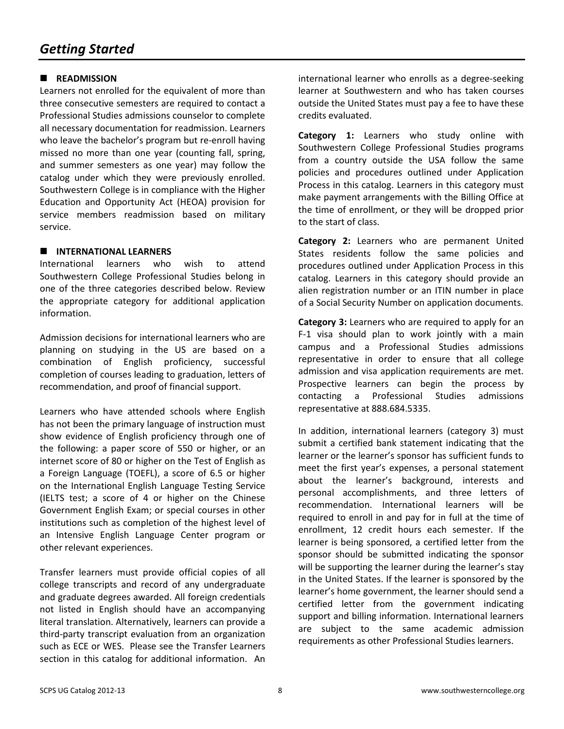# *Getting Started*

## READMISSION

Learners not enrolled for the equivalent of more than three consecutive semesters are required to contact a Professional Studies admissions counselor to complete all necessary documentation for readmission. Learners who leave the bachelor's program but re-enroll having missed no more than one year (counting fall, spring, and summer semesters as one year) may follow the catalog under which they were previously enrolled. Southwestern College is in compliance with the Higher Education and Opportunity Act (HEOA) provision for service members readmission based on military service.

## INTERNATIONAL LEARNERS

International learners who wish to attend Southwestern College Professional Studies belong in one of the three categories described below. Review the appropriate category for additional application information.

Admission decisions for international learners who are planning on studying in the US are based on a combination of English proficiency, successful completion of courses leading to graduation, letters of recommendation, and proof of financial support.

Learners who have attended schools where English has not been the primary language of instruction must show evidence of English proficiency through one of the following: a paper score of 550 or higher, or an internet score of 80 or higher on the Test of English as a Foreign Language (TOEFL), a score of 6.5 or higher on the International English Language Testing Service (IELTS test; a score of 4 or higher on the Chinese Government English Exam; or special courses in other institutions such as completion of the highest level of an Intensive English Language Center program or other relevant experiences.

Transfer learners must provide official copies of all college transcripts and record of any undergraduate and graduate degrees awarded. All foreign credentials not listed in English should have an accompanying literal translation. Alternatively, learners can provide a third-party transcript evaluation from an organization such as ECE or WES. Please see the Transfer Learners section in this catalog for additional information. An international learner who enrolls as a degree-seeking learner at Southwestern and who has taken courses outside the United States must pay a fee to have these credits evaluated.

**Category 1:** Learners who study online with Southwestern College Professional Studies programs from a country outside the USA follow the same policies and procedures outlined under Application Process in this catalog. Learners in this category must make payment arrangements with the Billing Office at the time of enrollment, or they will be dropped prior to the start of class.

**Category 2:** Learners who are permanent United States residents follow the same policies and procedures outlined under Application Process in this catalog. Learners in this category should provide an alien registration number or an ITIN number in place of a Social Security Number on application documents.

**Category 3:** Learners who are required to apply for an F-1 visa should plan to work jointly with a main campus and a Professional Studies admissions representative in order to ensure that all college admission and visa application requirements are met. Prospective learners can begin the process by contacting a Professional Studies admissions representative at 888.684.5335.

In addition, international learners (category 3) must submit a certified bank statement indicating that the learner or the learner's sponsor has sufficient funds to meet the first year's expenses, a personal statement about the learner's background, interests and personal accomplishments, and three letters of recommendation. International learners will be required to enroll in and pay for in full at the time of enrollment, 12 credit hours each semester. If the learner is being sponsored, a certified letter from the sponsor should be submitted indicating the sponsor will be supporting the learner during the learner's stay in the United States. If the learner is sponsored by the learner's home government, the learner should send a certified letter from the government indicating support and billing information. International learners are subject to the same academic admission requirements as other Professional Studies learners.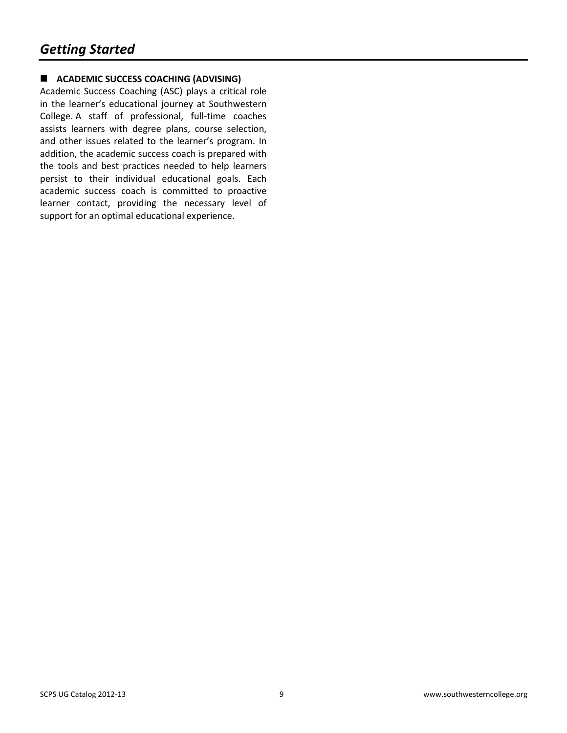## ■ ACADEMIC SUCCESS COACHING (ADVISING)

Academic Success Coaching (ASC) plays a critical role in the learner's educational journey at Southwestern College. A staff of professional, full-time coaches assists learners with degree plans, course selection, and other issues related to the learner's program. In addition, the academic success coach is prepared with the tools and best practices needed to help learners persist to their individual educational goals. Each academic success coach is committed to proactive learner contact, providing the necessary level of support for an optimal educational experience.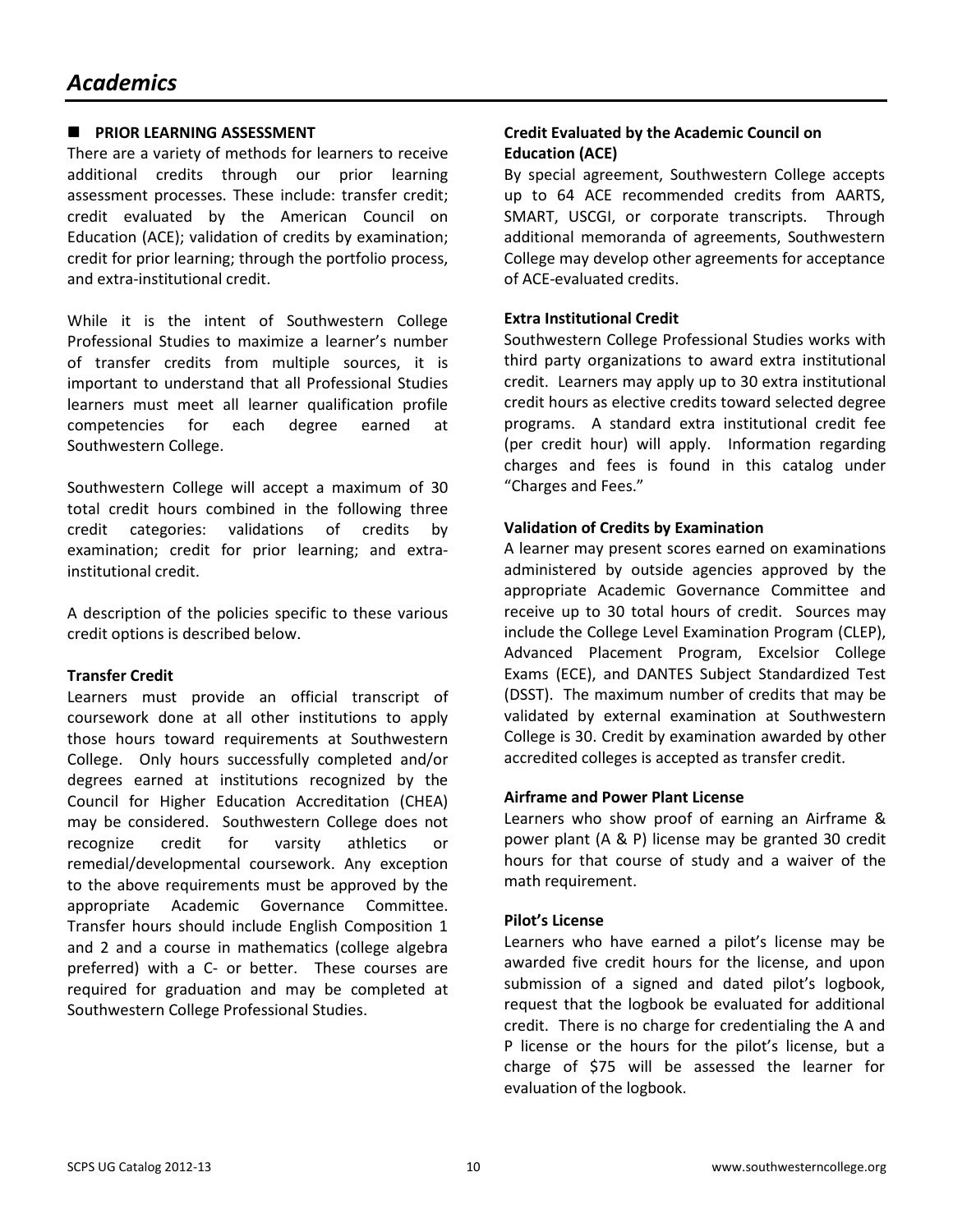# Academics

## PRIOR LEARNING ASSESSMENT

There are a variety of methods for learners to receive additional credits through our prior learning assessment processes. These include: transfer credit; credit evaluated by the American Council on Education (ACE); validation of credits by examination; credit for prior learning; through the portfolio process, and extra-institutional credit.

While it is the intent of Southwestern College Professional Studies to maximize a learner's number of transfer credits from multiple sources, it is important to understand that all Professional Studies learners must meet all learner qualification profile competencies for each degree earned at Southwestern College.

Southwestern College will accept a maximum of 30 total credit hours combined in the following three credit categories: validations of credits by examination; credit for prior learning; and extra-institutional credit.

A description of the policies specific to these various credit options is described below.

### Transfer Credit

Learners must provide an official transcript of coursework done at all other institutions to apply those hours toward requirements at Southwestern College. Only hours successfully completed and/or degrees earned at institutions recognized by the Council for Higher Education Accreditation (CHEA) may be considered. Southwestern College does not recognize credit for varsity athletics or remedial/developmental coursework. Any exception to the above requirements must be approved by the appropriate Academic Governance Committee. Transfer hours should include English Composition 1 and 2 and a course in mathematics (college algebra preferred) with a C- or better. These courses are required for graduation and may be completed at Southwestern College Professional Studies.

### Credit Evaluated by the Academic Council on Education (ACE)

By special agreement, Southwestern College accepts up to 64 ACE recommended credits from AARTS, SMART, USCGI, or corporate transcripts. Through additional memoranda of agreements, Southwestern College may develop other agreements for acceptance of ACE-evaluated credits.

### Extra Institutional Credit

Southwestern College Professional Studies works with third party organizations to award extra institutional credit. Learners may apply up to 30 extra institutional credit hours as elective credits toward selected degree programs. A standard extra institutional credit fee (per credit hour) will apply. Information regarding charges and fees is found in this catalog under "Charges and Fees."

### Validation of Credits by Examination

A learner may present scores earned on examinations administered by outside agencies approved by the appropriate Academic Governance Committee and receive up to 30 total hours of credit. Sources may include the College Level Examination Program (CLEP), Advanced Placement Program, Excelsior College Exams (ECE), and DANTES Subject Standardized Test (DSST). The maximum number of credits that may be validated by external examination at Southwestern College is 30. Credit by examination awarded by other accredited colleges is accepted as transfer credit.

### Airframe and Power Plant License

Learners who show proof of earning an Airframe & power plant (A & P) license may be granted 30 credit hours for that course of study and a waiver of the math requirement.

### Pilot's License

Learners who have earned a pilot's license may be awarded five credit hours for the license, and upon submission of a signed and dated pilot's logbook, request that the logbook be evaluated for additional credit. There is no charge for credentialing the A and P license or the hours for the pilot's license, but a charge of $75 will be assessed the learner for evaluation of the logbook.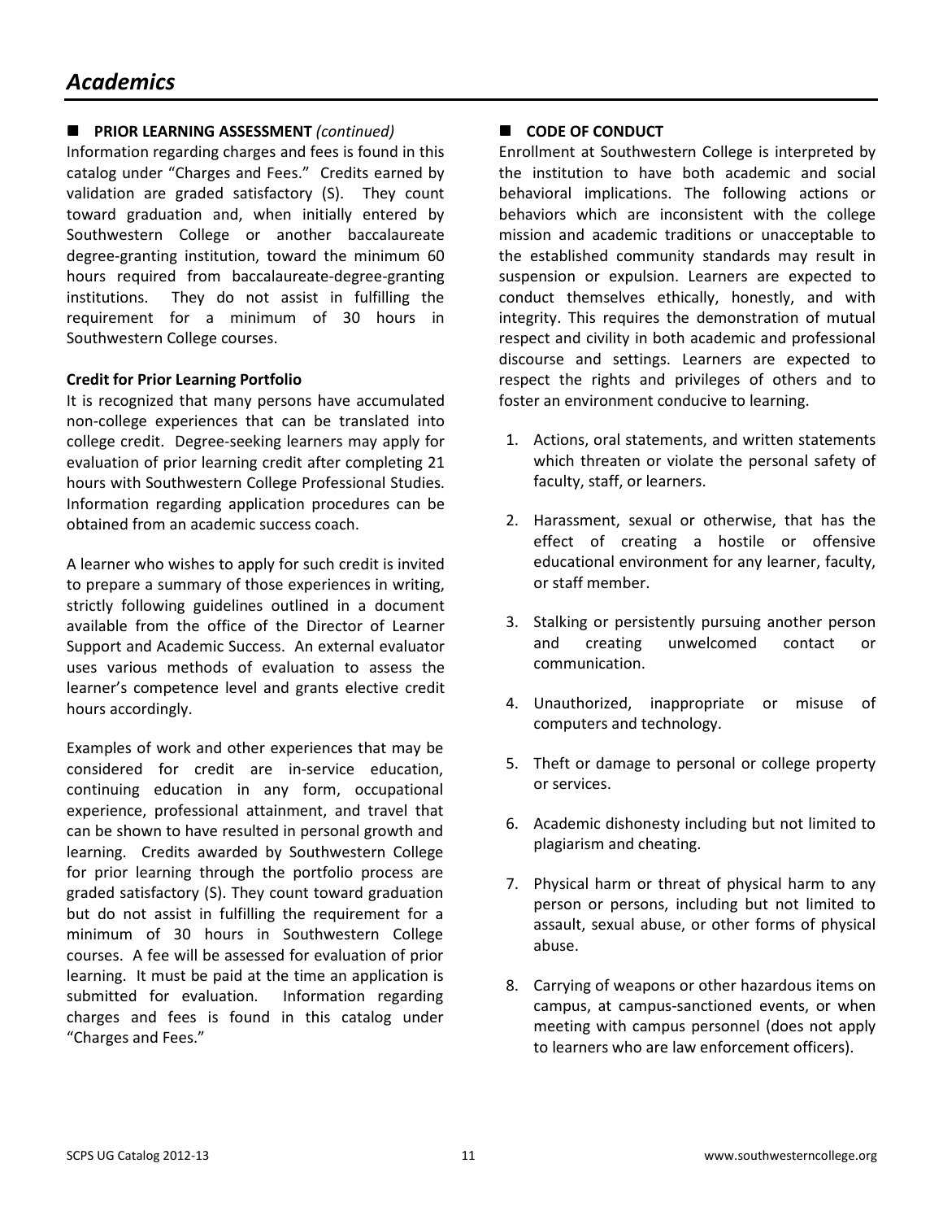# Academics

## PRIOR LEARNING ASSESSMENT *(continued)*

Information regarding charges and fees is found in this catalog under "Charges and Fees." Credits earned by validation are graded satisfactory (S). They count toward graduation and, when initially entered by Southwestern College or another baccalaureate degree-granting institution, toward the minimum 60 hours required from baccalaureate-degree-granting institutions. They do not assist in fulfilling the requirement for a minimum of 30 hours in Southwestern College courses.

**Credit for Prior Learning Portfolio**

It is recognized that many persons have accumulated non-college experiences that can be translated into college credit. Degree-seeking learners may apply for evaluation of prior learning credit after completing 21 hours with Southwestern College Professional Studies. Information regarding application procedures can be obtained from an academic success coach.

A learner who wishes to apply for such credit is invited to prepare a summary of those experiences in writing, strictly following guidelines outlined in a document available from the office of the Director of Learner Support and Academic Success. An external evaluator uses various methods of evaluation to assess the learner's competence level and grants elective credit hours accordingly.

Examples of work and other experiences that may be considered for credit are in-service education, continuing education in any form, occupational experience, professional attainment, and travel that can be shown to have resulted in personal growth and learning. Credits awarded by Southwestern College for prior learning through the portfolio process are graded satisfactory (S). They count toward graduation but do not assist in fulfilling the requirement for a minimum of 30 hours in Southwestern College courses. A fee will be assessed for evaluation of prior learning. It must be paid at the time an application is submitted for evaluation. Information regarding charges and fees is found in this catalog under "Charges and Fees."

## CODE OF CONDUCT

Enrollment at Southwestern College is interpreted by the institution to have both academic and social behavioral implications. The following actions or behaviors which are inconsistent with the college mission and academic traditions or unacceptable to the established community standards may result in suspension or expulsion. Learners are expected to conduct themselves ethically, honestly, and with integrity. This requires the demonstration of mutual respect and civility in both academic and professional discourse and settings. Learners are expected to respect the rights and privileges of others and to foster an environment conducive to learning.

1. Actions, oral statements, and written statements which threaten or violate the personal safety of faculty, staff, or learners.
2. Harassment, sexual or otherwise, that has the effect of creating a hostile or offensive educational environment for any learner, faculty, or staff member.
3. Stalking or persistently pursuing another person and creating unwelcomed contact or communication.
4. Unauthorized, inappropriate or misuse of computers and technology.
5. Theft or damage to personal or college property or services.
6. Academic dishonesty including but not limited to plagiarism and cheating.
7. Physical harm or threat of physical harm to any person or persons, including but not limited to assault, sexual abuse, or other forms of physical abuse.
8. Carrying of weapons or other hazardous items on campus, at campus-sanctioned events, or when meeting with campus personnel (does not apply to learners who are law enforcement officers).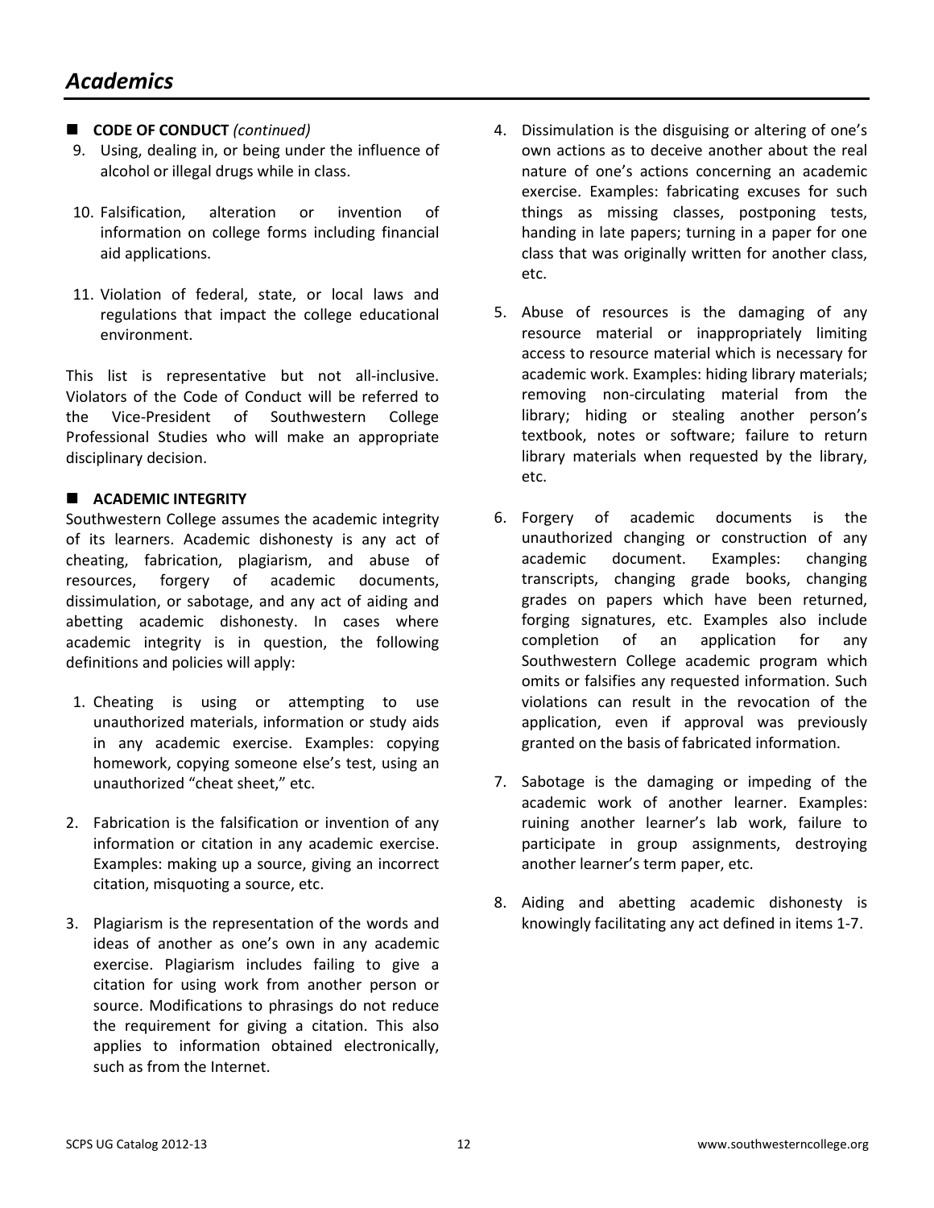# Academics

## CODE OF CONDUCT *(continued)*

9. Using, dealing in, or being under the influence of alcohol or illegal drugs while in class.

10. Falsification, alteration or invention of information on college forms including financial aid applications.

11. Violation of federal, state, or local laws and regulations that impact the college educational environment.

This list is representative but not all-inclusive. Violators of the Code of Conduct will be referred to the Vice-President of Southwestern College Professional Studies who will make an appropriate disciplinary decision.

## ACADEMIC INTEGRITY

Southwestern College assumes the academic integrity of its learners. Academic dishonesty is any act of cheating, fabrication, plagiarism, and abuse of resources, forgery of academic documents, dissimulation, or sabotage, and any act of aiding and abetting academic dishonesty. In cases where academic integrity is in question, the following definitions and policies will apply:

1. Cheating is using or attempting to use unauthorized materials, information or study aids in any academic exercise. Examples: copying homework, copying someone else's test, using an unauthorized "cheat sheet," etc.

2. Fabrication is the falsification or invention of any information or citation in any academic exercise. Examples: making up a source, giving an incorrect citation, misquoting a source, etc.

3. Plagiarism is the representation of the words and ideas of another as one's own in any academic exercise. Plagiarism includes failing to give a citation for using work from another person or source. Modifications to phrasings do not reduce the requirement for giving a citation. This also applies to information obtained electronically, such as from the Internet.

4. Dissimulation is the disguising or altering of one's own actions as to deceive another about the real nature of one's actions concerning an academic exercise. Examples: fabricating excuses for such things as missing classes, postponing tests, handing in late papers; turning in a paper for one class that was originally written for another class, etc.

5. Abuse of resources is the damaging of any resource material or inappropriately limiting access to resource material which is necessary for academic work. Examples: hiding library materials; removing non-circulating material from the library; hiding or stealing another person's textbook, notes or software; failure to return library materials when requested by the library, etc.

6. Forgery of academic documents is the unauthorized changing or construction of any academic document. Examples: changing transcripts, changing grade books, changing grades on papers which have been returned, forging signatures, etc. Examples also include completion of an application for any Southwestern College academic program which omits or falsifies any requested information. Such violations can result in the revocation of the application, even if approval was previously granted on the basis of fabricated information.

7. Sabotage is the damaging or impeding of the academic work of another learner. Examples: ruining another learner's lab work, failure to participate in group assignments, destroying another learner's term paper, etc.

8. Aiding and abetting academic dishonesty is knowingly facilitating any act defined in items 1-7.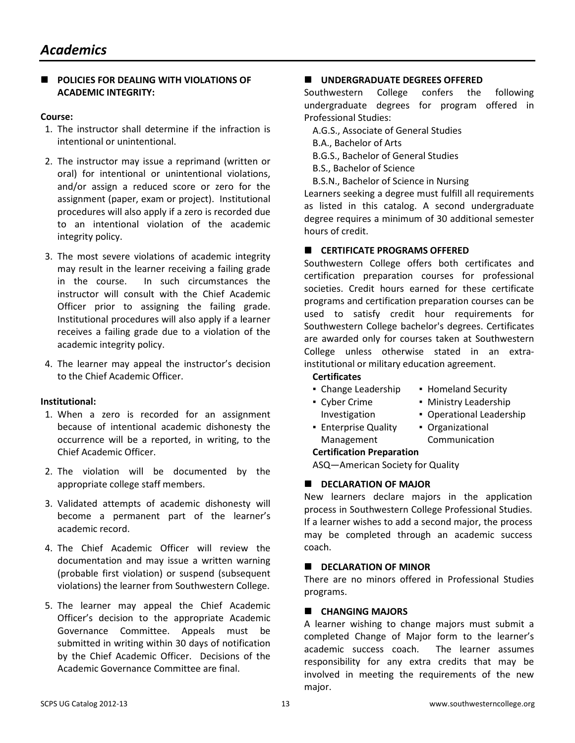# Academics

## POLICIES FOR DEALING WITH VIOLATIONS OF ACADEMIC INTEGRITY:

**Course:**

1. The instructor shall determine if the infraction is intentional or unintentional.
2. The instructor may issue a reprimand (written or oral) for intentional or unintentional violations, and/or assign a reduced score or zero for the assignment (paper, exam or project). Institutional procedures will also apply if a zero is recorded due to an intentional violation of the academic integrity policy.
3. The most severe violations of academic integrity may result in the learner receiving a failing grade in the course. In such circumstances the instructor will consult with the Chief Academic Officer prior to assigning the failing grade. Institutional procedures will also apply if a learner receives a failing grade due to a violation of the academic integrity policy.
4. The learner may appeal the instructor's decision to the Chief Academic Officer.

**Institutional:**

1. When a zero is recorded for an assignment because of intentional academic dishonesty the occurrence will be a reported, in writing, to the Chief Academic Officer.
2. The violation will be documented by the appropriate college staff members.
3. Validated attempts of academic dishonesty will become a permanent part of the learner's academic record.
4. The Chief Academic Officer will review the documentation and may issue a written warning (probable first violation) or suspend (subsequent violations) the learner from Southwestern College.
5. The learner may appeal the Chief Academic Officer's decision to the appropriate Academic Governance Committee. Appeals must be submitted in writing within 30 days of notification by the Chief Academic Officer. Decisions of the Academic Governance Committee are final.

## UNDERGRADUATE DEGREES OFFERED

Southwestern College confers the following undergraduate degrees for program offered in Professional Studies:

A.G.S., Associate of General Studies
B.A., Bachelor of Arts
B.G.S., Bachelor of General Studies
B.S., Bachelor of Science
B.S.N., Bachelor of Science in Nursing

Learners seeking a degree must fulfill all requirements as listed in this catalog. A second undergraduate degree requires a minimum of 30 additional semester hours of credit.

## CERTIFICATE PROGRAMS OFFERED

Southwestern College offers both certificates and certification preparation courses for professional societies. Credit hours earned for these certificate programs and certification preparation courses can be used to satisfy credit hour requirements for Southwestern College bachelor's degrees. Certificates are awarded only for courses taken at Southwestern College unless otherwise stated in an extra-institutional or military education agreement.

**Certificates**

- Change Leadership
- Cyber Crime Investigation
- Enterprise Quality Management
- Homeland Security
- Ministry Leadership
- Operational Leadership
- Organizational Communication

**Certification Preparation**

ASQ—American Society for Quality

## DECLARATION OF MAJOR

New learners declare majors in the application process in Southwestern College Professional Studies. If a learner wishes to add a second major, the process may be completed through an academic success coach.

## DECLARATION OF MINOR

There are no minors offered in Professional Studies programs.

## CHANGING MAJORS

A learner wishing to change majors must submit a completed Change of Major form to the learner's academic success coach. The learner assumes responsibility for any extra credits that may be involved in meeting the requirements of the new major.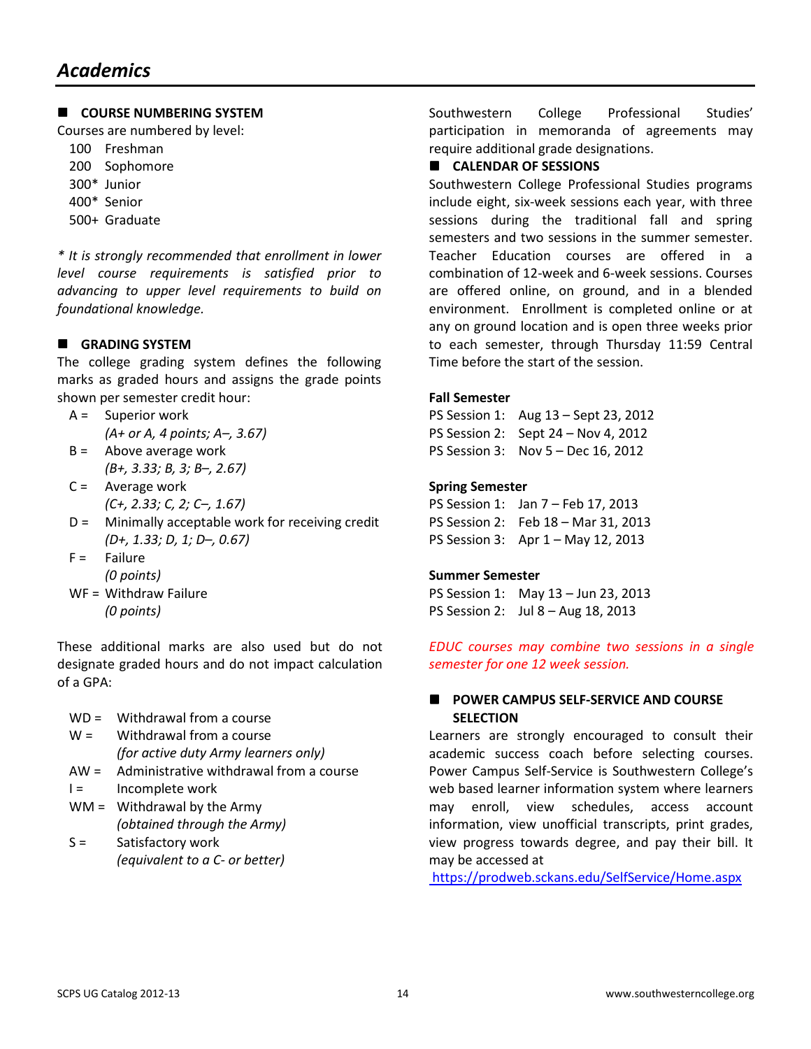# Academics

## COURSE NUMBERING SYSTEM

Courses are numbered by level:

- 100 Freshman
- 200 Sophomore
- 300* Junior
- 400* Senior
- 500+ Graduate

*\* It is strongly recommended that enrollment in lower level course requirements is satisfied prior to advancing to upper level requirements to build on foundational knowledge.*

## GRADING SYSTEM

The college grading system defines the following marks as graded hours and assigns the grade points shown per semester credit hour:

- A = Superior work
  *(A+ or A, 4 points; A–, 3.67)*
- B = Above average work
  *(B+, 3.33; B, 3; B–, 2.67)*
- C = Average work
  *(C+, 2.33; C, 2; C–, 1.67)*
- D = Minimally acceptable work for receiving credit
  *(D+, 1.33; D, 1; D–, 0.67)*
- F = Failure
  *(0 points)*
- WF = Withdraw Failure
  *(0 points)*

These additional marks are also used but do not designate graded hours and do not impact calculation of a GPA:

- WD = Withdrawal from a course
- W = Withdrawal from a course
  *(for active duty Army learners only)*
- AW = Administrative withdrawal from a course
- I = Incomplete work
- WM = Withdrawal by the Army
  *(obtained through the Army)*
- S = Satisfactory work
  *(equivalent to a C- or better)*

Southwestern College Professional Studies' participation in memoranda of agreements may require additional grade designations.

## CALENDAR OF SESSIONS

Southwestern College Professional Studies programs include eight, six-week sessions each year, with three sessions during the traditional fall and spring semesters and two sessions in the summer semester. Teacher Education courses are offered in a combination of 12-week and 6-week sessions. Courses are offered online, on ground, and in a blended environment. Enrollment is completed online or at any on ground location and is open three weeks prior to each semester, through Thursday 11:59 Central Time before the start of the session.

**Fall Semester**

- PS Session 1: Aug 13 – Sept 23, 2012
- PS Session 2: Sept 24 – Nov 4, 2012
- PS Session 3: Nov 5 – Dec 16, 2012

**Spring Semester**

- PS Session 1: Jan 7 – Feb 17, 2013
- PS Session 2: Feb 18 – Mar 31, 2013
- PS Session 3: Apr 1 – May 12, 2013

**Summer Semester**

- PS Session 1: May 13 – Jun 23, 2013
- PS Session 2: Jul 8 – Aug 18, 2013

*EDUC courses may combine two sessions in a single semester for one 12 week session.*

## POWER CAMPUS SELF-SERVICE AND COURSE SELECTION

Learners are strongly encouraged to consult their academic success coach before selecting courses. Power Campus Self-Service is Southwestern College's web based learner information system where learners may enroll, view schedules, access account information, view unofficial transcripts, print grades, view progress towards degree, and pay their bill. It may be accessed at https://prodweb.sckans.edu/SelfService/Home.aspx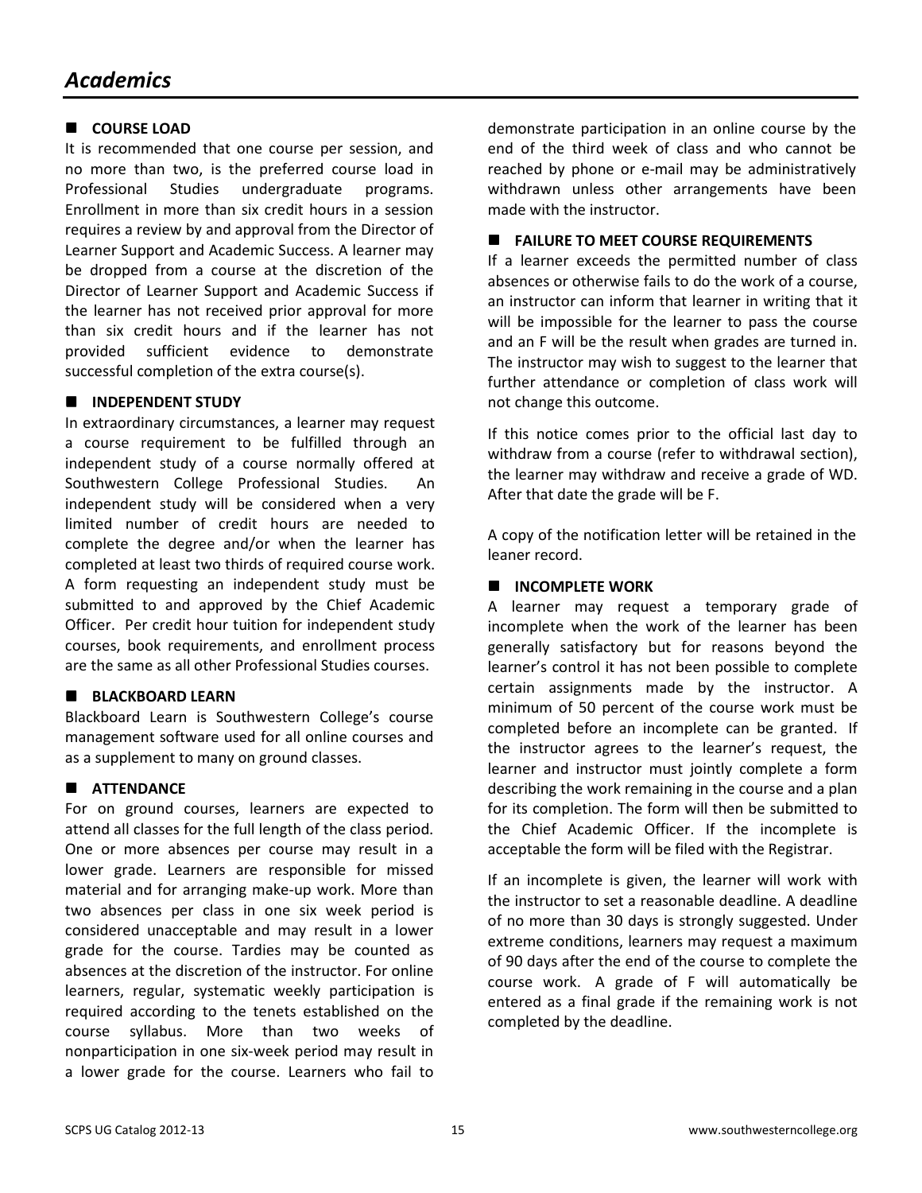# *Academics*

### COURSE LOAD

It is recommended that one course per session, and no more than two, is the preferred course load in Professional Studies undergraduate programs. Enrollment in more than six credit hours in a session requires a review by and approval from the Director of Learner Support and Academic Success. A learner may be dropped from a course at the discretion of the Director of Learner Support and Academic Success if the learner has not received prior approval for more than six credit hours and if the learner has not provided sufficient evidence to demonstrate successful completion of the extra course(s).

### INDEPENDENT STUDY

In extraordinary circumstances, a learner may request a course requirement to be fulfilled through an independent study of a course normally offered at Southwestern College Professional Studies. An independent study will be considered when a very limited number of credit hours are needed to complete the degree and/or when the learner has completed at least two thirds of required course work. A form requesting an independent study must be submitted to and approved by the Chief Academic Officer. Per credit hour tuition for independent study courses, book requirements, and enrollment process are the same as all other Professional Studies courses.

### BLACKBOARD LEARN

Blackboard Learn is Southwestern College's course management software used for all online courses and as a supplement to many on ground classes.

### ATTENDANCE

For on ground courses, learners are expected to attend all classes for the full length of the class period. One or more absences per course may result in a lower grade. Learners are responsible for missed material and for arranging make-up work. More than two absences per class in one six week period is considered unacceptable and may result in a lower grade for the course. Tardies may be counted as absences at the discretion of the instructor. For online learners, regular, systematic weekly participation is required according to the tenets established on the course syllabus. More than two weeks of nonparticipation in one six-week period may result in a lower grade for the course. Learners who fail to demonstrate participation in an online course by the end of the third week of class and who cannot be reached by phone or e-mail may be administratively withdrawn unless other arrangements have been made with the instructor.

### FAILURE TO MEET COURSE REQUIREMENTS

If a learner exceeds the permitted number of class absences or otherwise fails to do the work of a course, an instructor can inform that learner in writing that it will be impossible for the learner to pass the course and an F will be the result when grades are turned in. The instructor may wish to suggest to the learner that further attendance or completion of class work will not change this outcome.

If this notice comes prior to the official last day to withdraw from a course (refer to withdrawal section), the learner may withdraw and receive a grade of WD. After that date the grade will be F.

A copy of the notification letter will be retained in the leaner record.

### INCOMPLETE WORK

A learner may request a temporary grade of incomplete when the work of the learner has been generally satisfactory but for reasons beyond the learner's control it has not been possible to complete certain assignments made by the instructor. A minimum of 50 percent of the course work must be completed before an incomplete can be granted. If the instructor agrees to the learner's request, the learner and instructor must jointly complete a form describing the work remaining in the course and a plan for its completion. The form will then be submitted to the Chief Academic Officer. If the incomplete is acceptable the form will be filed with the Registrar.

If an incomplete is given, the learner will work with the instructor to set a reasonable deadline. A deadline of no more than 30 days is strongly suggested. Under extreme conditions, learners may request a maximum of 90 days after the end of the course to complete the course work. A grade of F will automatically be entered as a final grade if the remaining work is not completed by the deadline.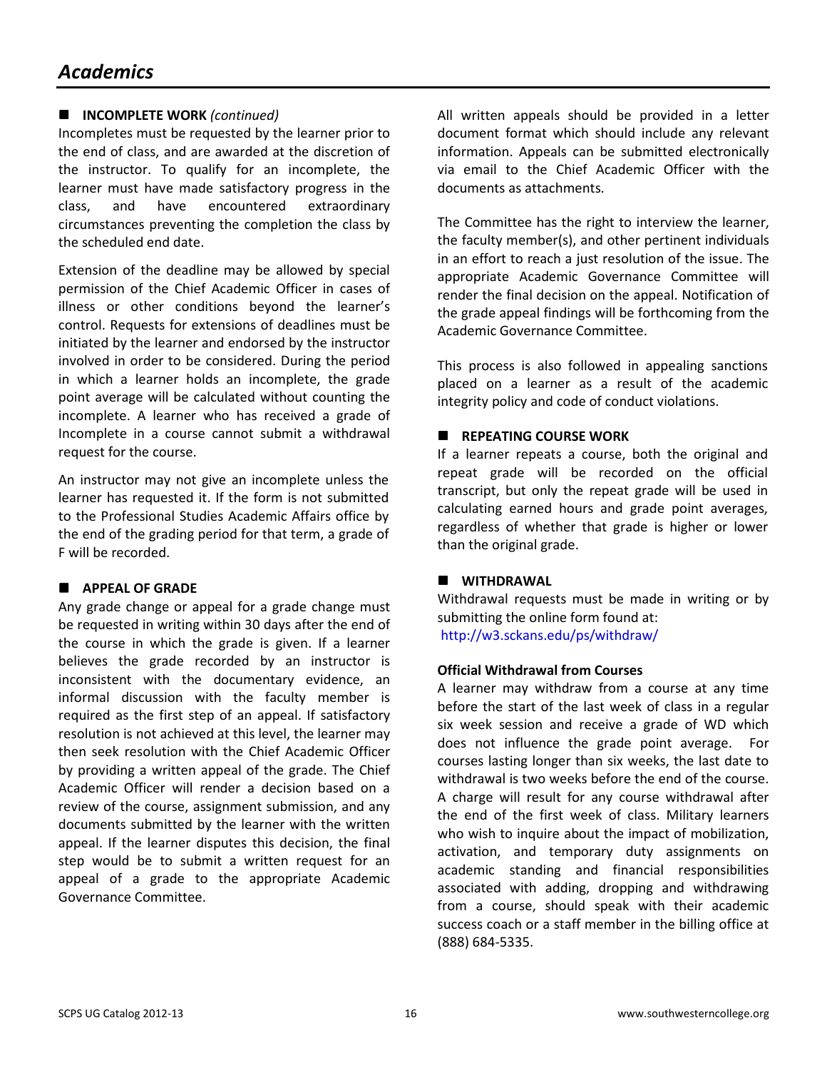# Academics

## INCOMPLETE WORK *(continued)*

Incompletes must be requested by the learner prior to the end of class, and are awarded at the discretion of the instructor. To qualify for an incomplete, the learner must have made satisfactory progress in the class, and have encountered extraordinary circumstances preventing the completion the class by the scheduled end date.

Extension of the deadline may be allowed by special permission of the Chief Academic Officer in cases of illness or other conditions beyond the learner's control. Requests for extensions of deadlines must be initiated by the learner and endorsed by the instructor involved in order to be considered. During the period in which a learner holds an incomplete, the grade point average will be calculated without counting the incomplete. A learner who has received a grade of Incomplete in a course cannot submit a withdrawal request for the course.

An instructor may not give an incomplete unless the learner has requested it. If the form is not submitted to the Professional Studies Academic Affairs office by the end of the grading period for that term, a grade of F will be recorded.

## APPEAL OF GRADE

Any grade change or appeal for a grade change must be requested in writing within 30 days after the end of the course in which the grade is given. If a learner believes the grade recorded by an instructor is inconsistent with the documentary evidence, an informal discussion with the faculty member is required as the first step of an appeal. If satisfactory resolution is not achieved at this level, the learner may then seek resolution with the Chief Academic Officer by providing a written appeal of the grade. The Chief Academic Officer will render a decision based on a review of the course, assignment submission, and any documents submitted by the learner with the written appeal. If the learner disputes this decision, the final step would be to submit a written request for an appeal of a grade to the appropriate Academic Governance Committee.

All written appeals should be provided in a letter document format which should include any relevant information. Appeals can be submitted electronically via email to the Chief Academic Officer with the documents as attachments.

The Committee has the right to interview the learner, the faculty member(s), and other pertinent individuals in an effort to reach a just resolution of the issue. The appropriate Academic Governance Committee will render the final decision on the appeal. Notification of the grade appeal findings will be forthcoming from the Academic Governance Committee.

This process is also followed in appealing sanctions placed on a learner as a result of the academic integrity policy and code of conduct violations.

## REPEATING COURSE WORK

If a learner repeats a course, both the original and repeat grade will be recorded on the official transcript, but only the repeat grade will be used in calculating earned hours and grade point averages, regardless of whether that grade is higher or lower than the original grade.

## WITHDRAWAL

Withdrawal requests must be made in writing or by submitting the online form found at:
http://w3.sckans.edu/ps/withdraw/

### Official Withdrawal from Courses

A learner may withdraw from a course at any time before the start of the last week of class in a regular six week session and receive a grade of WD which does not influence the grade point average. For courses lasting longer than six weeks, the last date to withdrawal is two weeks before the end of the course. A charge will result for any course withdrawal after the end of the first week of class. Military learners who wish to inquire about the impact of mobilization, activation, and temporary duty assignments on academic standing and financial responsibilities associated with adding, dropping and withdrawing from a course, should speak with their academic success coach or a staff member in the billing office at (888) 684-5335.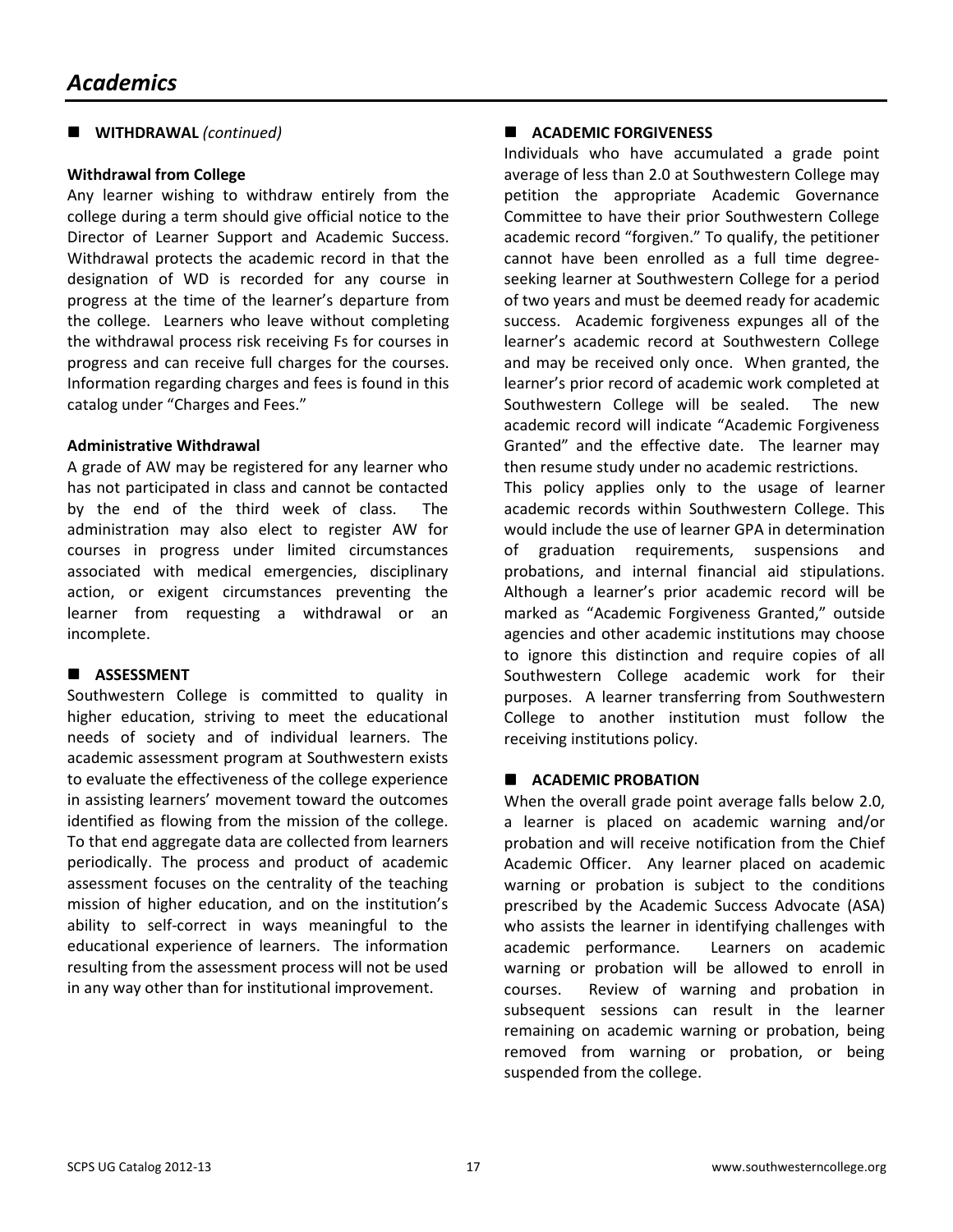# Academics

## WITHDRAWAL *(continued)*

### Withdrawal from College

Any learner wishing to withdraw entirely from the college during a term should give official notice to the Director of Learner Support and Academic Success. Withdrawal protects the academic record in that the designation of WD is recorded for any course in progress at the time of the learner's departure from the college. Learners who leave without completing the withdrawal process risk receiving Fs for courses in progress and can receive full charges for the courses. Information regarding charges and fees is found in this catalog under "Charges and Fees."

### Administrative Withdrawal

A grade of AW may be registered for any learner who has not participated in class and cannot be contacted by the end of the third week of class. The administration may also elect to register AW for courses in progress under limited circumstances associated with medical emergencies, disciplinary action, or exigent circumstances preventing the learner from requesting a withdrawal or an incomplete.

## ASSESSMENT

Southwestern College is committed to quality in higher education, striving to meet the educational needs of society and of individual learners. The academic assessment program at Southwestern exists to evaluate the effectiveness of the college experience in assisting learners' movement toward the outcomes identified as flowing from the mission of the college. To that end aggregate data are collected from learners periodically. The process and product of academic assessment focuses on the centrality of the teaching mission of higher education, and on the institution's ability to self-correct in ways meaningful to the educational experience of learners. The information resulting from the assessment process will not be used in any way other than for institutional improvement.

## ACADEMIC FORGIVENESS

Individuals who have accumulated a grade point average of less than 2.0 at Southwestern College may petition the appropriate Academic Governance Committee to have their prior Southwestern College academic record "forgiven." To qualify, the petitioner cannot have been enrolled as a full time degree-seeking learner at Southwestern College for a period of two years and must be deemed ready for academic success. Academic forgiveness expunges all of the learner's academic record at Southwestern College and may be received only once. When granted, the learner's prior record of academic work completed at Southwestern College will be sealed. The new academic record will indicate "Academic Forgiveness Granted" and the effective date. The learner may then resume study under no academic restrictions.

This policy applies only to the usage of learner academic records within Southwestern College. This would include the use of learner GPA in determination of graduation requirements, suspensions and probations, and internal financial aid stipulations. Although a learner's prior academic record will be marked as "Academic Forgiveness Granted," outside agencies and other academic institutions may choose to ignore this distinction and require copies of all Southwestern College academic work for their purposes. A learner transferring from Southwestern College to another institution must follow the receiving institutions policy.

## ACADEMIC PROBATION

When the overall grade point average falls below 2.0, a learner is placed on academic warning and/or probation and will receive notification from the Chief Academic Officer. Any learner placed on academic warning or probation is subject to the conditions prescribed by the Academic Success Advocate (ASA) who assists the learner in identifying challenges with academic performance. Learners on academic warning or probation will be allowed to enroll in courses. Review of warning and probation in subsequent sessions can result in the learner remaining on academic warning or probation, being removed from warning or probation, or being suspended from the college.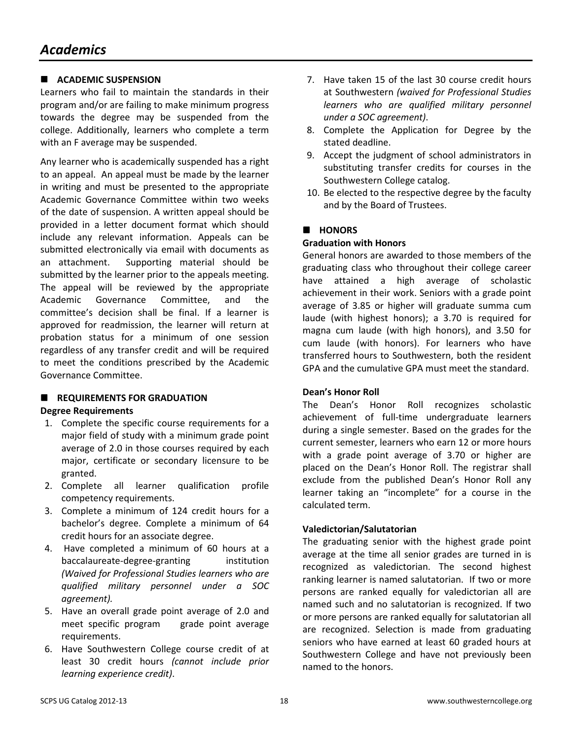# Academics

## ACADEMIC SUSPENSION

Learners who fail to maintain the standards in their program and/or are failing to make minimum progress towards the degree may be suspended from the college. Additionally, learners who complete a term with an F average may be suspended.

Any learner who is academically suspended has a right to an appeal. An appeal must be made by the learner in writing and must be presented to the appropriate Academic Governance Committee within two weeks of the date of suspension. A written appeal should be provided in a letter document format which should include any relevant information. Appeals can be submitted electronically via email with documents as an attachment. Supporting material should be submitted by the learner prior to the appeals meeting. The appeal will be reviewed by the appropriate Academic Governance Committee, and the committee's decision shall be final. If a learner is approved for readmission, the learner will return at probation status for a minimum of one session regardless of any transfer credit and will be required to meet the conditions prescribed by the Academic Governance Committee.

## REQUIREMENTS FOR GRADUATION

### Degree Requirements

1. Complete the specific course requirements for a major field of study with a minimum grade point average of 2.0 in those courses required by each major, certificate or secondary licensure to be granted.
2. Complete all learner qualification profile competency requirements.
3. Complete a minimum of 124 credit hours for a bachelor's degree. Complete a minimum of 64 credit hours for an associate degree.
4. Have completed a minimum of 60 hours at a baccalaureate-degree-granting institution *(Waived for Professional Studies learners who are qualified military personnel under a SOC agreement).*
5. Have an overall grade point average of 2.0 and meet specific program grade point average requirements.
6. Have Southwestern College course credit of at least 30 credit hours *(cannot include prior learning experience credit)*.
7. Have taken 15 of the last 30 course credit hours at Southwestern *(waived for Professional Studies learners who are qualified military personnel under a SOC agreement)*.
8. Complete the Application for Degree by the stated deadline.
9. Accept the judgment of school administrators in substituting transfer credits for courses in the Southwestern College catalog.
10. Be elected to the respective degree by the faculty and by the Board of Trustees.

## HONORS

### Graduation with Honors

General honors are awarded to those members of the graduating class who throughout their college career have attained a high average of scholastic achievement in their work. Seniors with a grade point average of 3.85 or higher will graduate summa cum laude (with highest honors); a 3.70 is required for magna cum laude (with high honors), and 3.50 for cum laude (with honors). For learners who have transferred hours to Southwestern, both the resident GPA and the cumulative GPA must meet the standard.

### Dean's Honor Roll

The Dean's Honor Roll recognizes scholastic achievement of full-time undergraduate learners during a single semester. Based on the grades for the current semester, learners who earn 12 or more hours with a grade point average of 3.70 or higher are placed on the Dean's Honor Roll. The registrar shall exclude from the published Dean's Honor Roll any learner taking an "incomplete" for a course in the calculated term.

### Valedictorian/Salutatorian

The graduating senior with the highest grade point average at the time all senior grades are turned in is recognized as valedictorian. The second highest ranking learner is named salutatorian. If two or more persons are ranked equally for valedictorian all are named such and no salutatorian is recognized. If two or more persons are ranked equally for salutatorian all are recognized. Selection is made from graduating seniors who have earned at least 60 graded hours at Southwestern College and have not previously been named to the honors.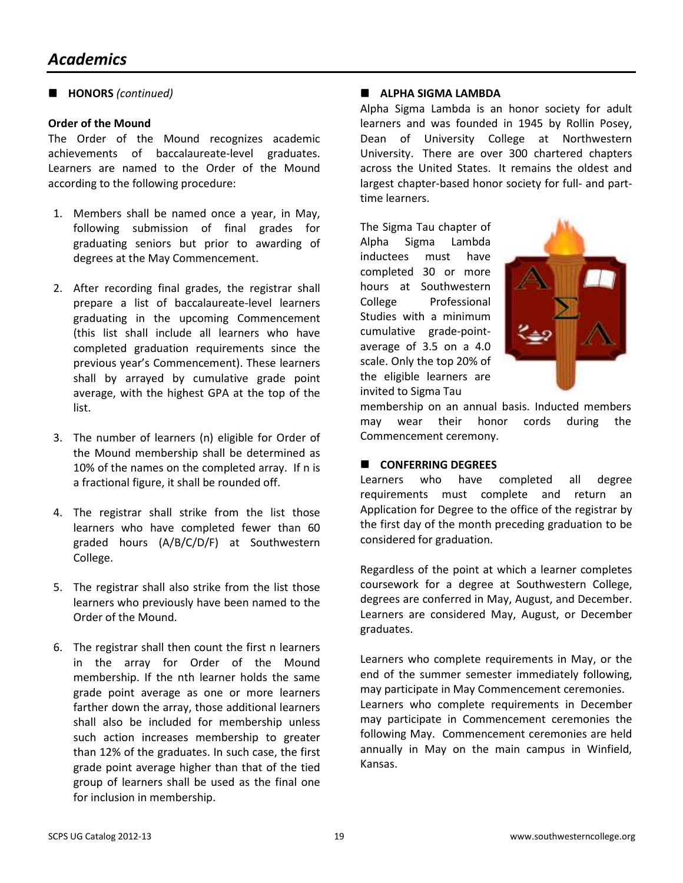# Academics

## HONORS *(continued)*

**Order of the Mound**

The Order of the Mound recognizes academic achievements of baccalaureate-level graduates. Learners are named to the Order of the Mound according to the following procedure:

1. Members shall be named once a year, in May, following submission of final grades for graduating seniors but prior to awarding of degrees at the May Commencement.

2. After recording final grades, the registrar shall prepare a list of baccalaureate-level learners graduating in the upcoming Commencement (this list shall include all learners who have completed graduation requirements since the previous year's Commencement). These learners shall by arrayed by cumulative grade point average, with the highest GPA at the top of the list.

3. The number of learners (n) eligible for Order of the Mound membership shall be determined as 10% of the names on the completed array. If n is a fractional figure, it shall be rounded off.

4. The registrar shall strike from the list those learners who have completed fewer than 60 graded hours (A/B/C/D/F) at Southwestern College.

5. The registrar shall also strike from the list those learners who previously have been named to the Order of the Mound.

6. The registrar shall then count the first n learners in the array for Order of the Mound membership. If the nth learner holds the same grade point average as one or more learners farther down the array, those additional learners shall also be included for membership unless such action increases membership to greater than 12% of the graduates. In such case, the first grade point average higher than that of the tied group of learners shall be used as the final one for inclusion in membership.

## ALPHA SIGMA LAMBDA

Alpha Sigma Lambda is an honor society for adult learners and was founded in 1945 by Rollin Posey, Dean of University College at Northwestern University. There are over 300 chartered chapters across the United States. It remains the oldest and largest chapter-based honor society for full- and part-time learners.

The Sigma Tau chapter of Alpha Sigma Lambda inductees must have completed 30 or more hours at Southwestern College Professional Studies with a minimum cumulative grade-point-average of 3.5 on a 4.0 scale. Only the top 20% of the eligible learners are invited to Sigma Tau membership on an annual basis. Inducted members may wear their honor cords during the Commencement ceremony.

## CONFERRING DEGREES

Learners who have completed all degree requirements must complete and return an Application for Degree to the office of the registrar by the first day of the month preceding graduation to be considered for graduation.

Regardless of the point at which a learner completes coursework for a degree at Southwestern College, degrees are conferred in May, August, and December. Learners are considered May, August, or December graduates.

Learners who complete requirements in May, or the end of the summer semester immediately following, may participate in May Commencement ceremonies. Learners who complete requirements in December may participate in Commencement ceremonies the following May. Commencement ceremonies are held annually in May on the main campus in Winfield, Kansas.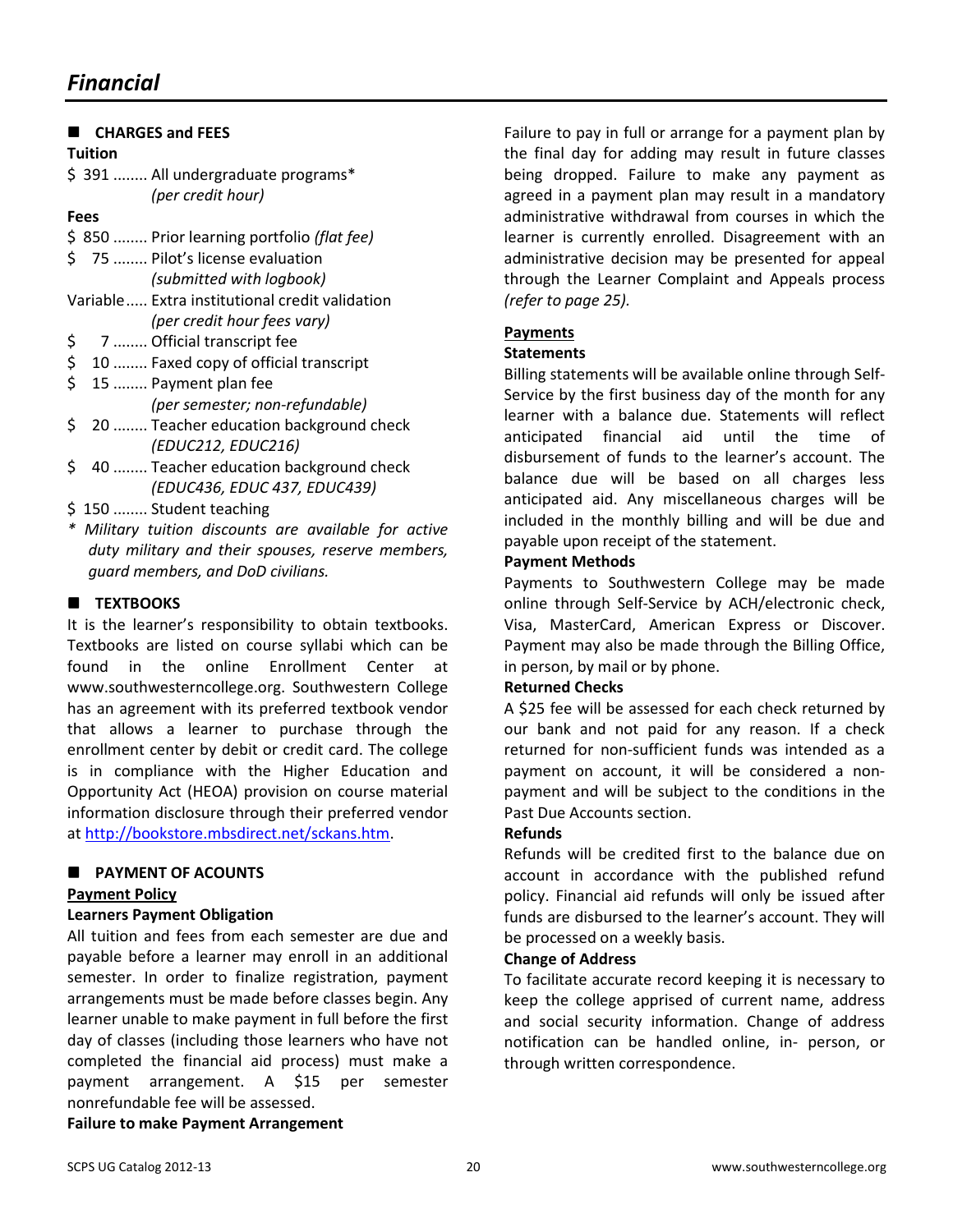# Financial

## CHARGES and FEES

**Tuition**

$ 391 ........ All undergraduate programs*
*(per credit hour)*

**Fees**

$ 850 ........ Prior learning portfolio *(flat fee)*
$ 75 ........ Pilot's license evaluation
*(submitted with logbook)*
Variable..... Extra institutional credit validation
*(per credit hour fees vary)*
$ 7 ........ Official transcript fee
$ 10 ........ Faxed copy of official transcript
$ 15 ........ Payment plan fee
*(per semester; non-refundable)*
$ 20 ........ Teacher education background check
*(EDUC212, EDUC216)*
$ 40 ........ Teacher education background check
*(EDUC436, EDUC 437, EDUC439)*
$ 150 ........ Student teaching

*\* Military tuition discounts are available for active duty military and their spouses, reserve members, guard members, and DoD civilians.*

## TEXTBOOKS

It is the learner's responsibility to obtain textbooks. Textbooks are listed on course syllabi which can be found in the online Enrollment Center at www.southwesterncollege.org. Southwestern College has an agreement with its preferred textbook vendor that allows a learner to purchase through the enrollment center by debit or credit card. The college is in compliance with the Higher Education and Opportunity Act (HEOA) provision on course material information disclosure through their preferred vendor at http://bookstore.mbsdirect.net/sckans.htm.

## PAYMENT OF ACOUNTS

**<u>Payment Policy</u>**

**Learners Payment Obligation**

All tuition and fees from each semester are due and payable before a learner may enroll in an additional semester. In order to finalize registration, payment arrangements must be made before classes begin. Any learner unable to make payment in full before the first day of classes (including those learners who have not completed the financial aid process) must make a payment arrangement. A $15 per semester nonrefundable fee will be assessed.

**Failure to make Payment Arrangement**

Failure to pay in full or arrange for a payment plan by the final day for adding may result in future classes being dropped. Failure to make any payment as agreed in a payment plan may result in a mandatory administrative withdrawal from courses in which the learner is currently enrolled. Disagreement with an administrative decision may be presented for appeal through the Learner Complaint and Appeals process *(refer to page 25).*

**<u>Payments</u>**

**Statements**

Billing statements will be available online through Self-Service by the first business day of the month for any learner with a balance due. Statements will reflect anticipated financial aid until the time of disbursement of funds to the learner's account. The balance due will be based on all charges less anticipated aid. Any miscellaneous charges will be included in the monthly billing and will be due and payable upon receipt of the statement.

**Payment Methods**

Payments to Southwestern College may be made online through Self-Service by ACH/electronic check, Visa, MasterCard, American Express or Discover. Payment may also be made through the Billing Office, in person, by mail or by phone.

**Returned Checks**

A $25 fee will be assessed for each check returned by our bank and not paid for any reason. If a check returned for non-sufficient funds was intended as a payment on account, it will be considered a non-payment and will be subject to the conditions in the Past Due Accounts section.

**Refunds**

Refunds will be credited first to the balance due on account in accordance with the published refund policy. Financial aid refunds will only be issued after funds are disbursed to the learner's account. They will be processed on a weekly basis.

**Change of Address**

To facilitate accurate record keeping it is necessary to keep the college apprised of current name, address and social security information. Change of address notification can be handled online, in- person, or through written correspondence.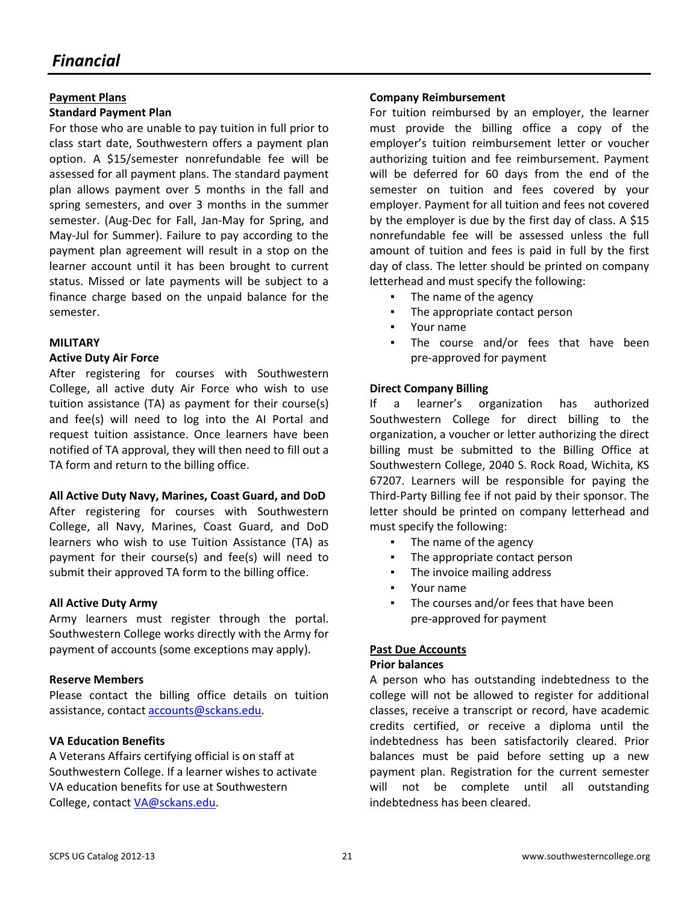# Financial

## Payment Plans

### Standard Payment Plan

For those who are unable to pay tuition in full prior to class start date, Southwestern offers a payment plan option. A $15/semester nonrefundable fee will be assessed for all payment plans. The standard payment plan allows payment over 5 months in the fall and spring semesters, and over 3 months in the summer semester. (Aug-Dec for Fall, Jan-May for Spring, and May-Jul for Summer). Failure to pay according to the payment plan agreement will result in a stop on the learner account until it has been brought to current status. Missed or late payments will be subject to a finance charge based on the unpaid balance for the semester.

## MILITARY

### Active Duty Air Force

After registering for courses with Southwestern College, all active duty Air Force who wish to use tuition assistance (TA) as payment for their course(s) and fee(s) will need to log into the AI Portal and request tuition assistance. Once learners have been notified of TA approval, they will then need to fill out a TA form and return to the billing office.

### All Active Duty Navy, Marines, Coast Guard, and DoD

After registering for courses with Southwestern College, all Navy, Marines, Coast Guard, and DoD learners who wish to use Tuition Assistance (TA) as payment for their course(s) and fee(s) will need to submit their approved TA form to the billing office.

### All Active Duty Army

Army learners must register through the portal. Southwestern College works directly with the Army for payment of accounts (some exceptions may apply).

### Reserve Members

Please contact the billing office details on tuition assistance, contact accounts@sckans.edu.

### VA Education Benefits

A Veterans Affairs certifying official is on staff at Southwestern College. If a learner wishes to activate VA education benefits for use at Southwestern College, contact VA@sckans.edu.

### Company Reimbursement

For tuition reimbursed by an employer, the learner must provide the billing office a copy of the employer's tuition reimbursement letter or voucher authorizing tuition and fee reimbursement. Payment will be deferred for 60 days from the end of the semester on tuition and fees covered by your employer. Payment for all tuition and fees not covered by the employer is due by the first day of class. A $15 nonrefundable fee will be assessed unless the full amount of tuition and fees is paid in full by the first day of class. The letter should be printed on company letterhead and must specify the following:

- The name of the agency
- The appropriate contact person
- Your name
- The course and/or fees that have been pre-approved for payment

### Direct Company Billing

If a learner's organization has authorized Southwestern College for direct billing to the organization, a voucher or letter authorizing the direct billing must be submitted to the Billing Office at Southwestern College, 2040 S. Rock Road, Wichita, KS 67207. Learners will be responsible for paying the Third-Party Billing fee if not paid by their sponsor. The letter should be printed on company letterhead and must specify the following:

- The name of the agency
- The appropriate contact person
- The invoice mailing address
- Your name
- The courses and/or fees that have been pre-approved for payment

## Past Due Accounts

### Prior balances

A person who has outstanding indebtedness to the college will not be allowed to register for additional classes, receive a transcript or record, have academic credits certified, or receive a diploma until the indebtedness has been satisfactorily cleared. Prior balances must be paid before setting up a new payment plan. Registration for the current semester will not be complete until all outstanding indebtedness has been cleared.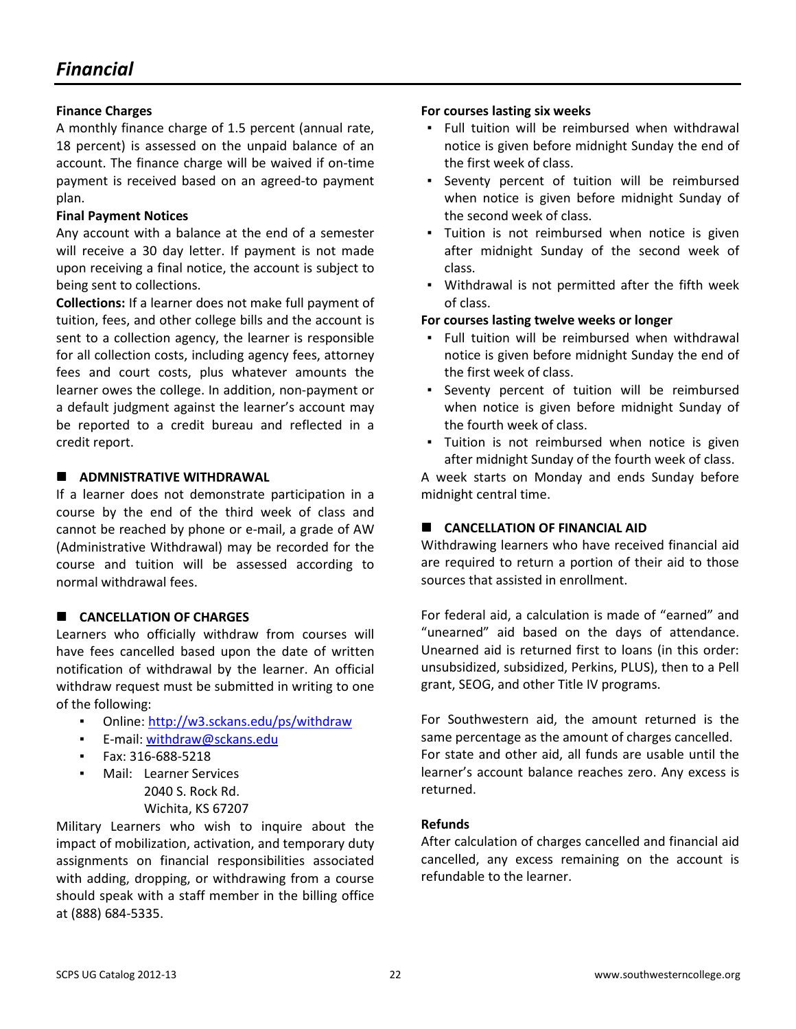# Financial

**Finance Charges**

A monthly finance charge of 1.5 percent (annual rate, 18 percent) is assessed on the unpaid balance of an account. The finance charge will be waived if on-time payment is received based on an agreed-to payment plan.

**Final Payment Notices**

Any account with a balance at the end of a semester will receive a 30 day letter. If payment is not made upon receiving a final notice, the account is subject to being sent to collections.

**Collections:** If a learner does not make full payment of tuition, fees, and other college bills and the account is sent to a collection agency, the learner is responsible for all collection costs, including agency fees, attorney fees and court costs, plus whatever amounts the learner owes the college. In addition, non-payment or a default judgment against the learner's account may be reported to a credit bureau and reflected in a credit report.

## ADMNISTRATIVE WITHDRAWAL

If a learner does not demonstrate participation in a course by the end of the third week of class and cannot be reached by phone or e-mail, a grade of AW (Administrative Withdrawal) may be recorded for the course and tuition will be assessed according to normal withdrawal fees.

## CANCELLATION OF CHARGES

Learners who officially withdraw from courses will have fees cancelled based upon the date of written notification of withdrawal by the learner. An official withdraw request must be submitted in writing to one of the following:

- Online: http://w3.sckans.edu/ps/withdraw
- E-mail: withdraw@sckans.edu
- Fax: 316-688-5218
- Mail: Learner Services
  2040 S. Rock Rd.
  Wichita, KS 67207

Military Learners who wish to inquire about the impact of mobilization, activation, and temporary duty assignments on financial responsibilities associated with adding, dropping, or withdrawing from a course should speak with a staff member in the billing office at (888) 684-5335.

**For courses lasting six weeks**

- Full tuition will be reimbursed when withdrawal notice is given before midnight Sunday the end of the first week of class.
- Seventy percent of tuition will be reimbursed when notice is given before midnight Sunday of the second week of class.
- Tuition is not reimbursed when notice is given after midnight Sunday of the second week of class.
- Withdrawal is not permitted after the fifth week of class.

**For courses lasting twelve weeks or longer**

- Full tuition will be reimbursed when withdrawal notice is given before midnight Sunday the end of the first week of class.
- Seventy percent of tuition will be reimbursed when notice is given before midnight Sunday of the fourth week of class.
- Tuition is not reimbursed when notice is given after midnight Sunday of the fourth week of class.

A week starts on Monday and ends Sunday before midnight central time.

## CANCELLATION OF FINANCIAL AID

Withdrawing learners who have received financial aid are required to return a portion of their aid to those sources that assisted in enrollment.

For federal aid, a calculation is made of "earned" and "unearned" aid based on the days of attendance. Unearned aid is returned first to loans (in this order: unsubsidized, subsidized, Perkins, PLUS), then to a Pell grant, SEOG, and other Title IV programs.

For Southwestern aid, the amount returned is the same percentage as the amount of charges cancelled. For state and other aid, all funds are usable until the learner's account balance reaches zero. Any excess is returned.

**Refunds**

After calculation of charges cancelled and financial aid cancelled, any excess remaining on the account is refundable to the learner.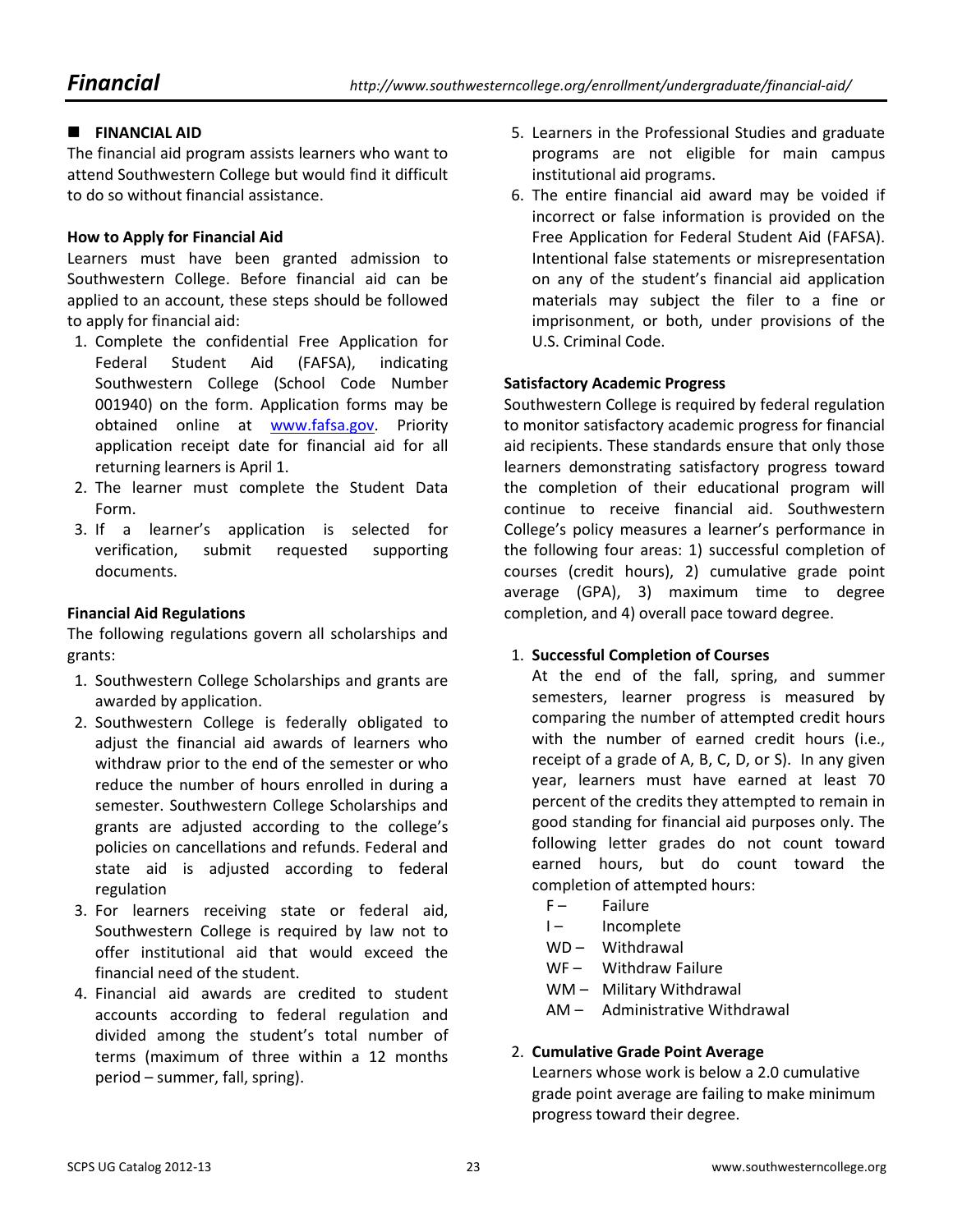# Financial

## FINANCIAL AID

The financial aid program assists learners who want to attend Southwestern College but would find it difficult to do so without financial assistance.

### How to Apply for Financial Aid

Learners must have been granted admission to Southwestern College. Before financial aid can be applied to an account, these steps should be followed to apply for financial aid:

1. Complete the confidential Free Application for Federal Student Aid (FAFSA), indicating Southwestern College (School Code Number 001940) on the form. Application forms may be obtained online at [www.fafsa.gov](http://www.fafsa.gov). Priority application receipt date for financial aid for all returning learners is April 1.
2. The learner must complete the Student Data Form.
3. If a learner's application is selected for verification, submit requested supporting documents.

### Financial Aid Regulations

The following regulations govern all scholarships and grants:

1. Southwestern College Scholarships and grants are awarded by application.
2. Southwestern College is federally obligated to adjust the financial aid awards of learners who withdraw prior to the end of the semester or who reduce the number of hours enrolled in during a semester. Southwestern College Scholarships and grants are adjusted according to the college's policies on cancellations and refunds. Federal and state aid is adjusted according to federal regulation
3. For learners receiving state or federal aid, Southwestern College is required by law not to offer institutional aid that would exceed the financial need of the student.
4. Financial aid awards are credited to student accounts according to federal regulation and divided among the student's total number of terms (maximum of three within a 12 months period – summer, fall, spring).
5. Learners in the Professional Studies and graduate programs are not eligible for main campus institutional aid programs.
6. The entire financial aid award may be voided if incorrect or false information is provided on the Free Application for Federal Student Aid (FAFSA). Intentional false statements or misrepresentation on any of the student's financial aid application materials may subject the filer to a fine or imprisonment, or both, under provisions of the U.S. Criminal Code.

### Satisfactory Academic Progress

Southwestern College is required by federal regulation to monitor satisfactory academic progress for financial aid recipients. These standards ensure that only those learners demonstrating satisfactory progress toward the completion of their educational program will continue to receive financial aid. Southwestern College's policy measures a learner's performance in the following four areas: 1) successful completion of courses (credit hours), 2) cumulative grade point average (GPA), 3) maximum time to degree completion, and 4) overall pace toward degree.

1. **Successful Completion of Courses**
   At the end of the fall, spring, and summer semesters, learner progress is measured by comparing the number of attempted credit hours with the number of earned credit hours (i.e., receipt of a grade of A, B, C, D, or S). In any given year, learners must have earned at least 70 percent of the credits they attempted to remain in good standing for financial aid purposes only. The following letter grades do not count toward earned hours, but do count toward the completion of attempted hours:
   - F – Failure
   - I – Incomplete
   - WD – Withdrawal
   - WF – Withdraw Failure
   - WM – Military Withdrawal
   - AM – Administrative Withdrawal

2. **Cumulative Grade Point Average**
   Learners whose work is below a 2.0 cumulative grade point average are failing to make minimum progress toward their degree.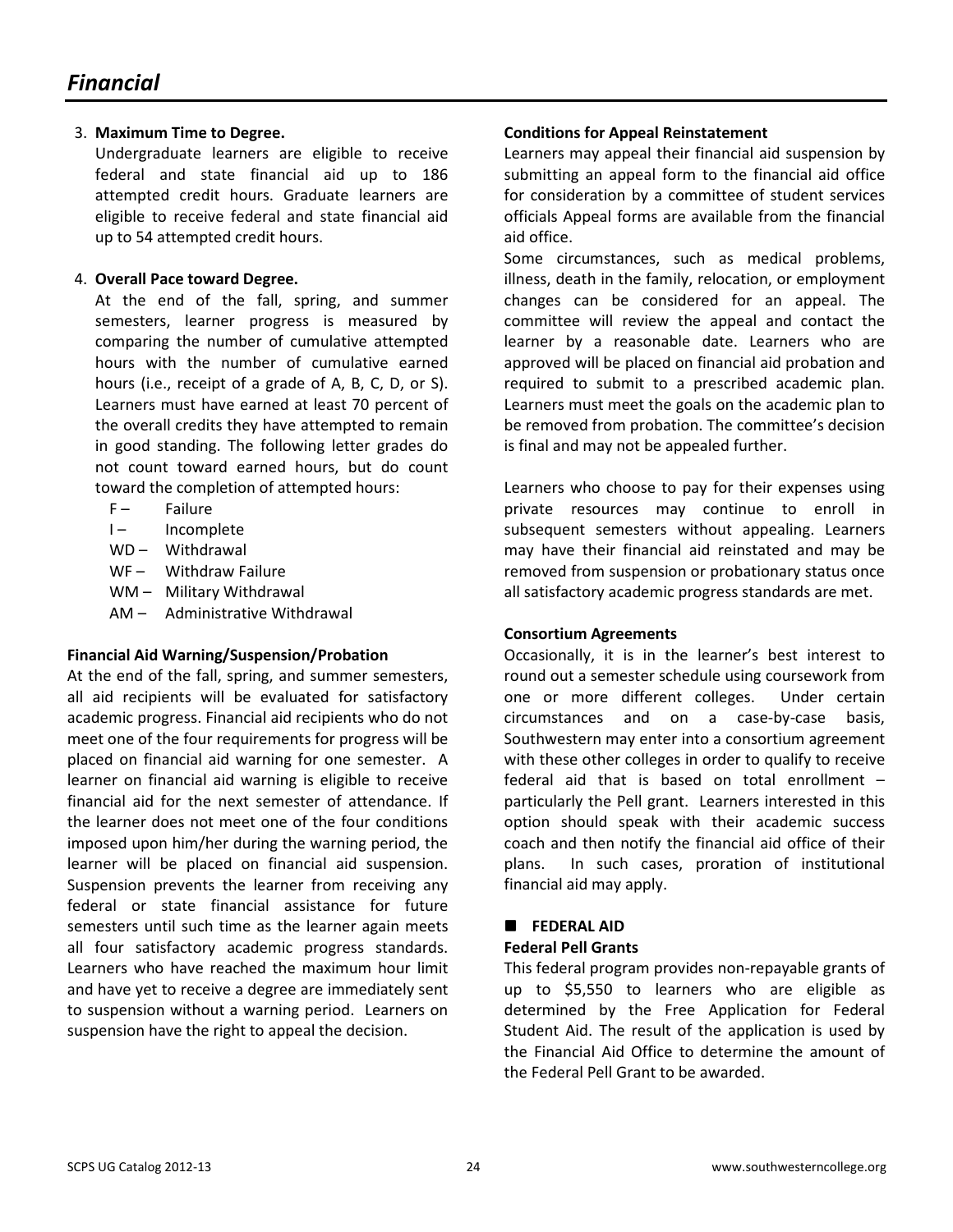# Financial

3. **Maximum Time to Degree.**
   Undergraduate learners are eligible to receive federal and state financial aid up to 186 attempted credit hours. Graduate learners are eligible to receive federal and state financial aid up to 54 attempted credit hours.

4. **Overall Pace toward Degree.**
   At the end of the fall, spring, and summer semesters, learner progress is measured by comparing the number of cumulative attempted hours with the number of cumulative earned hours (i.e., receipt of a grade of A, B, C, D, or S). Learners must have earned at least 70 percent of the overall credits they have attempted to remain in good standing. The following letter grades do not count toward earned hours, but do count toward the completion of attempted hours:
   - F – Failure
   - I – Incomplete
   - WD – Withdrawal
   - WF – Withdraw Failure
   - WM – Military Withdrawal
   - AM – Administrative Withdrawal

**Financial Aid Warning/Suspension/Probation**

At the end of the fall, spring, and summer semesters, all aid recipients will be evaluated for satisfactory academic progress. Financial aid recipients who do not meet one of the four requirements for progress will be placed on financial aid warning for one semester. A learner on financial aid warning is eligible to receive financial aid for the next semester of attendance. If the learner does not meet one of the four conditions imposed upon him/her during the warning period, the learner will be placed on financial aid suspension. Suspension prevents the learner from receiving any federal or state financial assistance for future semesters until such time as the learner again meets all four satisfactory academic progress standards. Learners who have reached the maximum hour limit and have yet to receive a degree are immediately sent to suspension without a warning period. Learners on suspension have the right to appeal the decision.

**Conditions for Appeal Reinstatement**

Learners may appeal their financial aid suspension by submitting an appeal form to the financial aid office for consideration by a committee of student services officials Appeal forms are available from the financial aid office.

Some circumstances, such as medical problems, illness, death in the family, relocation, or employment changes can be considered for an appeal. The committee will review the appeal and contact the learner by a reasonable date. Learners who are approved will be placed on financial aid probation and required to submit to a prescribed academic plan. Learners must meet the goals on the academic plan to be removed from probation. The committee's decision is final and may not be appealed further.

Learners who choose to pay for their expenses using private resources may continue to enroll in subsequent semesters without appealing. Learners may have their financial aid reinstated and may be removed from suspension or probationary status once all satisfactory academic progress standards are met.

**Consortium Agreements**

Occasionally, it is in the learner's best interest to round out a semester schedule using coursework from one or more different colleges. Under certain circumstances and on a case-by-case basis, Southwestern may enter into a consortium agreement with these other colleges in order to qualify to receive federal aid that is based on total enrollment – particularly the Pell grant. Learners interested in this option should speak with their academic success coach and then notify the financial aid office of their plans. In such cases, proration of institutional financial aid may apply.

## ■ FEDERAL AID

**Federal Pell Grants**

This federal program provides non-repayable grants of up to $5,550 to learners who are eligible as determined by the Free Application for Federal Student Aid. The result of the application is used by the Financial Aid Office to determine the amount of the Federal Pell Grant to be awarded.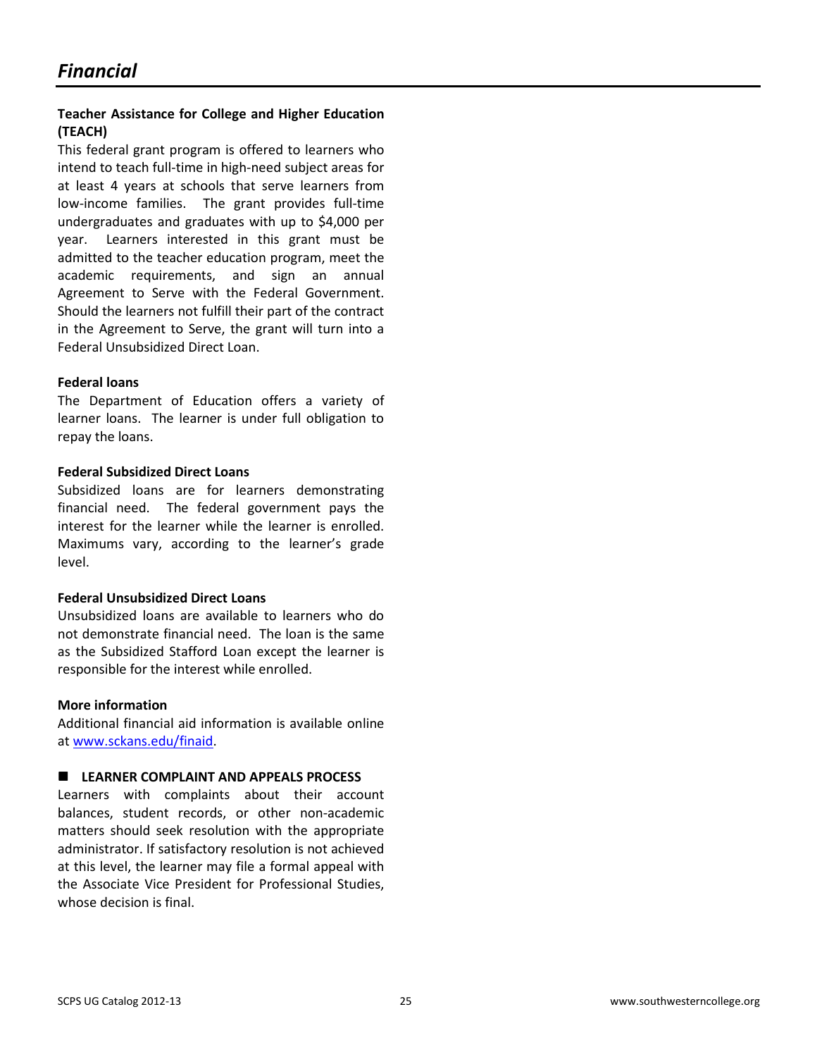# *Financial*

**Teacher Assistance for College and Higher Education (TEACH)**

This federal grant program is offered to learners who intend to teach full-time in high-need subject areas for at least 4 years at schools that serve learners from low-income families. The grant provides full-time undergraduates and graduates with up to $4,000 per year. Learners interested in this grant must be admitted to the teacher education program, meet the academic requirements, and sign an annual Agreement to Serve with the Federal Government. Should the learners not fulfill their part of the contract in the Agreement to Serve, the grant will turn into a Federal Unsubsidized Direct Loan.

**Federal loans**

The Department of Education offers a variety of learner loans. The learner is under full obligation to repay the loans.

**Federal Subsidized Direct Loans**

Subsidized loans are for learners demonstrating financial need. The federal government pays the interest for the learner while the learner is enrolled. Maximums vary, according to the learner's grade level.

**Federal Unsubsidized Direct Loans**

Unsubsidized loans are available to learners who do not demonstrate financial need. The loan is the same as the Subsidized Stafford Loan except the learner is responsible for the interest while enrolled.

**More information**

Additional financial aid information is available online at [www.sckans.edu/finaid](www.sckans.edu/finaid).

## ■ LEARNER COMPLAINT AND APPEALS PROCESS

Learners with complaints about their account balances, student records, or other non-academic matters should seek resolution with the appropriate administrator. If satisfactory resolution is not achieved at this level, the learner may file a formal appeal with the Associate Vice President for Professional Studies, whose decision is final.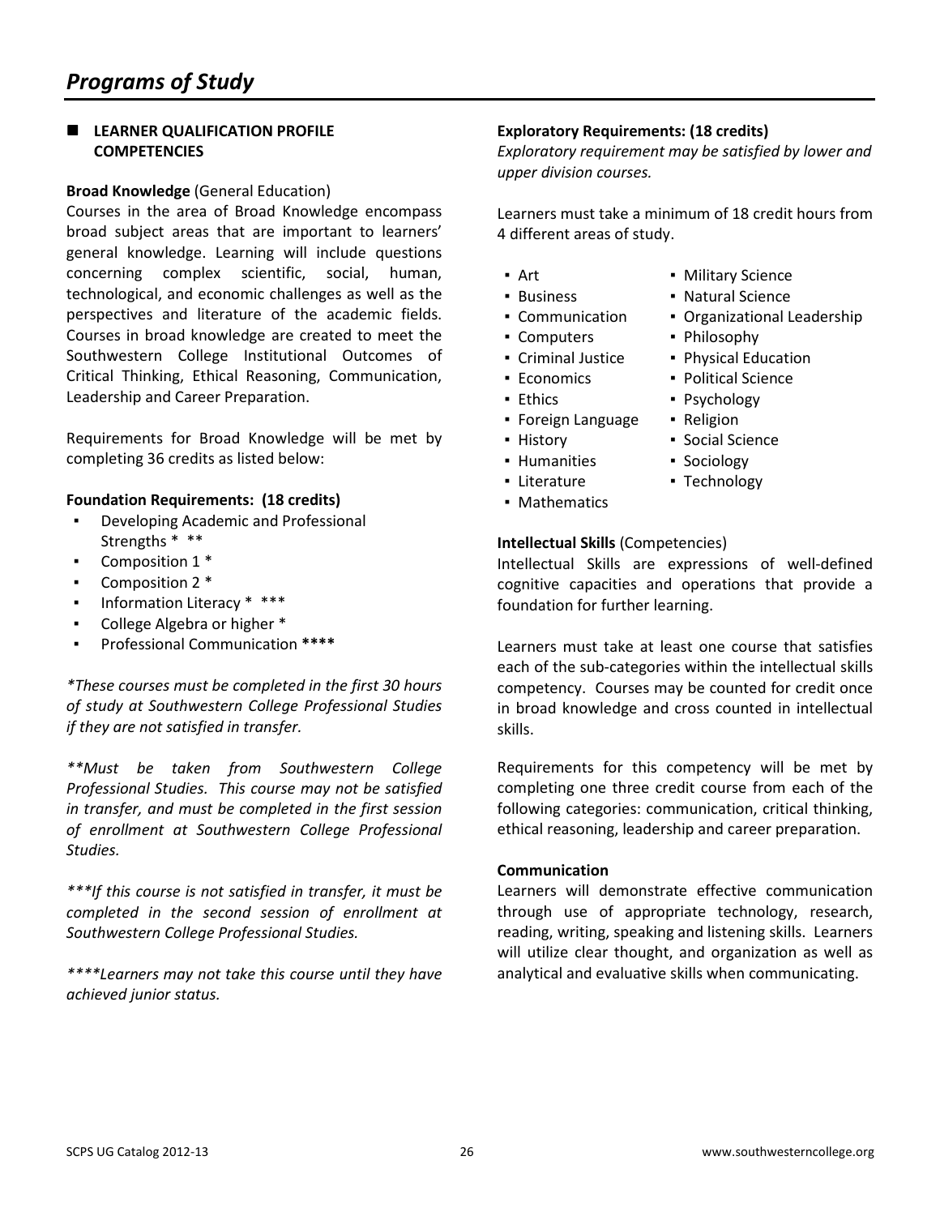# Programs of Study

## LEARNER QUALIFICATION PROFILE COMPETENCIES

**Broad Knowledge** (General Education)

Courses in the area of Broad Knowledge encompass broad subject areas that are important to learners' general knowledge. Learning will include questions concerning complex scientific, social, human, technological, and economic challenges as well as the perspectives and literature of the academic fields. Courses in broad knowledge are created to meet the Southwestern College Institutional Outcomes of Critical Thinking, Ethical Reasoning, Communication, Leadership and Career Preparation.

Requirements for Broad Knowledge will be met by completing 36 credits as listed below:

**Foundation Requirements: (18 credits)**

- Developing Academic and Professional Strengths * **
- Composition 1 *
- Composition 2 *
- Information Literacy * ***
- College Algebra or higher *
- Professional Communication ****

*\*These courses must be completed in the first 30 hours of study at Southwestern College Professional Studies if they are not satisfied in transfer.*

*\*\*Must be taken from Southwestern College Professional Studies. This course may not be satisfied in transfer, and must be completed in the first session of enrollment at Southwestern College Professional Studies.*

*\*\*\*If this course is not satisfied in transfer, it must be completed in the second session of enrollment at Southwestern College Professional Studies.*

*\*\*\*\*Learners may not take this course until they have achieved junior status.*

**Exploratory Requirements: (18 credits)**

*Exploratory requirement may be satisfied by lower and upper division courses.*

Learners must take a minimum of 18 credit hours from 4 different areas of study.

- Art
- Business
- Communication
- Computers
- Criminal Justice
- Economics
- Ethics
- Foreign Language
- History
- Humanities
- Literature
- Mathematics
- Military Science
- Natural Science
- Organizational Leadership
- Philosophy
- Physical Education
- Political Science
- Psychology
- Religion
- Social Science
- Sociology
- Technology

**Intellectual Skills** (Competencies)

Intellectual Skills are expressions of well-defined cognitive capacities and operations that provide a foundation for further learning.

Learners must take at least one course that satisfies each of the sub-categories within the intellectual skills competency. Courses may be counted for credit once in broad knowledge and cross counted in intellectual skills.

Requirements for this competency will be met by completing one three credit course from each of the following categories: communication, critical thinking, ethical reasoning, leadership and career preparation.

**Communication**

Learners will demonstrate effective communication through use of appropriate technology, research, reading, writing, speaking and listening skills. Learners will utilize clear thought, and organization as well as analytical and evaluative skills when communicating.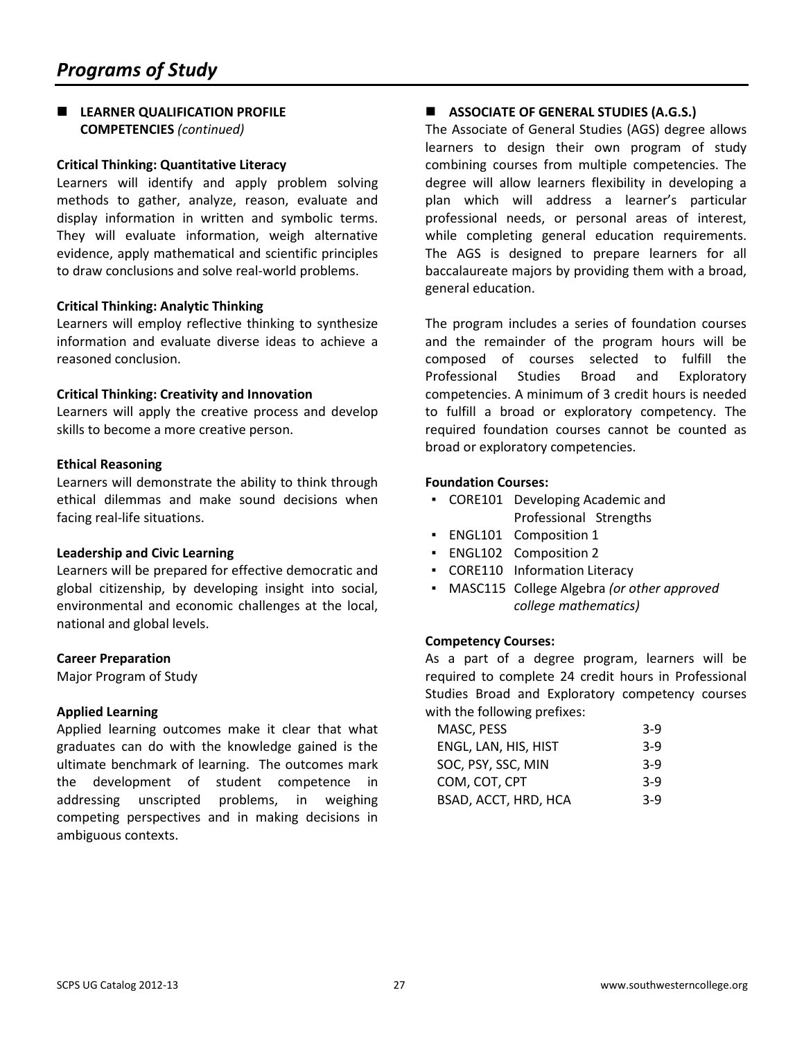# Programs of Study

## LEARNER QUALIFICATION PROFILE COMPETENCIES *(continued)*

**Critical Thinking: Quantitative Literacy**

Learners will identify and apply problem solving methods to gather, analyze, reason, evaluate and display information in written and symbolic terms. They will evaluate information, weigh alternative evidence, apply mathematical and scientific principles to draw conclusions and solve real-world problems.

**Critical Thinking: Analytic Thinking**

Learners will employ reflective thinking to synthesize information and evaluate diverse ideas to achieve a reasoned conclusion.

**Critical Thinking: Creativity and Innovation**

Learners will apply the creative process and develop skills to become a more creative person.

**Ethical Reasoning**

Learners will demonstrate the ability to think through ethical dilemmas and make sound decisions when facing real-life situations.

**Leadership and Civic Learning**

Learners will be prepared for effective democratic and global citizenship, by developing insight into social, environmental and economic challenges at the local, national and global levels.

**Career Preparation**

Major Program of Study

**Applied Learning**

Applied learning outcomes make it clear that what graduates can do with the knowledge gained is the ultimate benchmark of learning. The outcomes mark the development of student competence in addressing unscripted problems, in weighing competing perspectives and in making decisions in ambiguous contexts.

## ASSOCIATE OF GENERAL STUDIES (A.G.S.)

The Associate of General Studies (AGS) degree allows learners to design their own program of study combining courses from multiple competencies. The degree will allow learners flexibility in developing a plan which will address a learner's particular professional needs, or personal areas of interest, while completing general education requirements. The AGS is designed to prepare learners for all baccalaureate majors by providing them with a broad, general education.

The program includes a series of foundation courses and the remainder of the program hours will be composed of courses selected to fulfill the Professional Studies Broad and Exploratory competencies. A minimum of 3 credit hours is needed to fulfill a broad or exploratory competency. The required foundation courses cannot be counted as broad or exploratory competencies.

**Foundation Courses:**

- CORE101 Developing Academic and Professional Strengths
- ENGL101 Composition 1
- ENGL102 Composition 2
- CORE110 Information Literacy
- MASC115 College Algebra *(or other approved college mathematics)*

**Competency Courses:**

As a part of a degree program, learners will be required to complete 24 credit hours in Professional Studies Broad and Exploratory competency courses with the following prefixes:

| | |
|---|---|
| MASC, PESS | 3-9 |
| ENGL, LAN, HIS, HIST | 3-9 |
| SOC, PSY, SSC, MIN | 3-9 |
| COM, COT, CPT | 3-9 |
| BSAD, ACCT, HRD, HCA | 3-9 |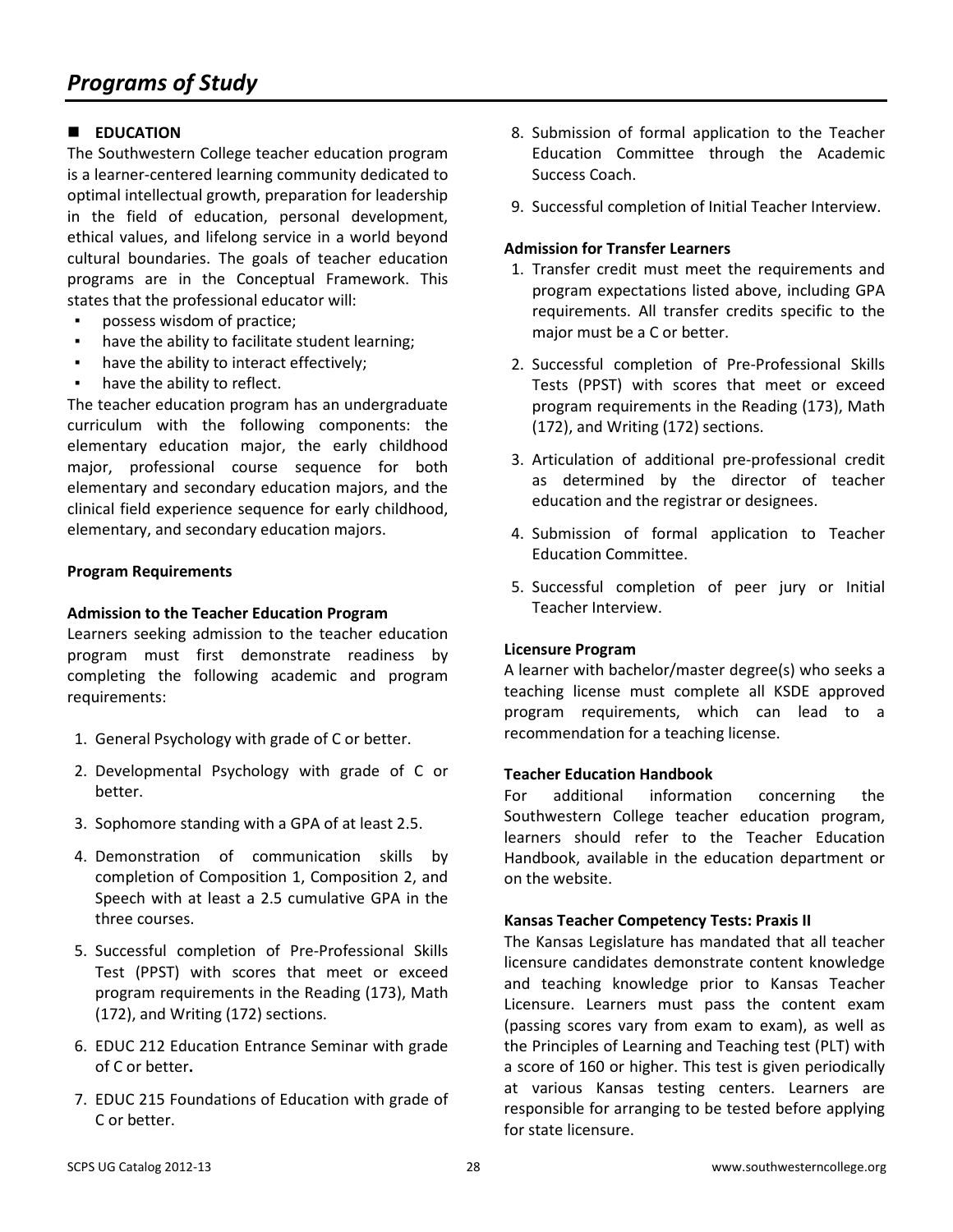# *Programs of Study*

## EDUCATION

The Southwestern College teacher education program is a learner-centered learning community dedicated to optimal intellectual growth, preparation for leadership in the field of education, personal development, ethical values, and lifelong service in a world beyond cultural boundaries. The goals of teacher education programs are in the Conceptual Framework. This states that the professional educator will:

- possess wisdom of practice;
- have the ability to facilitate student learning;
- have the ability to interact effectively;
- have the ability to reflect.

The teacher education program has an undergraduate curriculum with the following components: the elementary education major, the early childhood major, professional course sequence for both elementary and secondary education majors, and the clinical field experience sequence for early childhood, elementary, and secondary education majors.

### Program Requirements

#### Admission to the Teacher Education Program

Learners seeking admission to the teacher education program must first demonstrate readiness by completing the following academic and program requirements:

1. General Psychology with grade of C or better.
2. Developmental Psychology with grade of C or better.
3. Sophomore standing with a GPA of at least 2.5.
4. Demonstration of communication skills by completion of Composition 1, Composition 2, and Speech with at least a 2.5 cumulative GPA in the three courses.
5. Successful completion of Pre-Professional Skills Test (PPST) with scores that meet or exceed program requirements in the Reading (173), Math (172), and Writing (172) sections.
6. EDUC 212 Education Entrance Seminar with grade of C or better**.**
7. EDUC 215 Foundations of Education with grade of C or better.
8. Submission of formal application to the Teacher Education Committee through the Academic Success Coach.
9. Successful completion of Initial Teacher Interview.

#### Admission for Transfer Learners

1. Transfer credit must meet the requirements and program expectations listed above, including GPA requirements. All transfer credits specific to the major must be a C or better.
2. Successful completion of Pre-Professional Skills Tests (PPST) with scores that meet or exceed program requirements in the Reading (173), Math (172), and Writing (172) sections.
3. Articulation of additional pre-professional credit as determined by the director of teacher education and the registrar or designees.
4. Submission of formal application to Teacher Education Committee.
5. Successful completion of peer jury or Initial Teacher Interview.

#### Licensure Program

A learner with bachelor/master degree(s) who seeks a teaching license must complete all KSDE approved program requirements, which can lead to a recommendation for a teaching license.

#### Teacher Education Handbook

For additional information concerning the Southwestern College teacher education program, learners should refer to the Teacher Education Handbook, available in the education department or on the website.

#### Kansas Teacher Competency Tests: Praxis II

The Kansas Legislature has mandated that all teacher licensure candidates demonstrate content knowledge and teaching knowledge prior to Kansas Teacher Licensure. Learners must pass the content exam (passing scores vary from exam to exam), as well as the Principles of Learning and Teaching test (PLT) with a score of 160 or higher. This test is given periodically at various Kansas testing centers. Learners are responsible for arranging to be tested before applying for state licensure.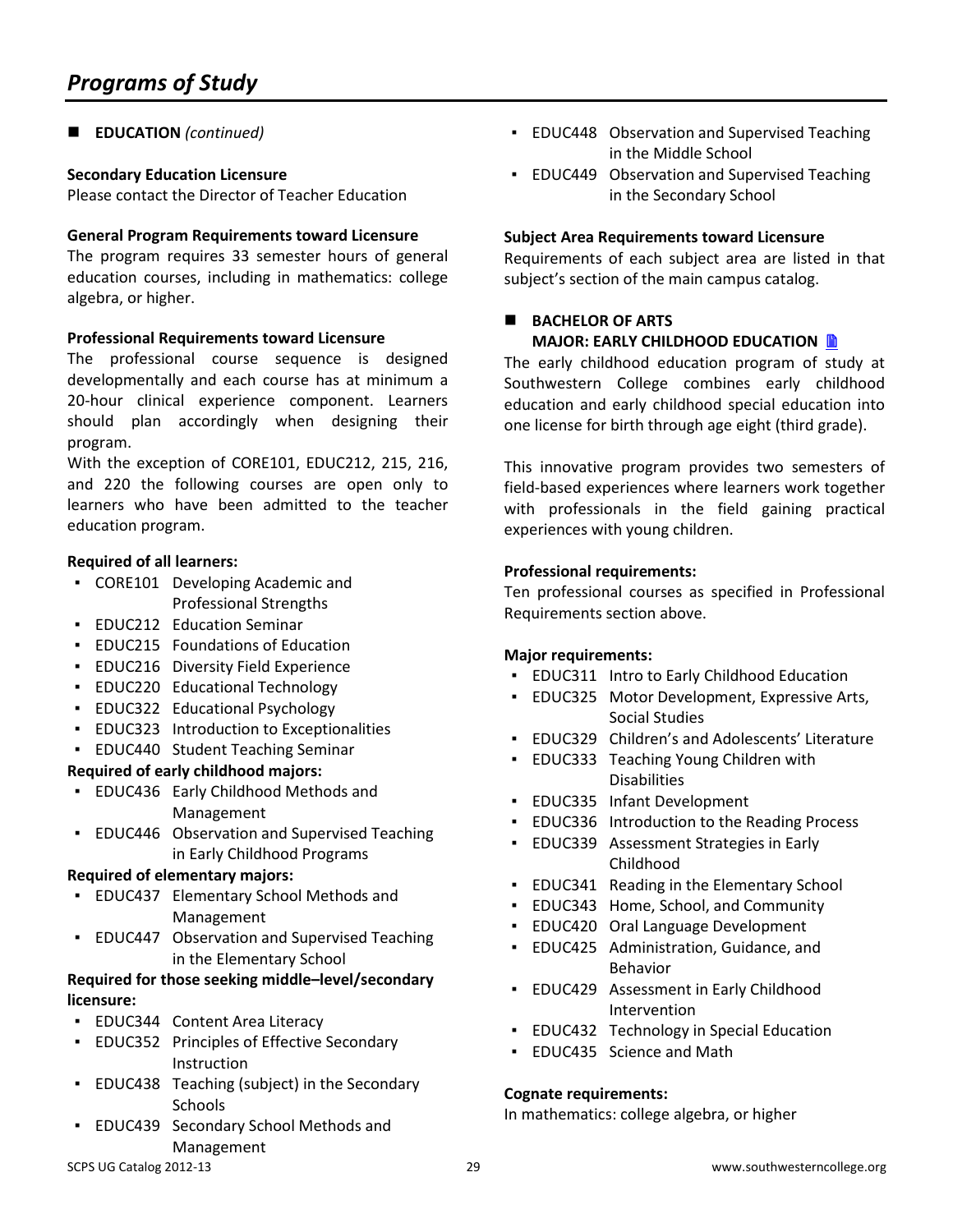# Programs of Study

## EDUCATION *(continued)*

**Secondary Education Licensure**
Please contact the Director of Teacher Education

**General Program Requirements toward Licensure**
The program requires 33 semester hours of general education courses, including in mathematics: college algebra, or higher.

**Professional Requirements toward Licensure**
The professional course sequence is designed developmentally and each course has at minimum a 20-hour clinical experience component. Learners should plan accordingly when designing their program.
With the exception of CORE101, EDUC212, 215, 216, and 220 the following courses are open only to learners who have been admitted to the teacher education program.

**Required of all learners:**

- CORE101 Developing Academic and Professional Strengths
- EDUC212 Education Seminar
- EDUC215 Foundations of Education
- EDUC216 Diversity Field Experience
- EDUC220 Educational Technology
- EDUC322 Educational Psychology
- EDUC323 Introduction to Exceptionalities
- EDUC440 Student Teaching Seminar

**Required of early childhood majors:**

- EDUC436 Early Childhood Methods and Management
- EDUC446 Observation and Supervised Teaching in Early Childhood Programs

**Required of elementary majors:**

- EDUC437 Elementary School Methods and Management
- EDUC447 Observation and Supervised Teaching in the Elementary School

**Required for those seeking middle–level/secondary licensure:**

- EDUC344 Content Area Literacy
- EDUC352 Principles of Effective Secondary Instruction
- EDUC438 Teaching (subject) in the Secondary Schools
- EDUC439 Secondary School Methods and Management
- EDUC448 Observation and Supervised Teaching in the Middle School
- EDUC449 Observation and Supervised Teaching in the Secondary School

**Subject Area Requirements toward Licensure**
Requirements of each subject area are listed in that subject's section of the main campus catalog.

## BACHELOR OF ARTS MAJOR: EARLY CHILDHOOD EDUCATION

The early childhood education program of study at Southwestern College combines early childhood education and early childhood special education into one license for birth through age eight (third grade).

This innovative program provides two semesters of field-based experiences where learners work together with professionals in the field gaining practical experiences with young children.

**Professional requirements:**
Ten professional courses as specified in Professional Requirements section above.

**Major requirements:**

- EDUC311 Intro to Early Childhood Education
- EDUC325 Motor Development, Expressive Arts, Social Studies
- EDUC329 Children's and Adolescents' Literature
- EDUC333 Teaching Young Children with Disabilities
- EDUC335 Infant Development
- EDUC336 Introduction to the Reading Process
- EDUC339 Assessment Strategies in Early Childhood
- EDUC341 Reading in the Elementary School
- EDUC343 Home, School, and Community
- EDUC420 Oral Language Development
- EDUC425 Administration, Guidance, and Behavior
- EDUC429 Assessment in Early Childhood Intervention
- EDUC432 Technology in Special Education
- EDUC435 Science and Math

**Cognate requirements:**
In mathematics: college algebra, or higher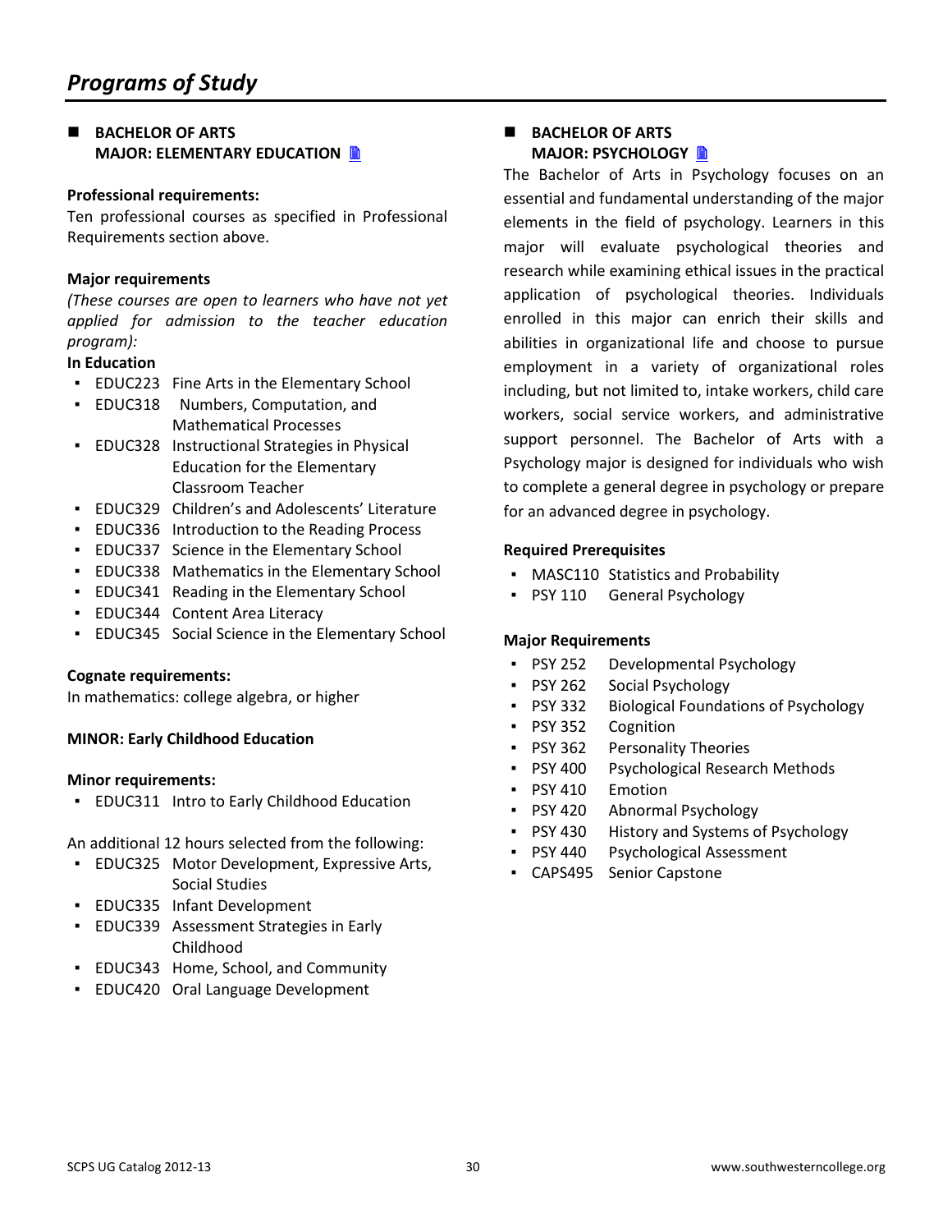# Programs of Study

## BACHELOR OF ARTS
## MAJOR: ELEMENTARY EDUCATION

**Professional requirements:**

Ten professional courses as specified in Professional Requirements section above.

**Major requirements**

*(These courses are open to learners who have not yet applied for admission to the teacher education program):*

**In Education**

- EDUC223 Fine Arts in the Elementary School
- EDUC318 Numbers, Computation, and Mathematical Processes
- EDUC328 Instructional Strategies in Physical Education for the Elementary Classroom Teacher
- EDUC329 Children's and Adolescents' Literature
- EDUC336 Introduction to the Reading Process
- EDUC337 Science in the Elementary School
- EDUC338 Mathematics in the Elementary School
- EDUC341 Reading in the Elementary School
- EDUC344 Content Area Literacy
- EDUC345 Social Science in the Elementary School

**Cognate requirements:**

In mathematics: college algebra, or higher

**MINOR: Early Childhood Education**

**Minor requirements:**

- EDUC311 Intro to Early Childhood Education

An additional 12 hours selected from the following:

- EDUC325 Motor Development, Expressive Arts, Social Studies
- EDUC335 Infant Development
- EDUC339 Assessment Strategies in Early Childhood
- EDUC343 Home, School, and Community
- EDUC420 Oral Language Development

## BACHELOR OF ARTS
## MAJOR: PSYCHOLOGY

The Bachelor of Arts in Psychology focuses on an essential and fundamental understanding of the major elements in the field of psychology. Learners in this major will evaluate psychological theories and research while examining ethical issues in the practical application of psychological theories. Individuals enrolled in this major can enrich their skills and abilities in organizational life and choose to pursue employment in a variety of organizational roles including, but not limited to, intake workers, child care workers, social service workers, and administrative support personnel. The Bachelor of Arts with a Psychology major is designed for individuals who wish to complete a general degree in psychology or prepare for an advanced degree in psychology.

**Required Prerequisites**

- MASC110 Statistics and Probability
- PSY 110 General Psychology

**Major Requirements**

- PSY 252 Developmental Psychology
- PSY 262 Social Psychology
- PSY 332 Biological Foundations of Psychology
- PSY 352 Cognition
- PSY 362 Personality Theories
- PSY 400 Psychological Research Methods
- PSY 410 Emotion
- PSY 420 Abnormal Psychology
- PSY 430 History and Systems of Psychology
- PSY 440 Psychological Assessment
- CAPS495 Senior Capstone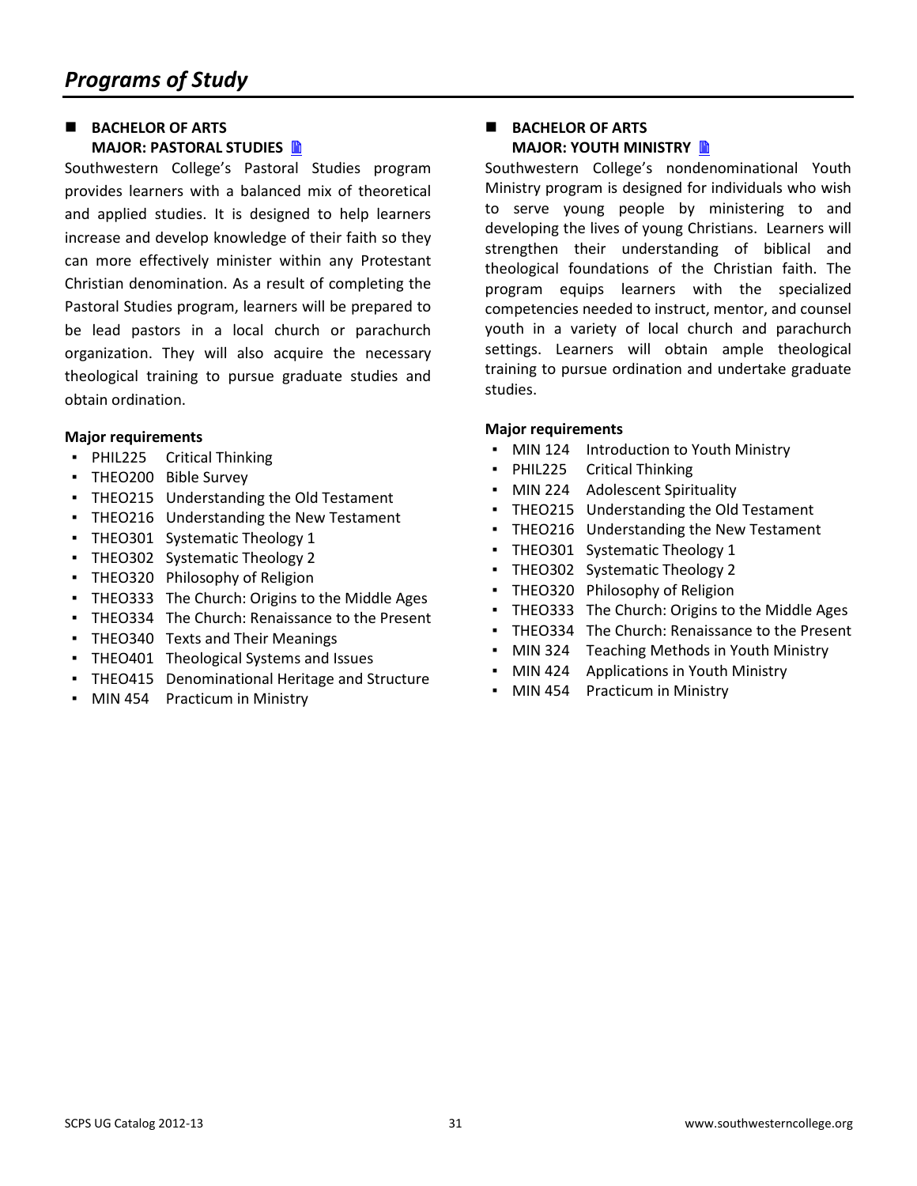# *Programs of Study*

## BACHELOR OF ARTS
## MAJOR: PASTORAL STUDIES

Southwestern College's Pastoral Studies program provides learners with a balanced mix of theoretical and applied studies. It is designed to help learners increase and develop knowledge of their faith so they can more effectively minister within any Protestant Christian denomination. As a result of completing the Pastoral Studies program, learners will be prepared to be lead pastors in a local church or parachurch organization. They will also acquire the necessary theological training to pursue graduate studies and obtain ordination.

**Major requirements**

- PHIL225 Critical Thinking
- THEO200 Bible Survey
- THEO215 Understanding the Old Testament
- THEO216 Understanding the New Testament
- THEO301 Systematic Theology 1
- THEO302 Systematic Theology 2
- THEO320 Philosophy of Religion
- THEO333 The Church: Origins to the Middle Ages
- THEO334 The Church: Renaissance to the Present
- THEO340 Texts and Their Meanings
- THEO401 Theological Systems and Issues
- THEO415 Denominational Heritage and Structure
- MIN 454 Practicum in Ministry

## BACHELOR OF ARTS
## MAJOR: YOUTH MINISTRY

Southwestern College's nondenominational Youth Ministry program is designed for individuals who wish to serve young people by ministering to and developing the lives of young Christians. Learners will strengthen their understanding of biblical and theological foundations of the Christian faith. The program equips learners with the specialized competencies needed to instruct, mentor, and counsel youth in a variety of local church and parachurch settings. Learners will obtain ample theological training to pursue ordination and undertake graduate studies.

**Major requirements**

- MIN 124 Introduction to Youth Ministry
- PHIL225 Critical Thinking
- MIN 224 Adolescent Spirituality
- THEO215 Understanding the Old Testament
- THEO216 Understanding the New Testament
- THEO301 Systematic Theology 1
- THEO302 Systematic Theology 2
- THEO320 Philosophy of Religion
- THEO333 The Church: Origins to the Middle Ages
- THEO334 The Church: Renaissance to the Present
- MIN 324 Teaching Methods in Youth Ministry
- MIN 424 Applications in Youth Ministry
- MIN 454 Practicum in Ministry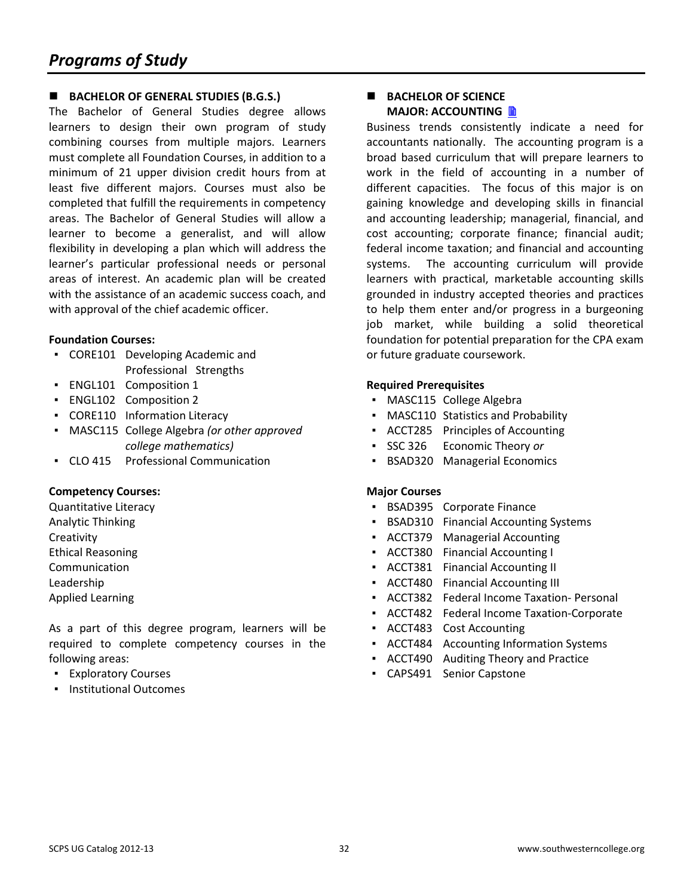# Programs of Study

## BACHELOR OF GENERAL STUDIES (B.G.S.)

The Bachelor of General Studies degree allows learners to design their own program of study combining courses from multiple majors. Learners must complete all Foundation Courses, in addition to a minimum of 21 upper division credit hours from at least five different majors. Courses must also be completed that fulfill the requirements in competency areas. The Bachelor of General Studies will allow a learner to become a generalist, and will allow flexibility in developing a plan which will address the learner's particular professional needs or personal areas of interest. An academic plan will be created with the assistance of an academic success coach, and with approval of the chief academic officer.

**Foundation Courses:**

- CORE101 Developing Academic and Professional Strengths
- ENGL101 Composition 1
- ENGL102 Composition 2
- CORE110 Information Literacy
- MASC115 College Algebra *(or other approved college mathematics)*
- CLO 415 Professional Communication

**Competency Courses:**

Quantitative Literacy
Analytic Thinking
Creativity
Ethical Reasoning
Communication
Leadership
Applied Learning

As a part of this degree program, learners will be required to complete competency courses in the following areas:

- Exploratory Courses
- Institutional Outcomes

## BACHELOR OF SCIENCE MAJOR: ACCOUNTING

Business trends consistently indicate a need for accountants nationally. The accounting program is a broad based curriculum that will prepare learners to work in the field of accounting in a number of different capacities. The focus of this major is on gaining knowledge and developing skills in financial and accounting leadership; managerial, financial, and cost accounting; corporate finance; financial audit; federal income taxation; and financial and accounting systems. The accounting curriculum will provide learners with practical, marketable accounting skills grounded in industry accepted theories and practices to help them enter and/or progress in a burgeoning job market, while building a solid theoretical foundation for potential preparation for the CPA exam or future graduate coursework.

**Required Prerequisites**

- MASC115 College Algebra
- MASC110 Statistics and Probability
- ACCT285 Principles of Accounting
- SSC 326 Economic Theory *or*
- BSAD320 Managerial Economics

**Major Courses**

- BSAD395 Corporate Finance
- BSAD310 Financial Accounting Systems
- ACCT379 Managerial Accounting
- ACCT380 Financial Accounting I
- ACCT381 Financial Accounting II
- ACCT480 Financial Accounting III
- ACCT382 Federal Income Taxation- Personal
- ACCT482 Federal Income Taxation-Corporate
- ACCT483 Cost Accounting
- ACCT484 Accounting Information Systems
- ACCT490 Auditing Theory and Practice
- CAPS491 Senior Capstone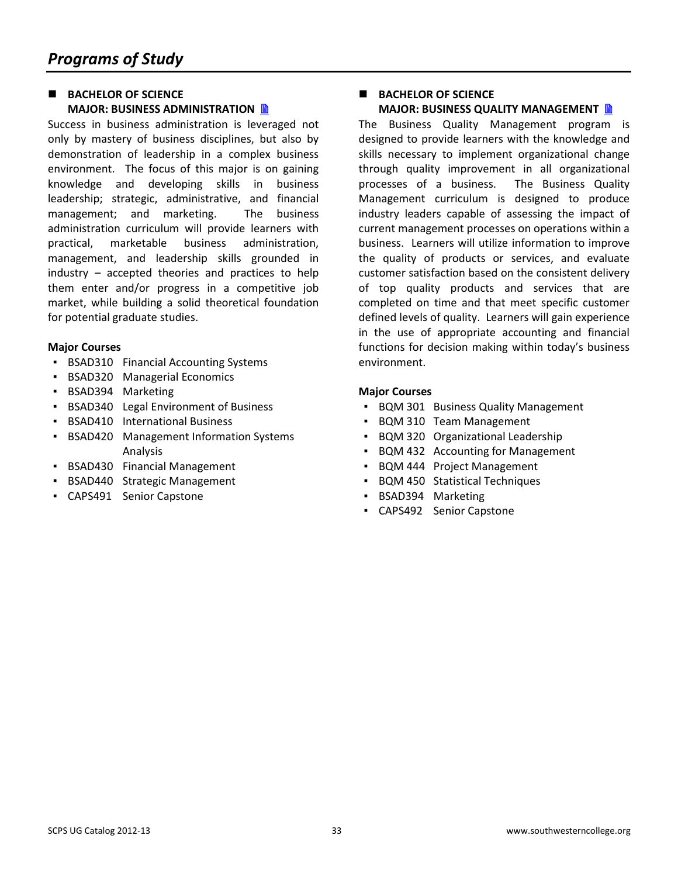# Programs of Study

## BACHELOR OF SCIENCE
## MAJOR: BUSINESS ADMINISTRATION

Success in business administration is leveraged not only by mastery of business disciplines, but also by demonstration of leadership in a complex business environment. The focus of this major is on gaining knowledge and developing skills in business leadership; strategic, administrative, and financial management; and marketing. The business administration curriculum will provide learners with practical, marketable business administration, management, and leadership skills grounded in industry – accepted theories and practices to help them enter and/or progress in a competitive job market, while building a solid theoretical foundation for potential graduate studies.

**Major Courses**

- BSAD310 Financial Accounting Systems
- BSAD320 Managerial Economics
- BSAD394 Marketing
- BSAD340 Legal Environment of Business
- BSAD410 International Business
- BSAD420 Management Information Systems Analysis
- BSAD430 Financial Management
- BSAD440 Strategic Management
- CAPS491 Senior Capstone

## BACHELOR OF SCIENCE
## MAJOR: BUSINESS QUALITY MANAGEMENT

The Business Quality Management program is designed to provide learners with the knowledge and skills necessary to implement organizational change through quality improvement in all organizational processes of a business. The Business Quality Management curriculum is designed to produce industry leaders capable of assessing the impact of current management processes on operations within a business. Learners will utilize information to improve the quality of products or services, and evaluate customer satisfaction based on the consistent delivery of top quality products and services that are completed on time and that meet specific customer defined levels of quality. Learners will gain experience in the use of appropriate accounting and financial functions for decision making within today's business environment.

**Major Courses**

- BQM 301 Business Quality Management
- BQM 310 Team Management
- BQM 320 Organizational Leadership
- BQM 432 Accounting for Management
- BQM 444 Project Management
- BQM 450 Statistical Techniques
- BSAD394 Marketing
- CAPS492 Senior Capstone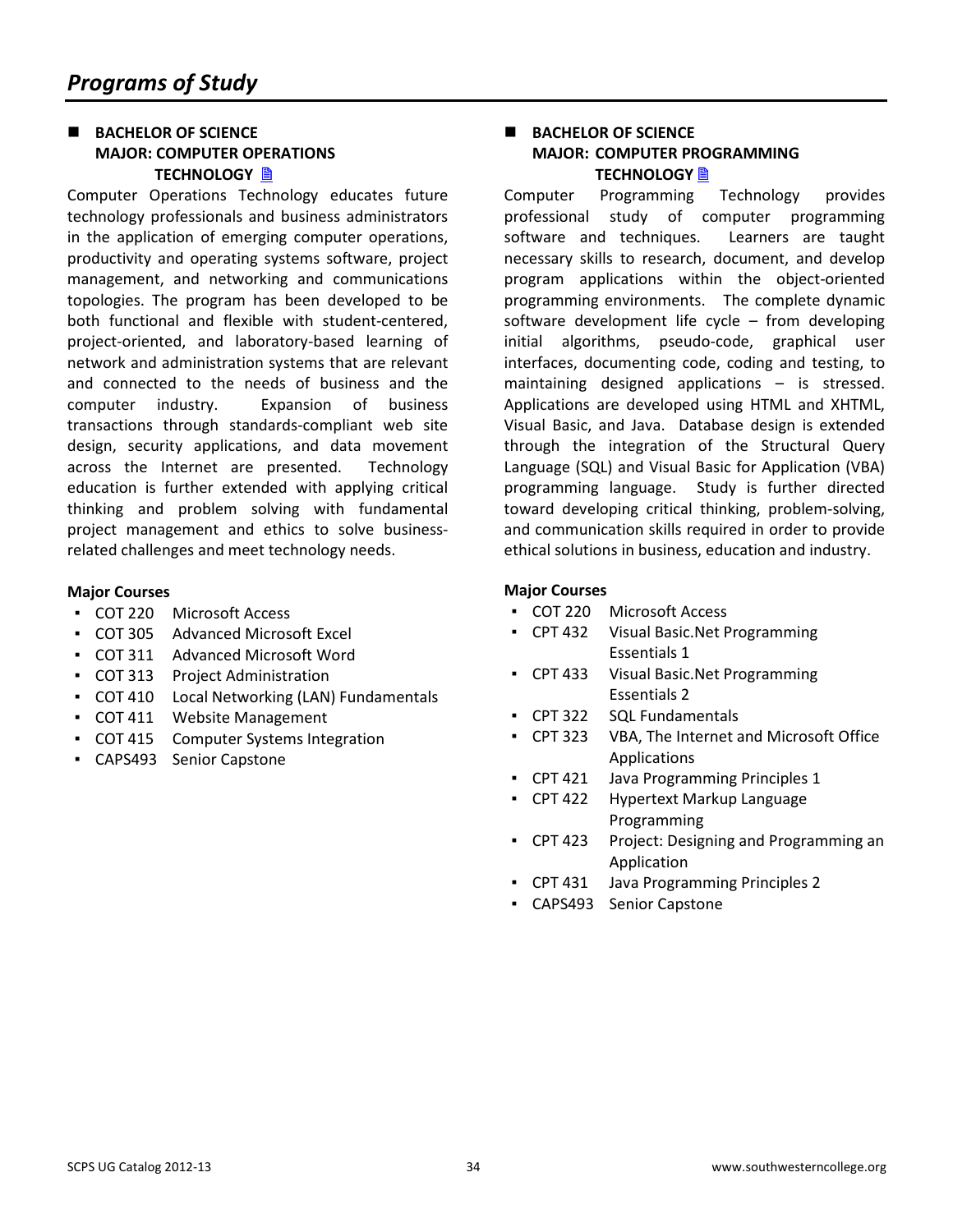# Programs of Study

## BACHELOR OF SCIENCE MAJOR: COMPUTER OPERATIONS TECHNOLOGY

Computer Operations Technology educates future technology professionals and business administrators in the application of emerging computer operations, productivity and operating systems software, project management, and networking and communications topologies. The program has been developed to be both functional and flexible with student-centered, project-oriented, and laboratory-based learning of network and administration systems that are relevant and connected to the needs of business and the computer industry. Expansion of business transactions through standards-compliant web site design, security applications, and data movement across the Internet are presented. Technology education is further extended with applying critical thinking and problem solving with fundamental project management and ethics to solve business-related challenges and meet technology needs.

**Major Courses**

- COT 220 Microsoft Access
- COT 305 Advanced Microsoft Excel
- COT 311 Advanced Microsoft Word
- COT 313 Project Administration
- COT 410 Local Networking (LAN) Fundamentals
- COT 411 Website Management
- COT 415 Computer Systems Integration
- CAPS493 Senior Capstone

## BACHELOR OF SCIENCE MAJOR: COMPUTER PROGRAMMING TECHNOLOGY

Computer Programming Technology provides professional study of computer programming software and techniques. Learners are taught necessary skills to research, document, and develop program applications within the object-oriented programming environments. The complete dynamic software development life cycle – from developing initial algorithms, pseudo-code, graphical user interfaces, documenting code, coding and testing, to maintaining designed applications – is stressed. Applications are developed using HTML and XHTML, Visual Basic, and Java. Database design is extended through the integration of the Structural Query Language (SQL) and Visual Basic for Application (VBA) programming language. Study is further directed toward developing critical thinking, problem-solving, and communication skills required in order to provide ethical solutions in business, education and industry.

**Major Courses**

- COT 220 Microsoft Access
- CPT 432 Visual Basic.Net Programming Essentials 1
- CPT 433 Visual Basic.Net Programming Essentials 2
- CPT 322 SQL Fundamentals
- CPT 323 VBA, The Internet and Microsoft Office Applications
- CPT 421 Java Programming Principles 1
- CPT 422 Hypertext Markup Language Programming
- CPT 423 Project: Designing and Programming an Application
- CPT 431 Java Programming Principles 2
- CAPS493 Senior Capstone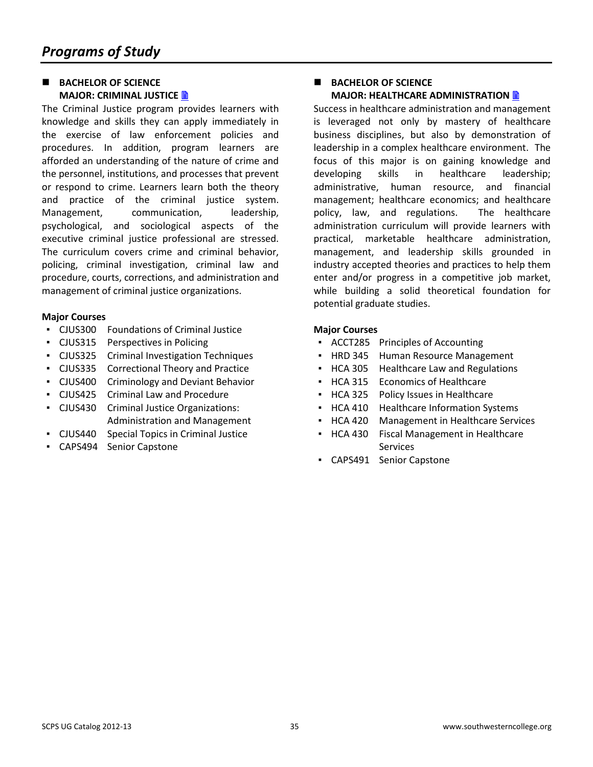# *Programs of Study*

## BACHELOR OF SCIENCE
## MAJOR: CRIMINAL JUSTICE

The Criminal Justice program provides learners with knowledge and skills they can apply immediately in the exercise of law enforcement policies and procedures. In addition, program learners are afforded an understanding of the nature of crime and the personnel, institutions, and processes that prevent or respond to crime. Learners learn both the theory and practice of the criminal justice system. Management, communication, leadership, psychological, and sociological aspects of the executive criminal justice professional are stressed. The curriculum covers crime and criminal behavior, policing, criminal investigation, criminal law and procedure, courts, corrections, and administration and management of criminal justice organizations.

**Major Courses**

- CJUS300 Foundations of Criminal Justice
- CJUS315 Perspectives in Policing
- CJUS325 Criminal Investigation Techniques
- CJUS335 Correctional Theory and Practice
- CJUS400 Criminology and Deviant Behavior
- CJUS425 Criminal Law and Procedure
- CJUS430 Criminal Justice Organizations: Administration and Management
- CJUS440 Special Topics in Criminal Justice
- CAPS494 Senior Capstone

## BACHELOR OF SCIENCE
## MAJOR: HEALTHCARE ADMINISTRATION

Success in healthcare administration and management is leveraged not only by mastery of healthcare business disciplines, but also by demonstration of leadership in a complex healthcare environment. The focus of this major is on gaining knowledge and developing skills in healthcare leadership; administrative, human resource, and financial management; healthcare economics; and healthcare policy, law, and regulations. The healthcare administration curriculum will provide learners with practical, marketable healthcare administration, management, and leadership skills grounded in industry accepted theories and practices to help them enter and/or progress in a competitive job market, while building a solid theoretical foundation for potential graduate studies.

**Major Courses**

- ACCT285 Principles of Accounting
- HRD 345 Human Resource Management
- HCA 305 Healthcare Law and Regulations
- HCA 315 Economics of Healthcare
- HCA 325 Policy Issues in Healthcare
- HCA 410 Healthcare Information Systems
- HCA 420 Management in Healthcare Services
- HCA 430 Fiscal Management in Healthcare Services
- CAPS491 Senior Capstone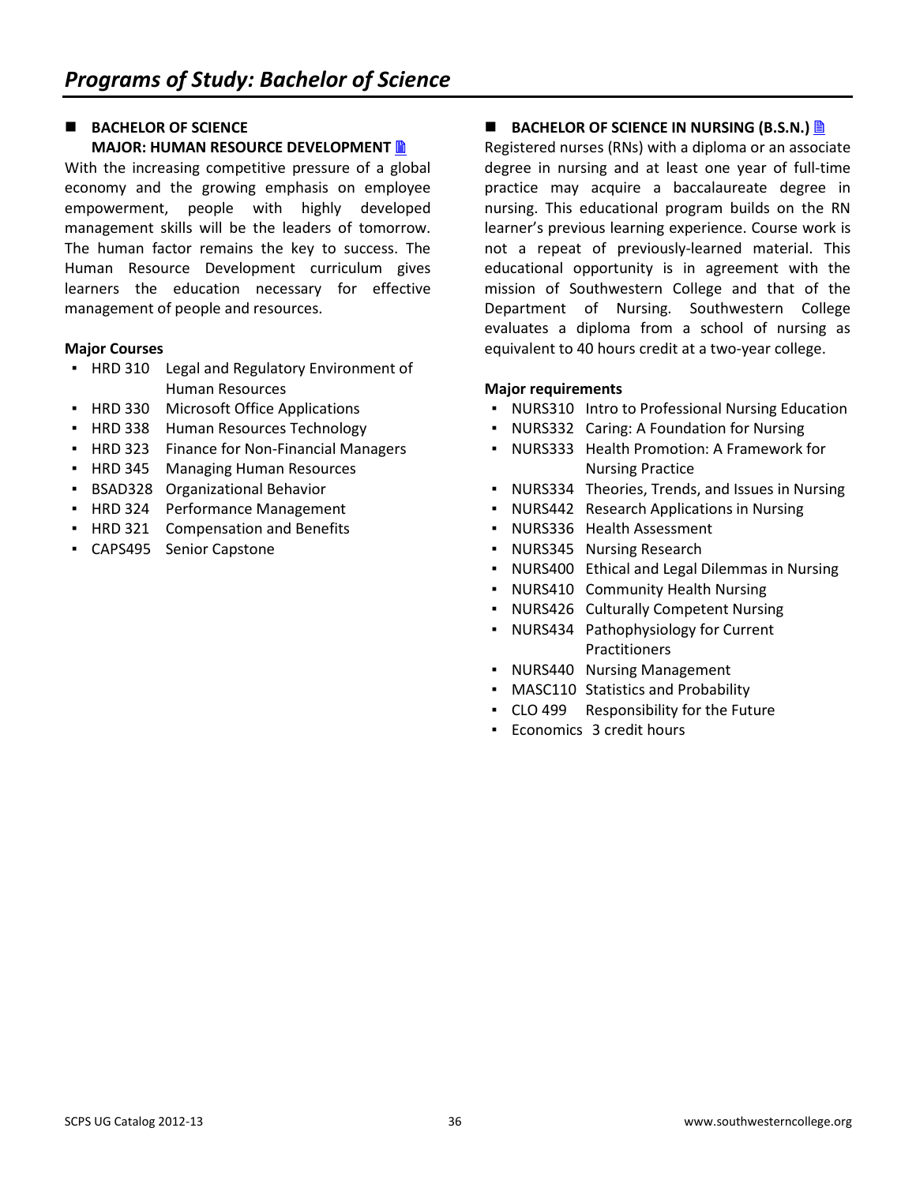# Programs of Study: Bachelor of Science

## BACHELOR OF SCIENCE MAJOR: HUMAN RESOURCE DEVELOPMENT

With the increasing competitive pressure of a global economy and the growing emphasis on employee empowerment, people with highly developed management skills will be the leaders of tomorrow. The human factor remains the key to success. The Human Resource Development curriculum gives learners the education necessary for effective management of people and resources.

**Major Courses**

- HRD 310 Legal and Regulatory Environment of Human Resources
- HRD 330 Microsoft Office Applications
- HRD 338 Human Resources Technology
- HRD 323 Finance for Non-Financial Managers
- HRD 345 Managing Human Resources
- BSAD328 Organizational Behavior
- HRD 324 Performance Management
- HRD 321 Compensation and Benefits
- CAPS495 Senior Capstone

## BACHELOR OF SCIENCE IN NURSING (B.S.N.)

Registered nurses (RNs) with a diploma or an associate degree in nursing and at least one year of full-time practice may acquire a baccalaureate degree in nursing. This educational program builds on the RN learner's previous learning experience. Course work is not a repeat of previously-learned material. This educational opportunity is in agreement with the mission of Southwestern College and that of the Department of Nursing. Southwestern College evaluates a diploma from a school of nursing as equivalent to 40 hours credit at a two-year college.

**Major requirements**

- NURS310 Intro to Professional Nursing Education
- NURS332 Caring: A Foundation for Nursing
- NURS333 Health Promotion: A Framework for Nursing Practice
- NURS334 Theories, Trends, and Issues in Nursing
- NURS442 Research Applications in Nursing
- NURS336 Health Assessment
- NURS345 Nursing Research
- NURS400 Ethical and Legal Dilemmas in Nursing
- NURS410 Community Health Nursing
- NURS426 Culturally Competent Nursing
- NURS434 Pathophysiology for Current Practitioners
- NURS440 Nursing Management
- MASC110 Statistics and Probability
- CLO 499 Responsibility for the Future
- Economics 3 credit hours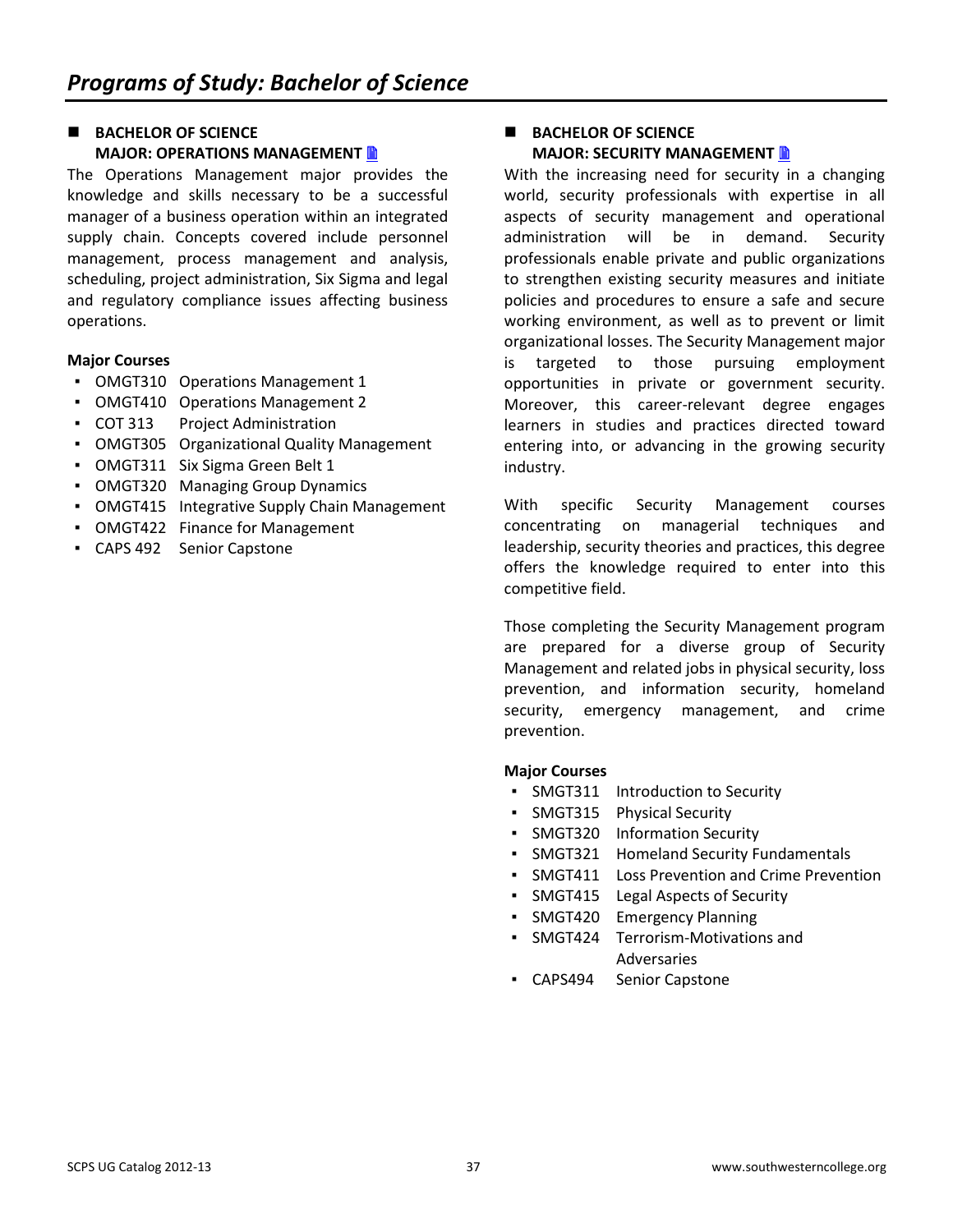# Programs of Study: Bachelor of Science

## BACHELOR OF SCIENCE
## MAJOR: OPERATIONS MANAGEMENT

The Operations Management major provides the knowledge and skills necessary to be a successful manager of a business operation within an integrated supply chain. Concepts covered include personnel management, process management and analysis, scheduling, project administration, Six Sigma and legal and regulatory compliance issues affecting business operations.

**Major Courses**

- OMGT310 Operations Management 1
- OMGT410 Operations Management 2
- COT 313 Project Administration
- OMGT305 Organizational Quality Management
- OMGT311 Six Sigma Green Belt 1
- OMGT320 Managing Group Dynamics
- OMGT415 Integrative Supply Chain Management
- OMGT422 Finance for Management
- CAPS 492 Senior Capstone

## BACHELOR OF SCIENCE
## MAJOR: SECURITY MANAGEMENT

With the increasing need for security in a changing world, security professionals with expertise in all aspects of security management and operational administration will be in demand. Security professionals enable private and public organizations to strengthen existing security measures and initiate policies and procedures to ensure a safe and secure working environment, as well as to prevent or limit organizational losses. The Security Management major is targeted to those pursuing employment opportunities in private or government security. Moreover, this career-relevant degree engages learners in studies and practices directed toward entering into, or advancing in the growing security industry.

With specific Security Management courses concentrating on managerial techniques and leadership, security theories and practices, this degree offers the knowledge required to enter into this competitive field.

Those completing the Security Management program are prepared for a diverse group of Security Management and related jobs in physical security, loss prevention, and information security, homeland security, emergency management, and crime prevention.

**Major Courses**

- SMGT311 Introduction to Security
- SMGT315 Physical Security
- SMGT320 Information Security
- SMGT321 Homeland Security Fundamentals
- SMGT411 Loss Prevention and Crime Prevention
- SMGT415 Legal Aspects of Security
- SMGT420 Emergency Planning
- SMGT424 Terrorism-Motivations and Adversaries
- CAPS494 Senior Capstone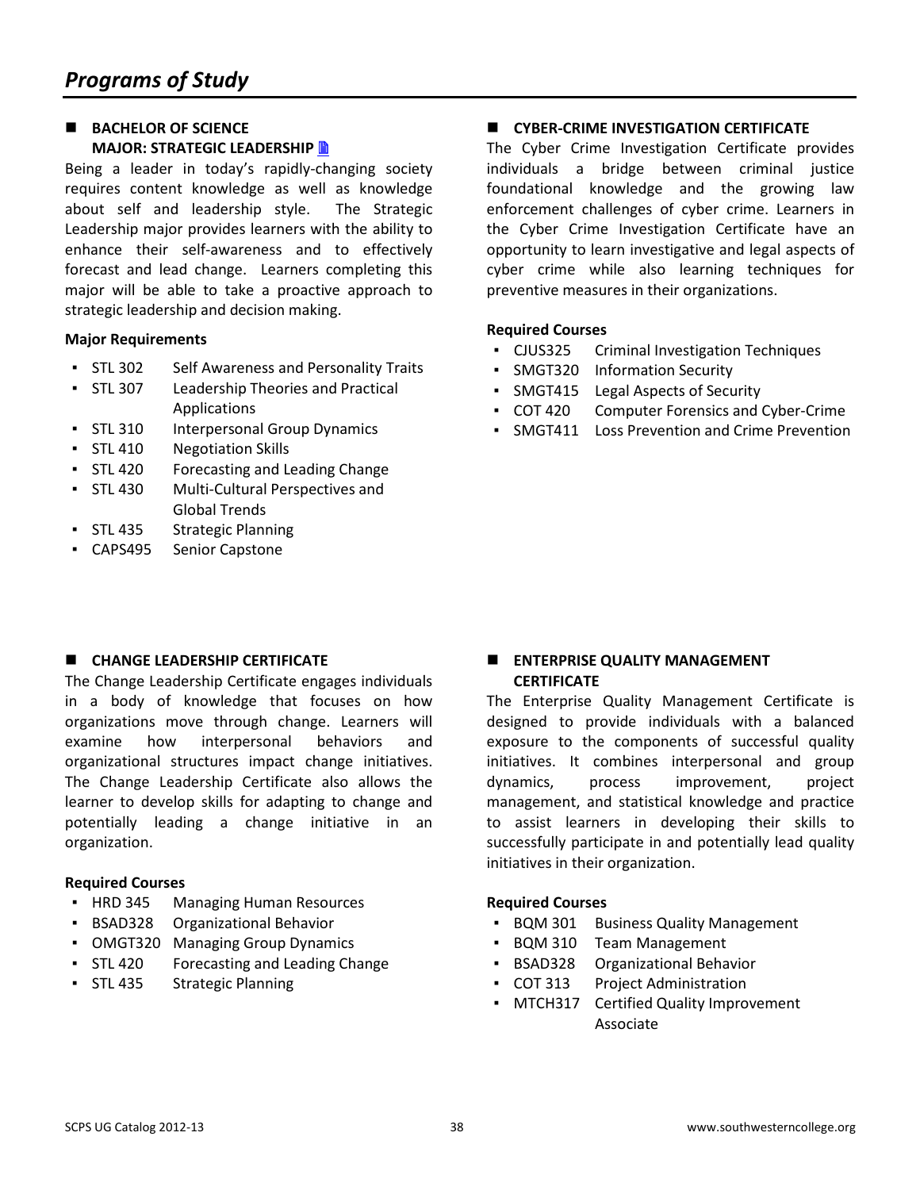# Programs of Study

## BACHELOR OF SCIENCE MAJOR: STRATEGIC LEADERSHIP

Being a leader in today's rapidly-changing society requires content knowledge as well as knowledge about self and leadership style. The Strategic Leadership major provides learners with the ability to enhance their self-awareness and to effectively forecast and lead change. Learners completing this major will be able to take a proactive approach to strategic leadership and decision making.

**Major Requirements**

- STL 302 Self Awareness and Personality Traits
- STL 307 Leadership Theories and Practical Applications
- STL 310 Interpersonal Group Dynamics
- STL 410 Negotiation Skills
- STL 420 Forecasting and Leading Change
- STL 430 Multi-Cultural Perspectives and Global Trends
- STL 435 Strategic Planning
- CAPS495 Senior Capstone

## CYBER-CRIME INVESTIGATION CERTIFICATE

The Cyber Crime Investigation Certificate provides individuals a bridge between criminal justice foundational knowledge and the growing law enforcement challenges of cyber crime. Learners in the Cyber Crime Investigation Certificate have an opportunity to learn investigative and legal aspects of cyber crime while also learning techniques for preventive measures in their organizations.

**Required Courses**

- CJUS325 Criminal Investigation Techniques
- SMGT320 Information Security
- SMGT415 Legal Aspects of Security
- COT 420 Computer Forensics and Cyber-Crime
- SMGT411 Loss Prevention and Crime Prevention

## CHANGE LEADERSHIP CERTIFICATE

The Change Leadership Certificate engages individuals in a body of knowledge that focuses on how organizations move through change. Learners will examine how interpersonal behaviors and organizational structures impact change initiatives. The Change Leadership Certificate also allows the learner to develop skills for adapting to change and potentially leading a change initiative in an organization.

**Required Courses**

- HRD 345 Managing Human Resources
- BSAD328 Organizational Behavior
- OMGT320 Managing Group Dynamics
- STL 420 Forecasting and Leading Change
- STL 435 Strategic Planning

## ENTERPRISE QUALITY MANAGEMENT CERTIFICATE

The Enterprise Quality Management Certificate is designed to provide individuals with a balanced exposure to the components of successful quality initiatives. It combines interpersonal and group dynamics, process improvement, project management, and statistical knowledge and practice to assist learners in developing their skills to successfully participate in and potentially lead quality initiatives in their organization.

**Required Courses**

- BQM 301 Business Quality Management
- BQM 310 Team Management
- BSAD328 Organizational Behavior
- COT 313 Project Administration
- MTCH317 Certified Quality Improvement Associate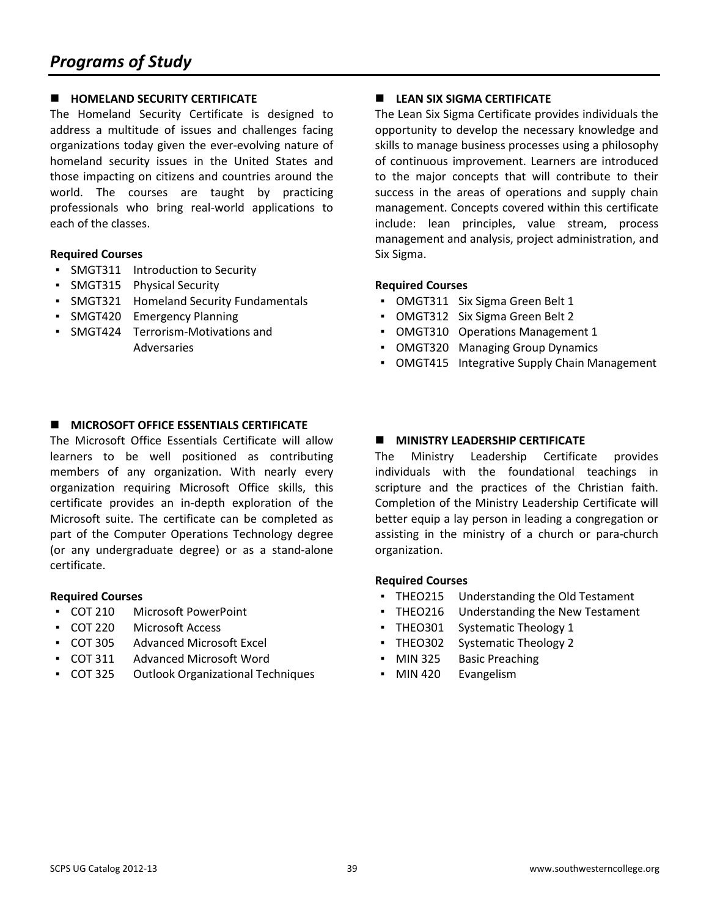# Programs of Study

## HOMELAND SECURITY CERTIFICATE

The Homeland Security Certificate is designed to address a multitude of issues and challenges facing organizations today given the ever-evolving nature of homeland security issues in the United States and those impacting on citizens and countries around the world. The courses are taught by practicing professionals who bring real-world applications to each of the classes.

**Required Courses**

- SMGT311 Introduction to Security
- SMGT315 Physical Security
- SMGT321 Homeland Security Fundamentals
- SMGT420 Emergency Planning
- SMGT424 Terrorism-Motivations and Adversaries

## LEAN SIX SIGMA CERTIFICATE

The Lean Six Sigma Certificate provides individuals the opportunity to develop the necessary knowledge and skills to manage business processes using a philosophy of continuous improvement. Learners are introduced to the major concepts that will contribute to their success in the areas of operations and supply chain management. Concepts covered within this certificate include: lean principles, value stream, process management and analysis, project administration, and Six Sigma.

**Required Courses**

- OMGT311 Six Sigma Green Belt 1
- OMGT312 Six Sigma Green Belt 2
- OMGT310 Operations Management 1
- OMGT320 Managing Group Dynamics
- OMGT415 Integrative Supply Chain Management

## MICROSOFT OFFICE ESSENTIALS CERTIFICATE

The Microsoft Office Essentials Certificate will allow learners to be well positioned as contributing members of any organization. With nearly every organization requiring Microsoft Office skills, this certificate provides an in-depth exploration of the Microsoft suite. The certificate can be completed as part of the Computer Operations Technology degree (or any undergraduate degree) or as a stand-alone certificate.

**Required Courses**

- COT 210 Microsoft PowerPoint
- COT 220 Microsoft Access
- COT 305 Advanced Microsoft Excel
- COT 311 Advanced Microsoft Word
- COT 325 Outlook Organizational Techniques

## MINISTRY LEADERSHIP CERTIFICATE

The Ministry Leadership Certificate provides individuals with the foundational teachings in scripture and the practices of the Christian faith. Completion of the Ministry Leadership Certificate will better equip a lay person in leading a congregation or assisting in the ministry of a church or para-church organization.

**Required Courses**

- THEO215 Understanding the Old Testament
- THEO216 Understanding the New Testament
- THEO301 Systematic Theology 1
- THEO302 Systematic Theology 2
- MIN 325 Basic Preaching
- MIN 420 Evangelism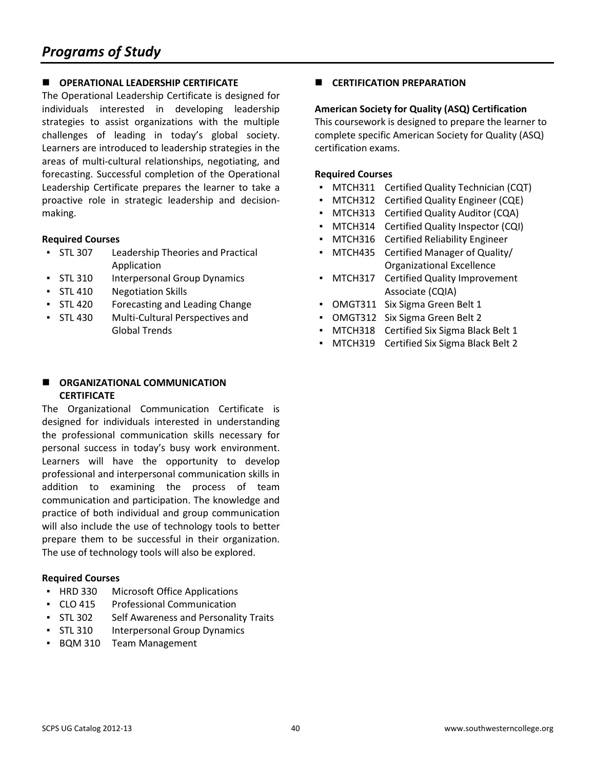# Programs of Study

## OPERATIONAL LEADERSHIP CERTIFICATE

The Operational Leadership Certificate is designed for individuals interested in developing leadership strategies to assist organizations with the multiple challenges of leading in today's global society. Learners are introduced to leadership strategies in the areas of multi-cultural relationships, negotiating, and forecasting. Successful completion of the Operational Leadership Certificate prepares the learner to take a proactive role in strategic leadership and decision-making.

**Required Courses**

- STL 307 Leadership Theories and Practical Application
- STL 310 Interpersonal Group Dynamics
- STL 410 Negotiation Skills
- STL 420 Forecasting and Leading Change
- STL 430 Multi-Cultural Perspectives and Global Trends

## ORGANIZATIONAL COMMUNICATION CERTIFICATE

The Organizational Communication Certificate is designed for individuals interested in understanding the professional communication skills necessary for personal success in today's busy work environment. Learners will have the opportunity to develop professional and interpersonal communication skills in addition to examining the process of team communication and participation. The knowledge and practice of both individual and group communication will also include the use of technology tools to better prepare them to be successful in their organization. The use of technology tools will also be explored.

**Required Courses**

- HRD 330 Microsoft Office Applications
- CLO 415 Professional Communication
- STL 302 Self Awareness and Personality Traits
- STL 310 Interpersonal Group Dynamics
- BQM 310 Team Management

## CERTIFICATION PREPARATION

**American Society for Quality (ASQ) Certification**

This coursework is designed to prepare the learner to complete specific American Society for Quality (ASQ) certification exams.

**Required Courses**

- MTCH311 Certified Quality Technician (CQT)
- MTCH312 Certified Quality Engineer (CQE)
- MTCH313 Certified Quality Auditor (CQA)
- MTCH314 Certified Quality Inspector (CQI)
- MTCH316 Certified Reliability Engineer
- MTCH435 Certified Manager of Quality/ Organizational Excellence
- MTCH317 Certified Quality Improvement Associate (CQIA)
- OMGT311 Six Sigma Green Belt 1
- OMGT312 Six Sigma Green Belt 2
- MTCH318 Certified Six Sigma Black Belt 1
- MTCH319 Certified Six Sigma Black Belt 2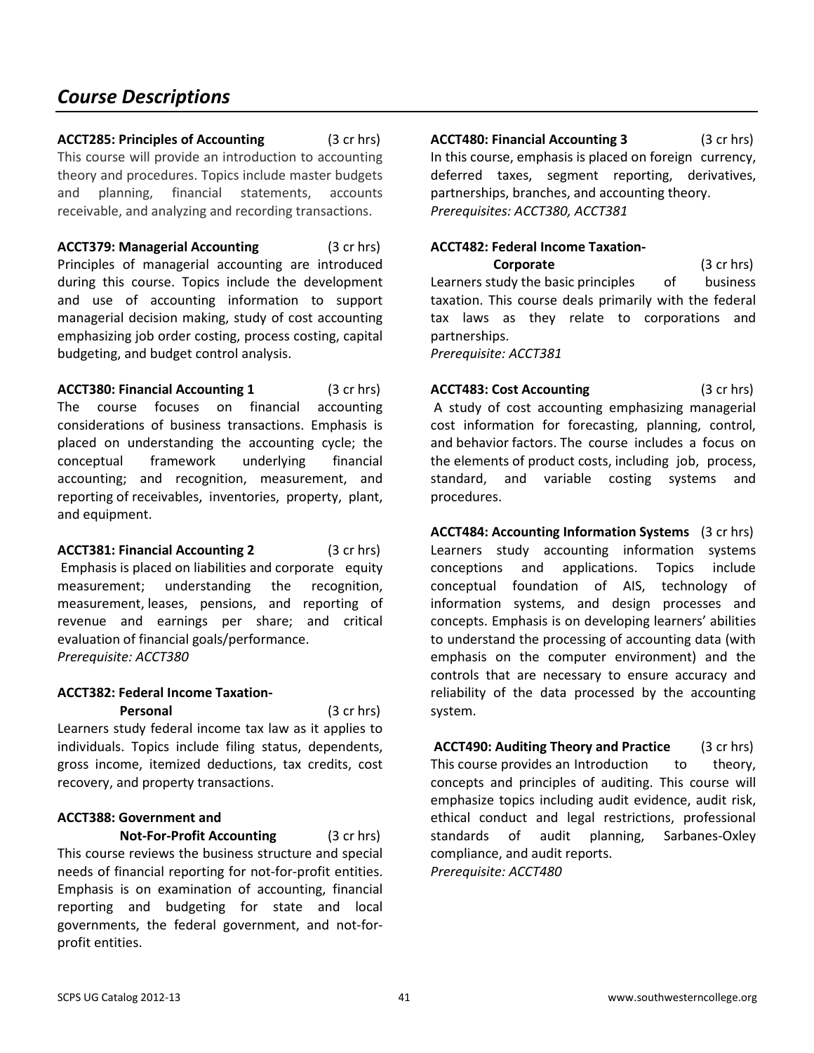## *Course Descriptions*

**ACCT285: Principles of Accounting** (3 cr hrs)
This course will provide an introduction to accounting theory and procedures. Topics include master budgets and planning, financial statements, accounts receivable, and analyzing and recording transactions.

**ACCT379: Managerial Accounting** (3 cr hrs)
Principles of managerial accounting are introduced during this course. Topics include the development and use of accounting information to support managerial decision making, study of cost accounting emphasizing job order costing, process costing, capital budgeting, and budget control analysis.

**ACCT380: Financial Accounting 1** (3 cr hrs)
The course focuses on financial accounting considerations of business transactions. Emphasis is placed on understanding the accounting cycle; the conceptual framework underlying financial accounting; and recognition, measurement, and reporting of receivables, inventories, property, plant, and equipment.

**ACCT381: Financial Accounting 2** (3 cr hrs)
Emphasis is placed on liabilities and corporate equity measurement; understanding the recognition, measurement, leases, pensions, and reporting of revenue and earnings per share; and critical evaluation of financial goals/performance.
*Prerequisite: ACCT380*

**ACCT382: Federal Income Taxation-Personal** (3 cr hrs)
Learners study federal income tax law as it applies to individuals. Topics include filing status, dependents, gross income, itemized deductions, tax credits, cost recovery, and property transactions.

**ACCT388: Government and Not-For-Profit Accounting** (3 cr hrs)
This course reviews the business structure and special needs of financial reporting for not-for-profit entities. Emphasis is on examination of accounting, financial reporting and budgeting for state and local governments, the federal government, and not-for-profit entities.

**ACCT480: Financial Accounting 3** (3 cr hrs)
In this course, emphasis is placed on foreign currency, deferred taxes, segment reporting, derivatives, partnerships, branches, and accounting theory.
*Prerequisites: ACCT380, ACCT381*

**ACCT482: Federal Income Taxation-Corporate** (3 cr hrs)
Learners study the basic principles of business taxation. This course deals primarily with the federal tax laws as they relate to corporations and partnerships.
*Prerequisite: ACCT381*

**ACCT483: Cost Accounting** (3 cr hrs)
A study of cost accounting emphasizing managerial cost information for forecasting, planning, control, and behavior factors. The course includes a focus on the elements of product costs, including job, process, standard, and variable costing systems and procedures.

**ACCT484: Accounting Information Systems** (3 cr hrs)
Learners study accounting information systems conceptions and applications. Topics include conceptual foundation of AIS, technology of information systems, and design processes and concepts. Emphasis is on developing learners' abilities to understand the processing of accounting data (with emphasis on the computer environment) and the controls that are necessary to ensure accuracy and reliability of the data processed by the accounting system.

**ACCT490: Auditing Theory and Practice** (3 cr hrs)
This course provides an Introduction to theory, concepts and principles of auditing. This course will emphasize topics including audit evidence, audit risk, ethical conduct and legal restrictions, professional standards of audit planning, Sarbanes-Oxley compliance, and audit reports.
*Prerequisite: ACCT480*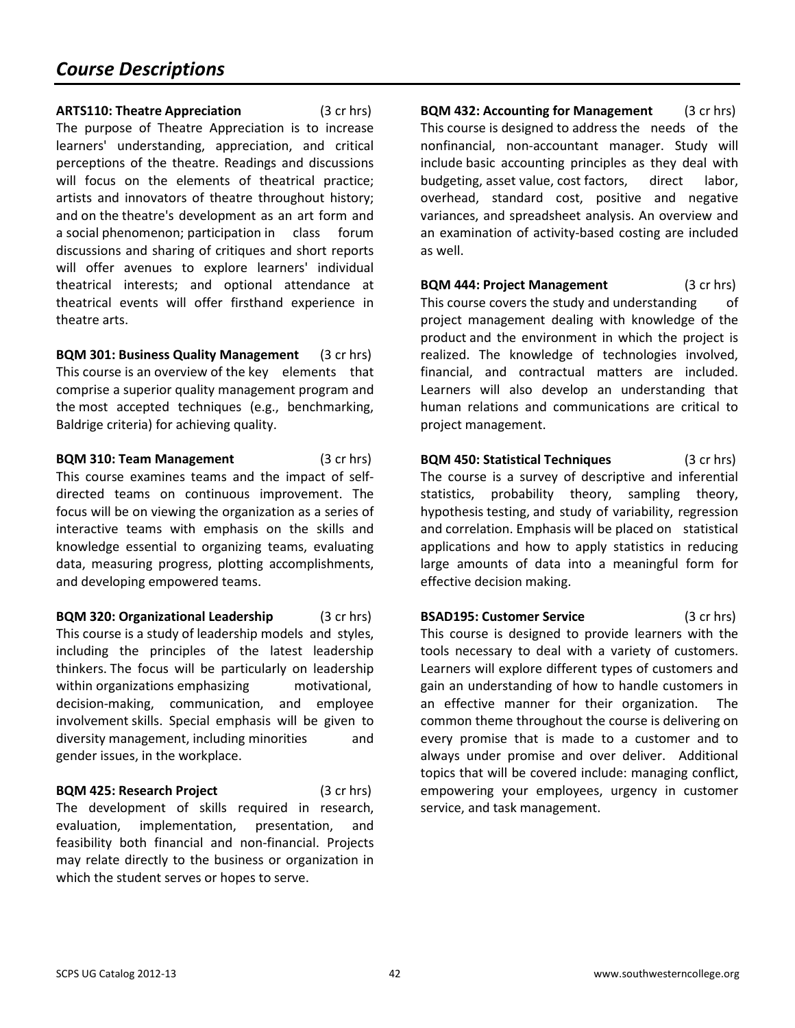# *Course Descriptions*

**ARTS110: Theatre Appreciation** (3 cr hrs)
The purpose of Theatre Appreciation is to increase learners' understanding, appreciation, and critical perceptions of the theatre. Readings and discussions will focus on the elements of theatrical practice; artists and innovators of theatre throughout history; and on the theatre's development as an art form and a social phenomenon; participation in class forum discussions and sharing of critiques and short reports will offer avenues to explore learners' individual theatrical interests; and optional attendance at theatrical events will offer firsthand experience in theatre arts.

**BQM 301: Business Quality Management** (3 cr hrs)
This course is an overview of the key elements that comprise a superior quality management program and the most accepted techniques (e.g., benchmarking, Baldrige criteria) for achieving quality.

**BQM 310: Team Management** (3 cr hrs)
This course examines teams and the impact of self-directed teams on continuous improvement. The focus will be on viewing the organization as a series of interactive teams with emphasis on the skills and knowledge essential to organizing teams, evaluating data, measuring progress, plotting accomplishments, and developing empowered teams.

**BQM 320: Organizational Leadership** (3 cr hrs)
This course is a study of leadership models and styles, including the principles of the latest leadership thinkers. The focus will be particularly on leadership within organizations emphasizing motivational, decision-making, communication, and employee involvement skills. Special emphasis will be given to diversity management, including minorities and gender issues, in the workplace.

**BQM 425: Research Project** (3 cr hrs)
The development of skills required in research, evaluation, implementation, presentation, and feasibility both financial and non-financial. Projects may relate directly to the business or organization in which the student serves or hopes to serve.

**BQM 432: Accounting for Management** (3 cr hrs)
This course is designed to address the needs of the nonfinancial, non-accountant manager. Study will include basic accounting principles as they deal with budgeting, asset value, cost factors, direct labor, overhead, standard cost, positive and negative variances, and spreadsheet analysis. An overview and an examination of activity-based costing are included as well.

**BQM 444: Project Management** (3 cr hrs)
This course covers the study and understanding of project management dealing with knowledge of the product and the environment in which the project is realized. The knowledge of technologies involved, financial, and contractual matters are included. Learners will also develop an understanding that human relations and communications are critical to project management.

**BQM 450: Statistical Techniques** (3 cr hrs)
The course is a survey of descriptive and inferential statistics, probability theory, sampling theory, hypothesis testing, and study of variability, regression and correlation. Emphasis will be placed on statistical applications and how to apply statistics in reducing large amounts of data into a meaningful form for effective decision making.

**BSAD195: Customer Service** (3 cr hrs)
This course is designed to provide learners with the tools necessary to deal with a variety of customers. Learners will explore different types of customers and gain an understanding of how to handle customers in an effective manner for their organization. The common theme throughout the course is delivering on every promise that is made to a customer and to always under promise and over deliver. Additional topics that will be covered include: managing conflict, empowering your employees, urgency in customer service, and task management.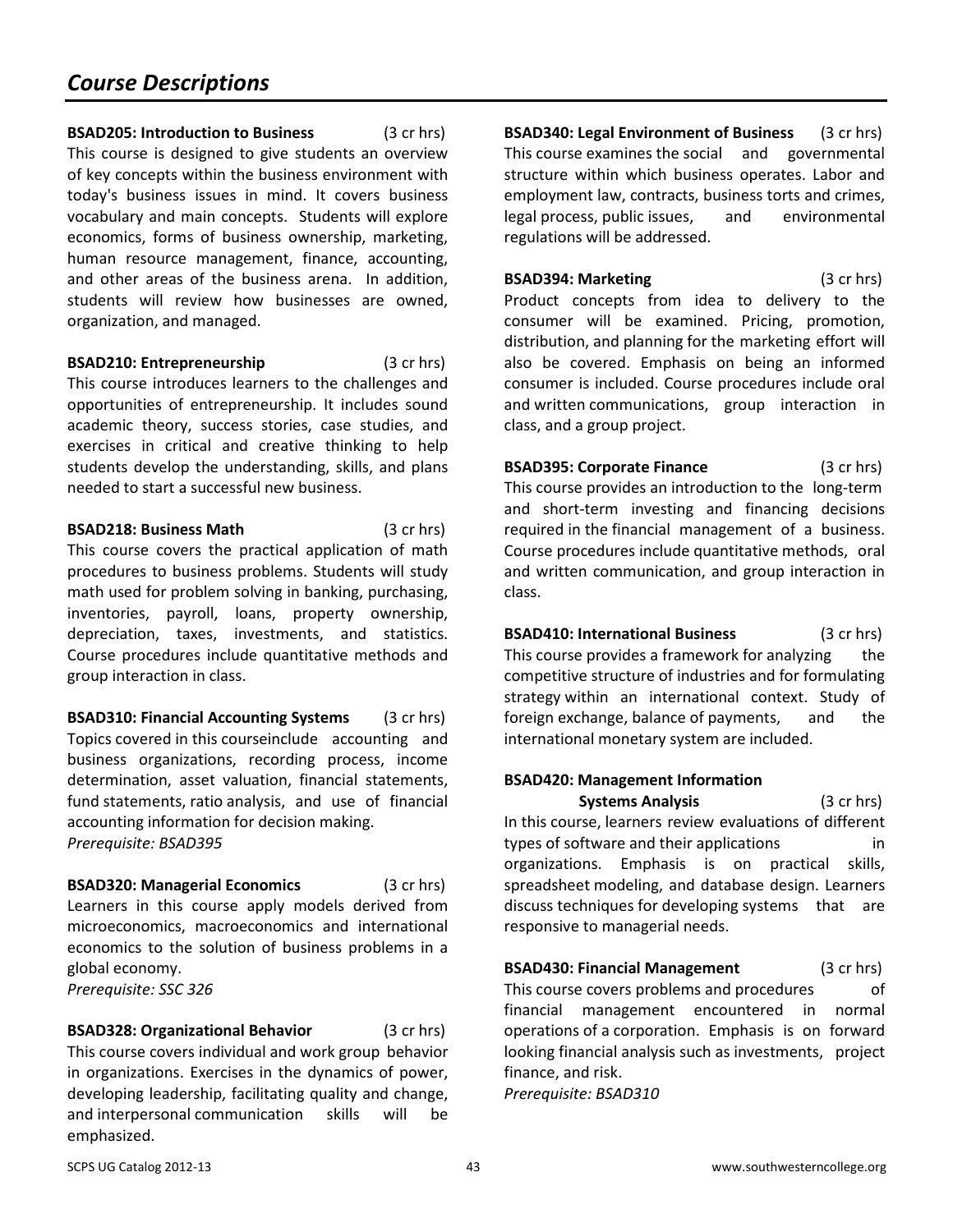# Course Descriptions

**BSAD205: Introduction to Business** (3 cr hrs)
This course is designed to give students an overview of key concepts within the business environment with today's business issues in mind. It covers business vocabulary and main concepts. Students will explore economics, forms of business ownership, marketing, human resource management, finance, accounting, and other areas of the business arena. In addition, students will review how businesses are owned, organization, and managed.

**BSAD210: Entrepreneurship** (3 cr hrs)
This course introduces learners to the challenges and opportunities of entrepreneurship. It includes sound academic theory, success stories, case studies, and exercises in critical and creative thinking to help students develop the understanding, skills, and plans needed to start a successful new business.

**BSAD218: Business Math** (3 cr hrs)
This course covers the practical application of math procedures to business problems. Students will study math used for problem solving in banking, purchasing, inventories, payroll, loans, property ownership, depreciation, taxes, investments, and statistics. Course procedures include quantitative methods and group interaction in class.

**BSAD310: Financial Accounting Systems** (3 cr hrs)
Topics covered in this courseinclude accounting and business organizations, recording process, income determination, asset valuation, financial statements, fund statements, ratio analysis, and use of financial accounting information for decision making.
*Prerequisite: BSAD395*

**BSAD320: Managerial Economics** (3 cr hrs)
Learners in this course apply models derived from microeconomics, macroeconomics and international economics to the solution of business problems in a global economy.
*Prerequisite: SSC 326*

**BSAD328: Organizational Behavior** (3 cr hrs)
This course covers individual and work group behavior in organizations. Exercises in the dynamics of power, developing leadership, facilitating quality and change, and interpersonal communication skills will be emphasized.

**BSAD340: Legal Environment of Business** (3 cr hrs)
This course examines the social and governmental structure within which business operates. Labor and employment law, contracts, business torts and crimes, legal process, public issues, and environmental regulations will be addressed.

**BSAD394: Marketing** (3 cr hrs)
Product concepts from idea to delivery to the consumer will be examined. Pricing, promotion, distribution, and planning for the marketing effort will also be covered. Emphasis on being an informed consumer is included. Course procedures include oral and written communications, group interaction in class, and a group project.

**BSAD395: Corporate Finance** (3 cr hrs)
This course provides an introduction to the long-term and short-term investing and financing decisions required in the financial management of a business. Course procedures include quantitative methods, oral and written communication, and group interaction in class.

**BSAD410: International Business** (3 cr hrs)
This course provides a framework for analyzing the competitive structure of industries and for formulating strategy within an international context. Study of foreign exchange, balance of payments, and the international monetary system are included.

**BSAD420: Management Information Systems Analysis** (3 cr hrs)
In this course, learners review evaluations of different types of software and their applications in organizations. Emphasis is on practical skills, spreadsheet modeling, and database design. Learners discuss techniques for developing systems that are responsive to managerial needs.

**BSAD430: Financial Management** (3 cr hrs)
This course covers problems and procedures of financial management encountered in normal operations of a corporation. Emphasis is on forward looking financial analysis such as investments, project finance, and risk.
*Prerequisite: BSAD310*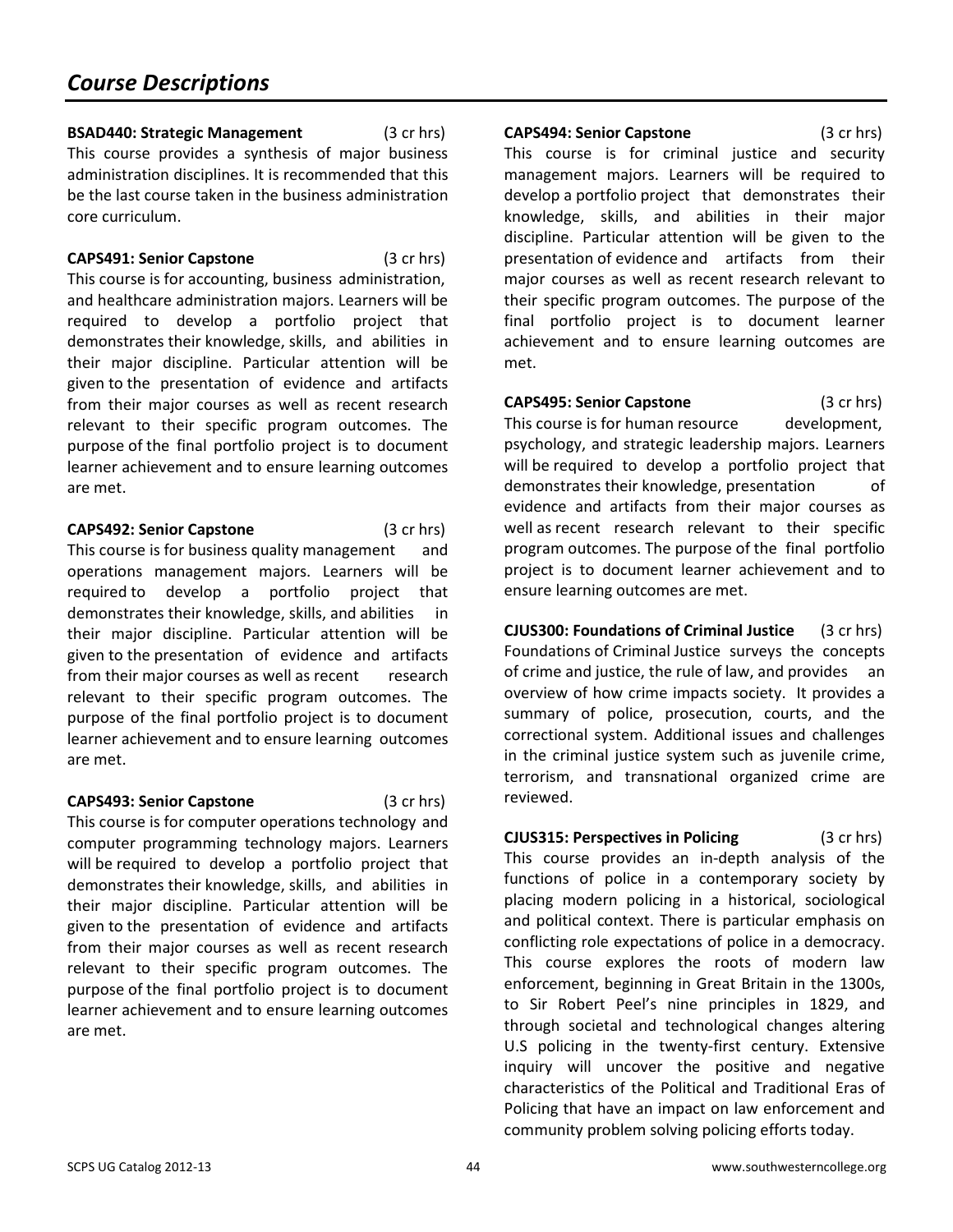## *Course Descriptions*

**BSAD440: Strategic Management** (3 cr hrs)
This course provides a synthesis of major business administration disciplines. It is recommended that this be the last course taken in the business administration core curriculum.

**CAPS491: Senior Capstone** (3 cr hrs)
This course is for accounting, business administration, and healthcare administration majors. Learners will be required to develop a portfolio project that demonstrates their knowledge, skills, and abilities in their major discipline. Particular attention will be given to the presentation of evidence and artifacts from their major courses as well as recent research relevant to their specific program outcomes. The purpose of the final portfolio project is to document learner achievement and to ensure learning outcomes are met.

**CAPS492: Senior Capstone** (3 cr hrs)
This course is for business quality management and operations management majors. Learners will be required to develop a portfolio project that demonstrates their knowledge, skills, and abilities in their major discipline. Particular attention will be given to the presentation of evidence and artifacts from their major courses as well as recent research relevant to their specific program outcomes. The purpose of the final portfolio project is to document learner achievement and to ensure learning outcomes are met.

**CAPS493: Senior Capstone** (3 cr hrs)
This course is for computer operations technology and computer programming technology majors. Learners will be required to develop a portfolio project that demonstrates their knowledge, skills, and abilities in their major discipline. Particular attention will be given to the presentation of evidence and artifacts from their major courses as well as recent research relevant to their specific program outcomes. The purpose of the final portfolio project is to document learner achievement and to ensure learning outcomes are met.

**CAPS494: Senior Capstone** (3 cr hrs)
This course is for criminal justice and security management majors. Learners will be required to develop a portfolio project that demonstrates their knowledge, skills, and abilities in their major discipline. Particular attention will be given to the presentation of evidence and artifacts from their major courses as well as recent research relevant to their specific program outcomes. The purpose of the final portfolio project is to document learner achievement and to ensure learning outcomes are met.

**CAPS495: Senior Capstone** (3 cr hrs)
This course is for human resource development, psychology, and strategic leadership majors. Learners will be required to develop a portfolio project that demonstrates their knowledge, presentation of evidence and artifacts from their major courses as well as recent research relevant to their specific program outcomes. The purpose of the final portfolio project is to document learner achievement and to ensure learning outcomes are met.

**CJUS300: Foundations of Criminal Justice** (3 cr hrs)
Foundations of Criminal Justice surveys the concepts of crime and justice, the rule of law, and provides an overview of how crime impacts society. It provides a summary of police, prosecution, courts, and the correctional system. Additional issues and challenges in the criminal justice system such as juvenile crime, terrorism, and transnational organized crime are reviewed.

**CJUS315: Perspectives in Policing** (3 cr hrs)
This course provides an in-depth analysis of the functions of police in a contemporary society by placing modern policing in a historical, sociological and political context. There is particular emphasis on conflicting role expectations of police in a democracy. This course explores the roots of modern law enforcement, beginning in Great Britain in the 1300s, to Sir Robert Peel's nine principles in 1829, and through societal and technological changes altering U.S policing in the twenty-first century. Extensive inquiry will uncover the positive and negative characteristics of the Political and Traditional Eras of Policing that have an impact on law enforcement and community problem solving policing efforts today.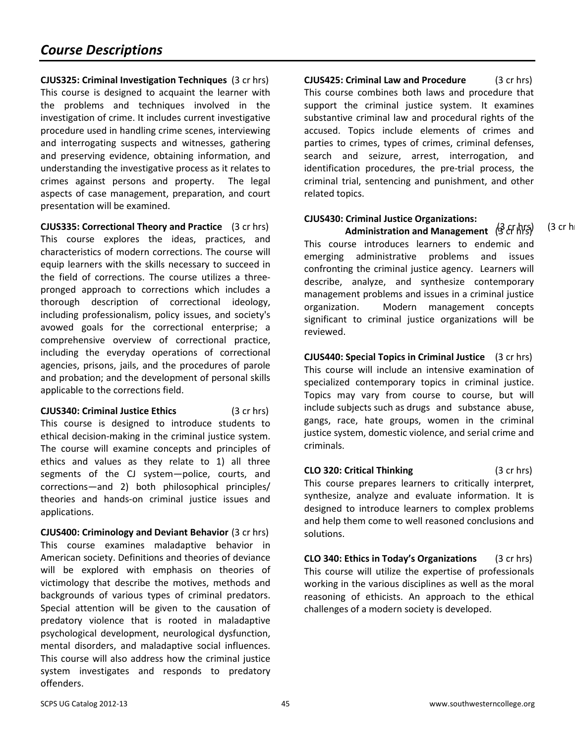# *Course Descriptions*

**CJUS325: Criminal Investigation Techniques** (3 cr hrs)
This course is designed to acquaint the learner with the problems and techniques involved in the investigation of crime. It includes current investigative procedure used in handling crime scenes, interviewing and interrogating suspects and witnesses, gathering and preserving evidence, obtaining information, and understanding the investigative process as it relates to crimes against persons and property. The legal aspects of case management, preparation, and court presentation will be examined.

**CJUS335: Correctional Theory and Practice** (3 cr hrs)
This course explores the ideas, practices, and characteristics of modern corrections. The course will equip learners with the skills necessary to succeed in the field of corrections. The course utilizes a three-pronged approach to corrections which includes a thorough description of correctional ideology, including professionalism, policy issues, and society's avowed goals for the correctional enterprise; a comprehensive overview of correctional practice, including the everyday operations of correctional agencies, prisons, jails, and the procedures of parole and probation; and the development of personal skills applicable to the corrections field.

**CJUS340: Criminal Justice Ethics** (3 cr hrs)
This course is designed to introduce students to ethical decision-making in the criminal justice system. The course will examine concepts and principles of ethics and values as they relate to 1) all three segments of the CJ system—police, courts, and corrections—and 2) both philosophical principles/ theories and hands-on criminal justice issues and applications.

**CJUS400: Criminology and Deviant Behavior** (3 cr hrs)
This course examines maladaptive behavior in American society. Definitions and theories of deviance will be explored with emphasis on theories of victimology that describe the motives, methods and backgrounds of various types of criminal predators. Special attention will be given to the causation of predatory violence that is rooted in maladaptive psychological development, neurological dysfunction, mental disorders, and maladaptive social influences. This course will also address how the criminal justice system investigates and responds to predatory offenders.

**CJUS425: Criminal Law and Procedure** (3 cr hrs)
This course combines both laws and procedure that support the criminal justice system. It examines substantive criminal law and procedural rights of the accused. Topics include elements of crimes and parties to crimes, types of crimes, criminal defenses, search and seizure, arrest, interrogation, and identification procedures, the pre-trial process, the criminal trial, sentencing and punishment, and other related topics.

**CJUS430: Criminal Justice Organizations: Administration and Management** (3 cr hrs)
This course introduces learners to endemic and emerging administrative problems and issues confronting the criminal justice agency. Learners will describe, analyze, and synthesize contemporary management problems and issues in a criminal justice organization. Modern management concepts significant to criminal justice organizations will be reviewed.

**CJUS440: Special Topics in Criminal Justice** (3 cr hrs)
This course will include an intensive examination of specialized contemporary topics in criminal justice. Topics may vary from course to course, but will include subjects such as drugs and substance abuse, gangs, race, hate groups, women in the criminal justice system, domestic violence, and serial crime and criminals.

**CLO 320: Critical Thinking** (3 cr hrs)
This course prepares learners to critically interpret, synthesize, analyze and evaluate information. It is designed to introduce learners to complex problems and help them come to well reasoned conclusions and solutions.

**CLO 340: Ethics in Today's Organizations** (3 cr hrs)
This course will utilize the expertise of professionals working in the various disciplines as well as the moral reasoning of ethicists. An approach to the ethical challenges of a modern society is developed.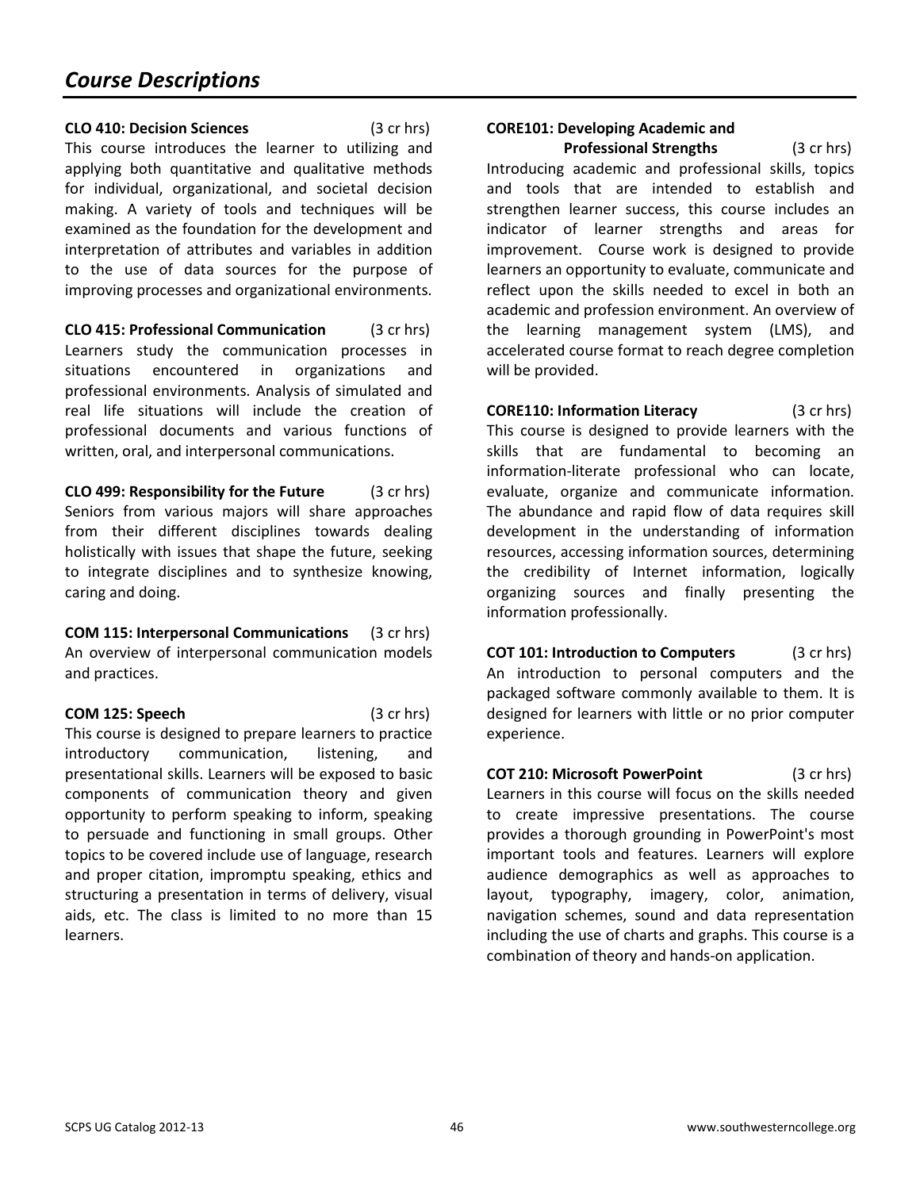# *Course Descriptions*

**CLO 410: Decision Sciences** (3 cr hrs)
This course introduces the learner to utilizing and applying both quantitative and qualitative methods for individual, organizational, and societal decision making. A variety of tools and techniques will be examined as the foundation for the development and interpretation of attributes and variables in addition to the use of data sources for the purpose of improving processes and organizational environments.

**CLO 415: Professional Communication** (3 cr hrs)
Learners study the communication processes in situations encountered in organizations and professional environments. Analysis of simulated and real life situations will include the creation of professional documents and various functions of written, oral, and interpersonal communications.

**CLO 499: Responsibility for the Future** (3 cr hrs)
Seniors from various majors will share approaches from their different disciplines towards dealing holistically with issues that shape the future, seeking to integrate disciplines and to synthesize knowing, caring and doing.

**COM 115: Interpersonal Communications** (3 cr hrs)
An overview of interpersonal communication models and practices.

**COM 125: Speech** (3 cr hrs)
This course is designed to prepare learners to practice introductory communication, listening, and presentational skills. Learners will be exposed to basic components of communication theory and given opportunity to perform speaking to inform, speaking to persuade and functioning in small groups. Other topics to be covered include use of language, research and proper citation, impromptu speaking, ethics and structuring a presentation in terms of delivery, visual aids, etc. The class is limited to no more than 15 learners.

**CORE101: Developing Academic and Professional Strengths** (3 cr hrs)
Introducing academic and professional skills, topics and tools that are intended to establish and strengthen learner success, this course includes an indicator of learner strengths and areas for improvement. Course work is designed to provide learners an opportunity to evaluate, communicate and reflect upon the skills needed to excel in both an academic and profession environment. An overview of the learning management system (LMS), and accelerated course format to reach degree completion will be provided.

**CORE110: Information Literacy** (3 cr hrs)
This course is designed to provide learners with the skills that are fundamental to becoming an information-literate professional who can locate, evaluate, organize and communicate information. The abundance and rapid flow of data requires skill development in the understanding of information resources, accessing information sources, determining the credibility of Internet information, logically organizing sources and finally presenting the information professionally.

**COT 101: Introduction to Computers** (3 cr hrs)
An introduction to personal computers and the packaged software commonly available to them. It is designed for learners with little or no prior computer experience.

**COT 210: Microsoft PowerPoint** (3 cr hrs)
Learners in this course will focus on the skills needed to create impressive presentations. The course provides a thorough grounding in PowerPoint's most important tools and features. Learners will explore audience demographics as well as approaches to layout, typography, imagery, color, animation, navigation schemes, sound and data representation including the use of charts and graphs. This course is a combination of theory and hands-on application.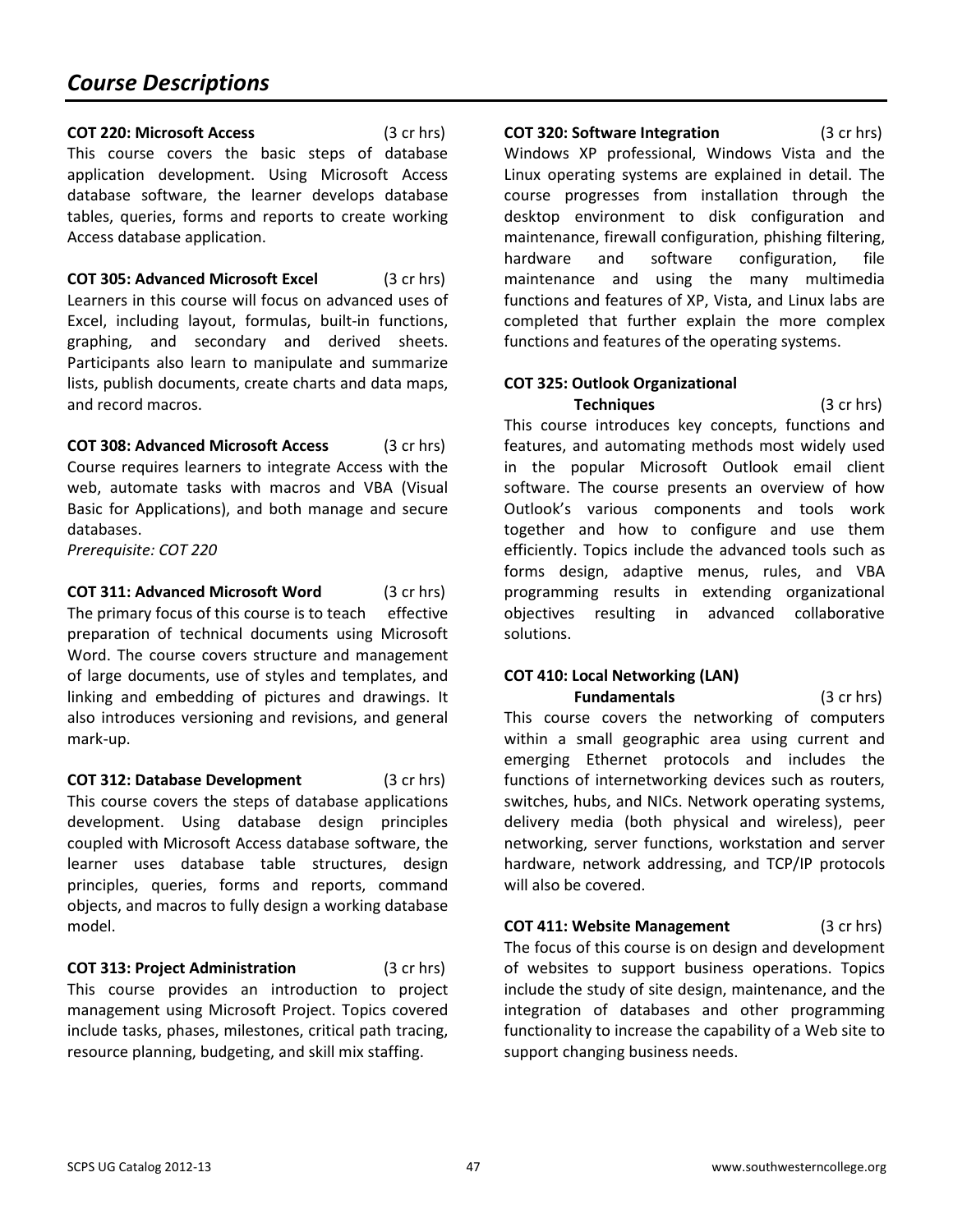# *Course Descriptions*

**COT 220: Microsoft Access** (3 cr hrs)
This course covers the basic steps of database application development. Using Microsoft Access database software, the learner develops database tables, queries, forms and reports to create working Access database application.

**COT 305: Advanced Microsoft Excel** (3 cr hrs)
Learners in this course will focus on advanced uses of Excel, including layout, formulas, built-in functions, graphing, and secondary and derived sheets. Participants also learn to manipulate and summarize lists, publish documents, create charts and data maps, and record macros.

**COT 308: Advanced Microsoft Access** (3 cr hrs)
Course requires learners to integrate Access with the web, automate tasks with macros and VBA (Visual Basic for Applications), and both manage and secure databases.
*Prerequisite: COT 220*

**COT 311: Advanced Microsoft Word** (3 cr hrs)
The primary focus of this course is to teach effective preparation of technical documents using Microsoft Word. The course covers structure and management of large documents, use of styles and templates, and linking and embedding of pictures and drawings. It also introduces versioning and revisions, and general mark-up.

**COT 312: Database Development** (3 cr hrs)
This course covers the steps of database applications development. Using database design principles coupled with Microsoft Access database software, the learner uses database table structures, design principles, queries, forms and reports, command objects, and macros to fully design a working database model.

**COT 313: Project Administration** (3 cr hrs)
This course provides an introduction to project management using Microsoft Project. Topics covered include tasks, phases, milestones, critical path tracing, resource planning, budgeting, and skill mix staffing.

**COT 320: Software Integration** (3 cr hrs)
Windows XP professional, Windows Vista and the Linux operating systems are explained in detail. The course progresses from installation through the desktop environment to disk configuration and maintenance, firewall configuration, phishing filtering, hardware and software configuration, file maintenance and using the many multimedia functions and features of XP, Vista, and Linux labs are completed that further explain the more complex functions and features of the operating systems.

**COT 325: Outlook Organizational Techniques** (3 cr hrs)
This course introduces key concepts, functions and features, and automating methods most widely used in the popular Microsoft Outlook email client software. The course presents an overview of how Outlook's various components and tools work together and how to configure and use them efficiently. Topics include the advanced tools such as forms design, adaptive menus, rules, and VBA programming results in extending organizational objectives resulting in advanced collaborative solutions.

**COT 410: Local Networking (LAN) Fundamentals** (3 cr hrs)
This course covers the networking of computers within a small geographic area using current and emerging Ethernet protocols and includes the functions of internetworking devices such as routers, switches, hubs, and NICs. Network operating systems, delivery media (both physical and wireless), peer networking, server functions, workstation and server hardware, network addressing, and TCP/IP protocols will also be covered.

**COT 411: Website Management** (3 cr hrs)
The focus of this course is on design and development of websites to support business operations. Topics include the study of site design, maintenance, and the integration of databases and other programming functionality to increase the capability of a Web site to support changing business needs.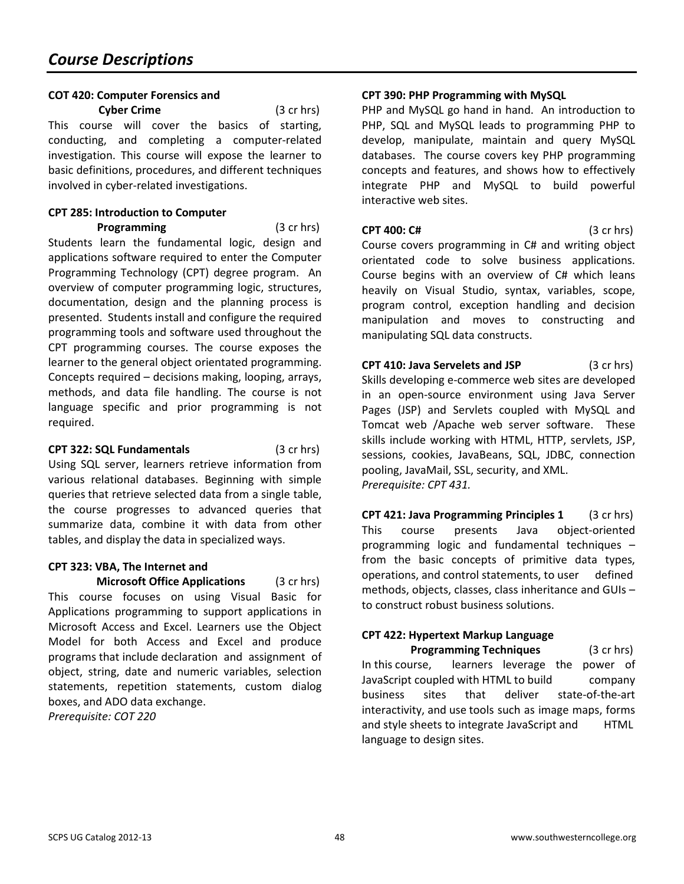# Course Descriptions

**COT 420: Computer Forensics and Cyber Crime** (3 cr hrs)
This course will cover the basics of starting, conducting, and completing a computer-related investigation. This course will expose the learner to basic definitions, procedures, and different techniques involved in cyber-related investigations.

**CPT 285: Introduction to Computer Programming** (3 cr hrs)
Students learn the fundamental logic, design and applications software required to enter the Computer Programming Technology (CPT) degree program. An overview of computer programming logic, structures, documentation, design and the planning process is presented. Students install and configure the required programming tools and software used throughout the CPT programming courses. The course exposes the learner to the general object orientated programming. Concepts required – decisions making, looping, arrays, methods, and data file handling. The course is not language specific and prior programming is not required.

**CPT 322: SQL Fundamentals** (3 cr hrs)
Using SQL server, learners retrieve information from various relational databases. Beginning with simple queries that retrieve selected data from a single table, the course progresses to advanced queries that summarize data, combine it with data from other tables, and display the data in specialized ways.

**CPT 323: VBA, The Internet and Microsoft Office Applications** (3 cr hrs)
This course focuses on using Visual Basic for Applications programming to support applications in Microsoft Access and Excel. Learners use the Object Model for both Access and Excel and produce programs that include declaration and assignment of object, string, date and numeric variables, selection statements, repetition statements, custom dialog boxes, and ADO data exchange.
*Prerequisite: COT 220*

**CPT 390: PHP Programming with MySQL**
PHP and MySQL go hand in hand. An introduction to PHP, SQL and MySQL leads to programming PHP to develop, manipulate, maintain and query MySQL databases. The course covers key PHP programming concepts and features, and shows how to effectively integrate PHP and MySQL to build powerful interactive web sites.

**CPT 400: C#** (3 cr hrs)
Course covers programming in C# and writing object orientated code to solve business applications. Course begins with an overview of C# which leans heavily on Visual Studio, syntax, variables, scope, program control, exception handling and decision manipulation and moves to constructing and manipulating SQL data constructs.

**CPT 410: Java Servelets and JSP** (3 cr hrs)
Skills developing e-commerce web sites are developed in an open-source environment using Java Server Pages (JSP) and Servlets coupled with MySQL and Tomcat web /Apache web server software. These skills include working with HTML, HTTP, servlets, JSP, sessions, cookies, JavaBeans, SQL, JDBC, connection pooling, JavaMail, SSL, security, and XML.
*Prerequisite: CPT 431.*

**CPT 421: Java Programming Principles 1** (3 cr hrs)
This course presents Java object-oriented programming logic and fundamental techniques – from the basic concepts of primitive data types, operations, and control statements, to user defined methods, objects, classes, class inheritance and GUIs – to construct robust business solutions.

**CPT 422: Hypertext Markup Language Programming Techniques** (3 cr hrs)
In this course, learners leverage the power of JavaScript coupled with HTML to build company business sites that deliver state-of-the-art interactivity, and use tools such as image maps, forms and style sheets to integrate JavaScript and HTML language to design sites.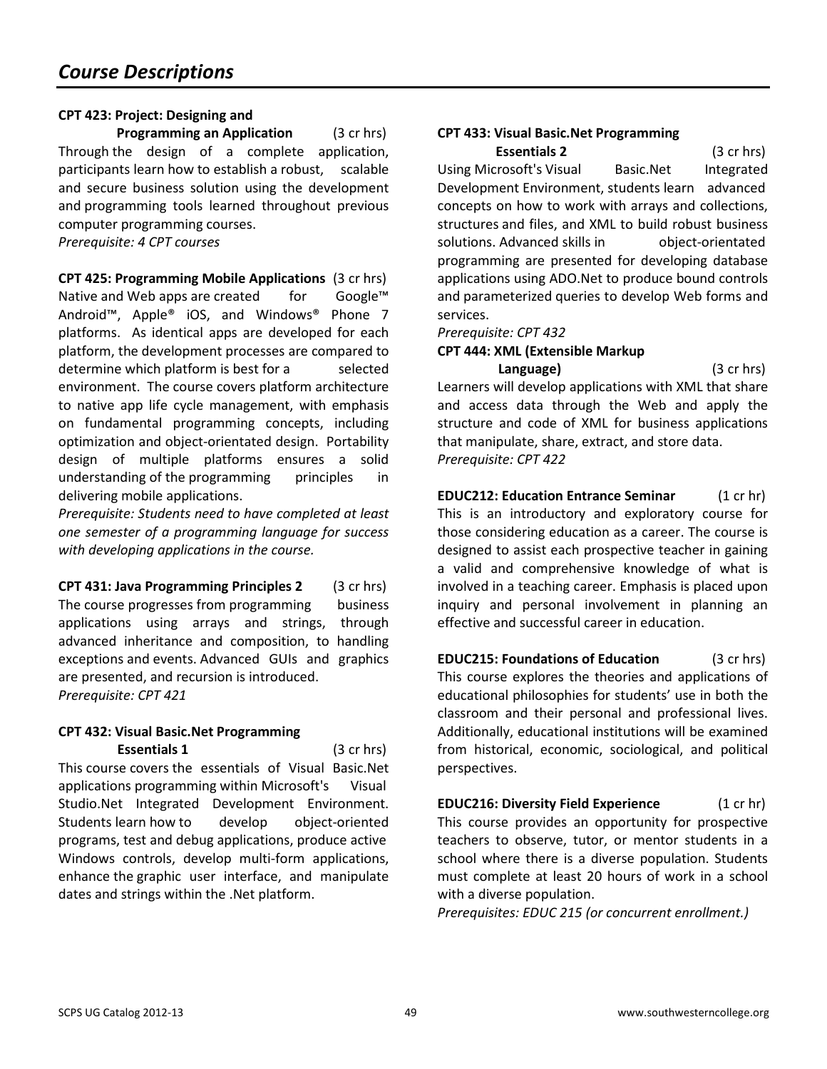# Course Descriptions

**CPT 423: Project: Designing and Programming an Application** (3 cr hrs)
Through the design of a complete application, participants learn how to establish a robust, scalable and secure business solution using the development and programming tools learned throughout previous computer programming courses.
*Prerequisite: 4 CPT courses*

**CPT 425: Programming Mobile Applications** (3 cr hrs)
Native and Web apps are created for Google™ Android™, Apple® iOS, and Windows® Phone 7 platforms. As identical apps are developed for each platform, the development processes are compared to determine which platform is best for a selected environment. The course covers platform architecture to native app life cycle management, with emphasis on fundamental programming concepts, including optimization and object-orientated design. Portability design of multiple platforms ensures a solid understanding of the programming principles in delivering mobile applications.
*Prerequisite: Students need to have completed at least one semester of a programming language for success with developing applications in the course.*

**CPT 431: Java Programming Principles 2** (3 cr hrs)
The course progresses from programming business applications using arrays and strings, through advanced inheritance and composition, to handling exceptions and events. Advanced GUIs and graphics are presented, and recursion is introduced.
*Prerequisite: CPT 421*

**CPT 432: Visual Basic.Net Programming Essentials 1** (3 cr hrs)
This course covers the essentials of Visual Basic.Net applications programming within Microsoft's Visual Studio.Net Integrated Development Environment. Students learn how to develop object-oriented programs, test and debug applications, produce active Windows controls, develop multi-form applications, enhance the graphic user interface, and manipulate dates and strings within the .Net platform.

**CPT 433: Visual Basic.Net Programming Essentials 2** (3 cr hrs)
Using Microsoft's Visual Basic.Net Integrated Development Environment, students learn advanced concepts on how to work with arrays and collections, structures and files, and XML to build robust business solutions. Advanced skills in object-orientated programming are presented for developing database applications using ADO.Net to produce bound controls and parameterized queries to develop Web forms and services.
*Prerequisite: CPT 432*

**CPT 444: XML (Extensible Markup Language)** (3 cr hrs)
Learners will develop applications with XML that share and access data through the Web and apply the structure and code of XML for business applications that manipulate, share, extract, and store data.
*Prerequisite: CPT 422*

**EDUC212: Education Entrance Seminar** (1 cr hr)
This is an introductory and exploratory course for those considering education as a career. The course is designed to assist each prospective teacher in gaining a valid and comprehensive knowledge of what is involved in a teaching career. Emphasis is placed upon inquiry and personal involvement in planning an effective and successful career in education.

**EDUC215: Foundations of Education** (3 cr hrs)
This course explores the theories and applications of educational philosophies for students' use in both the classroom and their personal and professional lives. Additionally, educational institutions will be examined from historical, economic, sociological, and political perspectives.

**EDUC216: Diversity Field Experience** (1 cr hr)
This course provides an opportunity for prospective teachers to observe, tutor, or mentor students in a school where there is a diverse population. Students must complete at least 20 hours of work in a school with a diverse population.
*Prerequisites: EDUC 215 (or concurrent enrollment.)*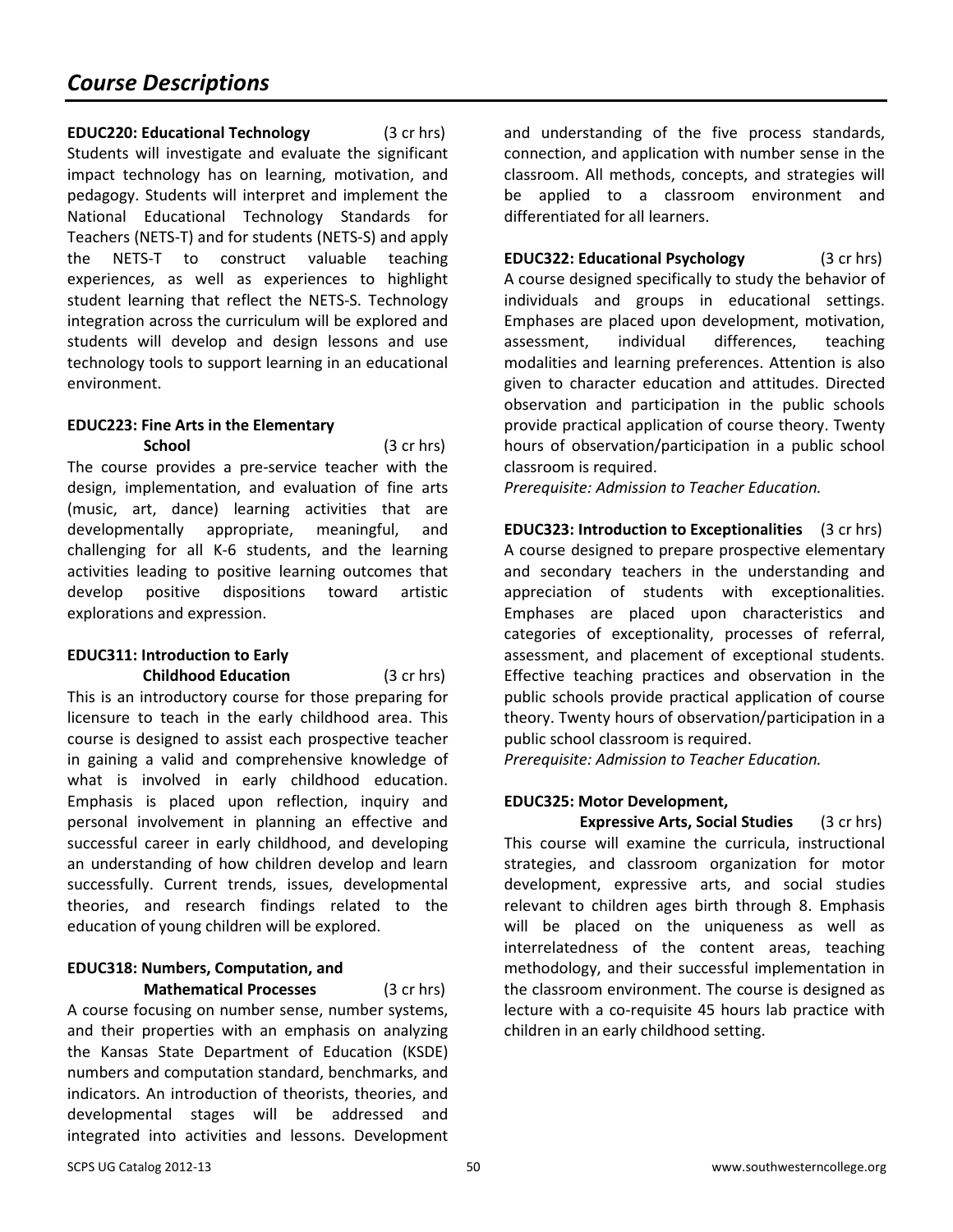# Course Descriptions

**EDUC220: Educational Technology** (3 cr hrs)
Students will investigate and evaluate the significant impact technology has on learning, motivation, and pedagogy. Students will interpret and implement the National Educational Technology Standards for Teachers (NETS-T) and for students (NETS-S) and apply the NETS-T to construct valuable teaching experiences, as well as experiences to highlight student learning that reflect the NETS-S. Technology integration across the curriculum will be explored and students will develop and design lessons and use technology tools to support learning in an educational environment.

**EDUC223: Fine Arts in the Elementary School** (3 cr hrs)
The course provides a pre-service teacher with the design, implementation, and evaluation of fine arts (music, art, dance) learning activities that are developmentally appropriate, meaningful, and challenging for all K-6 students, and the learning activities leading to positive learning outcomes that develop positive dispositions toward artistic explorations and expression.

**EDUC311: Introduction to Early Childhood Education** (3 cr hrs)
This is an introductory course for those preparing for licensure to teach in the early childhood area. This course is designed to assist each prospective teacher in gaining a valid and comprehensive knowledge of what is involved in early childhood education. Emphasis is placed upon reflection, inquiry and personal involvement in planning an effective and successful career in early childhood, and developing an understanding of how children develop and learn successfully. Current trends, issues, developmental theories, and research findings related to the education of young children will be explored.

**EDUC318: Numbers, Computation, and Mathematical Processes** (3 cr hrs)
A course focusing on number sense, number systems, and their properties with an emphasis on analyzing the Kansas State Department of Education (KSDE) numbers and computation standard, benchmarks, and indicators. An introduction of theorists, theories, and developmental stages will be addressed and integrated into activities and lessons. Development and understanding of the five process standards, connection, and application with number sense in the classroom. All methods, concepts, and strategies will be applied to a classroom environment and differentiated for all learners.

**EDUC322: Educational Psychology** (3 cr hrs)
A course designed specifically to study the behavior of individuals and groups in educational settings. Emphases are placed upon development, motivation, assessment, individual differences, teaching modalities and learning preferences. Attention is also given to character education and attitudes. Directed observation and participation in the public schools provide practical application of course theory. Twenty hours of observation/participation in a public school classroom is required.
*Prerequisite: Admission to Teacher Education.*

**EDUC323: Introduction to Exceptionalities** (3 cr hrs)
A course designed to prepare prospective elementary and secondary teachers in the understanding and appreciation of students with exceptionalities. Emphases are placed upon characteristics and categories of exceptionality, processes of referral, assessment, and placement of exceptional students. Effective teaching practices and observation in the public schools provide practical application of course theory. Twenty hours of observation/participation in a public school classroom is required.
*Prerequisite: Admission to Teacher Education.*

**EDUC325: Motor Development, Expressive Arts, Social Studies** (3 cr hrs)
This course will examine the curricula, instructional strategies, and classroom organization for motor development, expressive arts, and social studies relevant to children ages birth through 8. Emphasis will be placed on the uniqueness as well as interrelatedness of the content areas, teaching methodology, and their successful implementation in the classroom environment. The course is designed as lecture with a co-requisite 45 hours lab practice with children in an early childhood setting.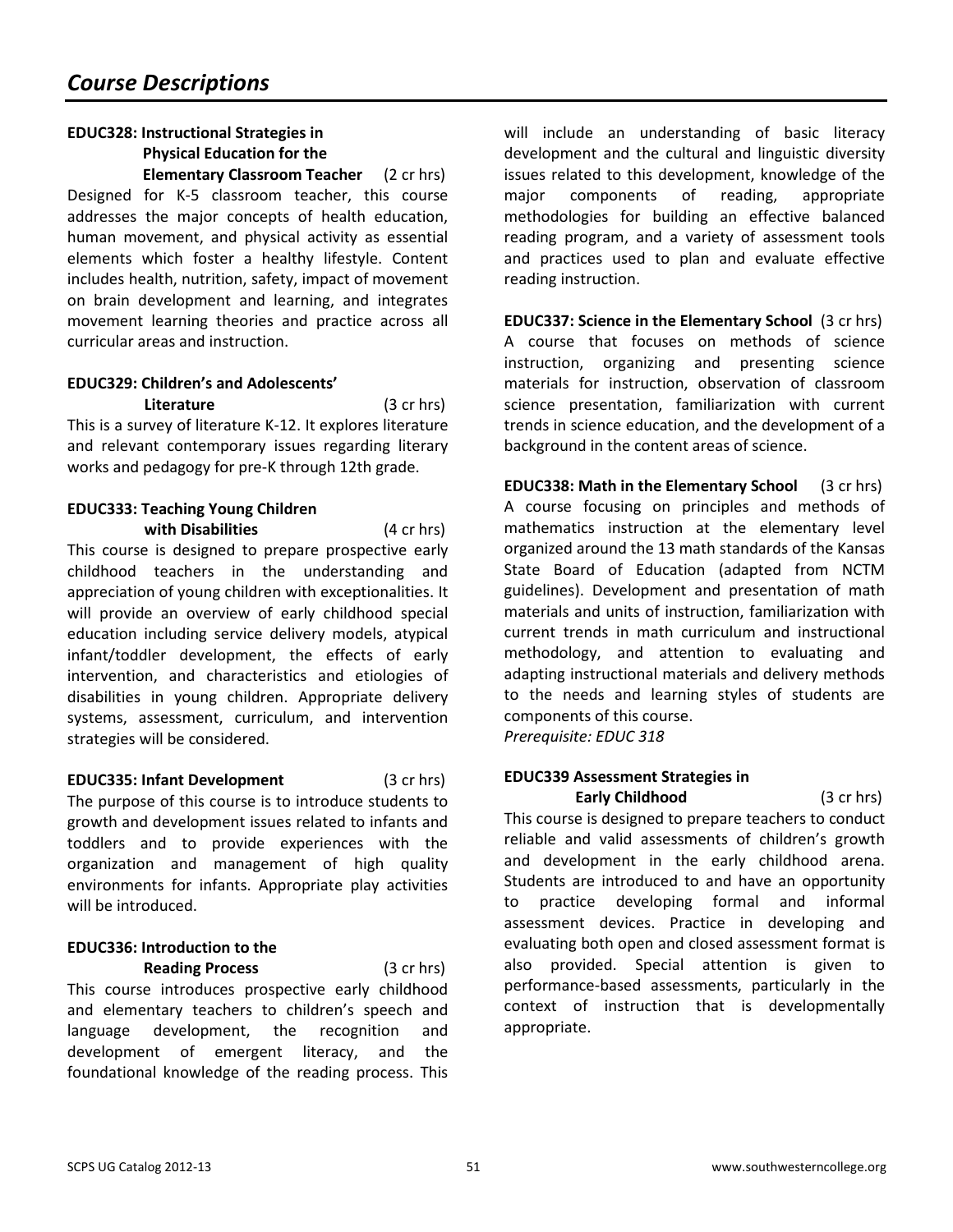# Course Descriptions

**EDUC328: Instructional Strategies in Physical Education for the Elementary Classroom Teacher** (2 cr hrs)

Designed for K-5 classroom teacher, this course addresses the major concepts of health education, human movement, and physical activity as essential elements which foster a healthy lifestyle. Content includes health, nutrition, safety, impact of movement on brain development and learning, and integrates movement learning theories and practice across all curricular areas and instruction.

**EDUC329: Children's and Adolescents' Literature** (3 cr hrs)

This is a survey of literature K-12. It explores literature and relevant contemporary issues regarding literary works and pedagogy for pre-K through 12th grade.

**EDUC333: Teaching Young Children with Disabilities** (4 cr hrs)

This course is designed to prepare prospective early childhood teachers in the understanding and appreciation of young children with exceptionalities. It will provide an overview of early childhood special education including service delivery models, atypical infant/toddler development, the effects of early intervention, and characteristics and etiologies of disabilities in young children. Appropriate delivery systems, assessment, curriculum, and intervention strategies will be considered.

**EDUC335: Infant Development** (3 cr hrs)

The purpose of this course is to introduce students to growth and development issues related to infants and toddlers and to provide experiences with the organization and management of high quality environments for infants. Appropriate play activities will be introduced.

**EDUC336: Introduction to the Reading Process** (3 cr hrs)

This course introduces prospective early childhood and elementary teachers to children's speech and language development, the recognition and development of emergent literacy, and the foundational knowledge of the reading process. This will include an understanding of basic literacy development and the cultural and linguistic diversity issues related to this development, knowledge of the major components of reading, appropriate methodologies for building an effective balanced reading program, and a variety of assessment tools and practices used to plan and evaluate effective reading instruction.

**EDUC337: Science in the Elementary School** (3 cr hrs)

A course that focuses on methods of science instruction, organizing and presenting science materials for instruction, observation of classroom science presentation, familiarization with current trends in science education, and the development of a background in the content areas of science.

**EDUC338: Math in the Elementary School** (3 cr hrs)

A course focusing on principles and methods of mathematics instruction at the elementary level organized around the 13 math standards of the Kansas State Board of Education (adapted from NCTM guidelines). Development and presentation of math materials and units of instruction, familiarization with current trends in math curriculum and instructional methodology, and attention to evaluating and adapting instructional materials and delivery methods to the needs and learning styles of students are components of this course.

*Prerequisite: EDUC 318*

**EDUC339 Assessment Strategies in Early Childhood** (3 cr hrs)

This course is designed to prepare teachers to conduct reliable and valid assessments of children's growth and development in the early childhood arena. Students are introduced to and have an opportunity to practice developing formal and informal assessment devices. Practice in developing and evaluating both open and closed assessment format is also provided. Special attention is given to performance-based assessments, particularly in the context of instruction that is developmentally appropriate.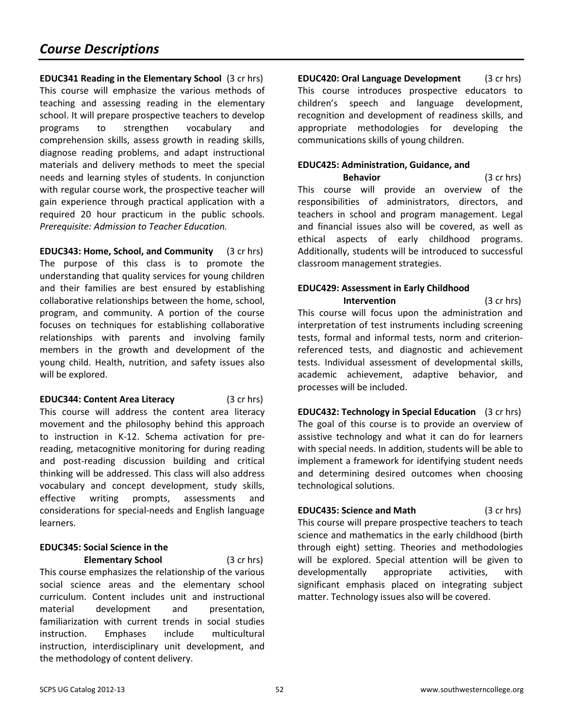## *Course Descriptions*

**EDUC341 Reading in the Elementary School** (3 cr hrs)
This course will emphasize the various methods of teaching and assessing reading in the elementary school. It will prepare prospective teachers to develop programs to strengthen vocabulary and comprehension skills, assess growth in reading skills, diagnose reading problems, and adapt instructional materials and delivery methods to meet the special needs and learning styles of students. In conjunction with regular course work, the prospective teacher will gain experience through practical application with a required 20 hour practicum in the public schools. *Prerequisite: Admission to Teacher Education.*

**EDUC343: Home, School, and Community** (3 cr hrs)
The purpose of this class is to promote the understanding that quality services for young children and their families are best ensured by establishing collaborative relationships between the home, school, program, and community. A portion of the course focuses on techniques for establishing collaborative relationships with parents and involving family members in the growth and development of the young child. Health, nutrition, and safety issues also will be explored.

**EDUC344: Content Area Literacy** (3 cr hrs)
This course will address the content area literacy movement and the philosophy behind this approach to instruction in K-12. Schema activation for pre-reading, metacognitive monitoring for during reading and post-reading discussion building and critical thinking will be addressed. This class will also address vocabulary and concept development, study skills, effective writing prompts, assessments and considerations for special-needs and English language learners.

**EDUC345: Social Science in the Elementary School** (3 cr hrs)
This course emphasizes the relationship of the various social science areas and the elementary school curriculum. Content includes unit and instructional material development and presentation, familiarization with current trends in social studies instruction. Emphases include multicultural instruction, interdisciplinary unit development, and the methodology of content delivery.

**EDUC420: Oral Language Development** (3 cr hrs)
This course introduces prospective educators to children's speech and language development, recognition and development of readiness skills, and appropriate methodologies for developing the communications skills of young children.

**EDUC425: Administration, Guidance, and Behavior** (3 cr hrs)
This course will provide an overview of the responsibilities of administrators, directors, and teachers in school and program management. Legal and financial issues also will be covered, as well as ethical aspects of early childhood programs. Additionally, students will be introduced to successful classroom management strategies.

**EDUC429: Assessment in Early Childhood Intervention** (3 cr hrs)
This course will focus upon the administration and interpretation of test instruments including screening tests, formal and informal tests, norm and criterion-referenced tests, and diagnostic and achievement tests. Individual assessment of developmental skills, academic achievement, adaptive behavior, and processes will be included.

**EDUC432: Technology in Special Education** (3 cr hrs)
The goal of this course is to provide an overview of assistive technology and what it can do for learners with special needs. In addition, students will be able to implement a framework for identifying student needs and determining desired outcomes when choosing technological solutions.

**EDUC435: Science and Math** (3 cr hrs)
This course will prepare prospective teachers to teach science and mathematics in the early childhood (birth through eight) setting. Theories and methodologies will be explored. Special attention will be given to developmentally appropriate activities, with significant emphasis placed on integrating subject matter. Technology issues also will be covered.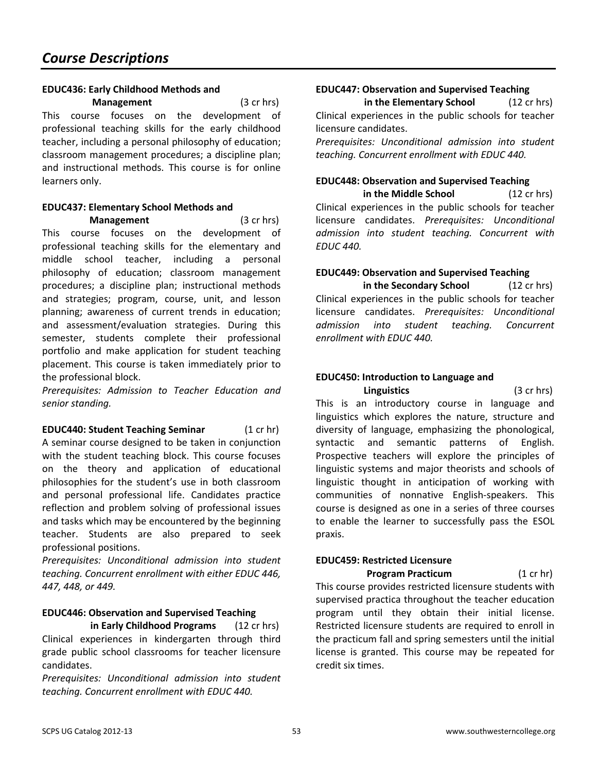## Course Descriptions

**EDUC436: Early Childhood Methods and Management** (3 cr hrs)

This course focuses on the development of professional teaching skills for the early childhood teacher, including a personal philosophy of education; classroom management procedures; a discipline plan; and instructional methods. This course is for online learners only.

**EDUC437: Elementary School Methods and Management** (3 cr hrs)

This course focuses on the development of professional teaching skills for the elementary and middle school teacher, including a personal philosophy of education; classroom management procedures; a discipline plan; instructional methods and strategies; program, course, unit, and lesson planning; awareness of current trends in education; and assessment/evaluation strategies. During this semester, students complete their professional portfolio and make application for student teaching placement. This course is taken immediately prior to the professional block.

*Prerequisites: Admission to Teacher Education and senior standing.*

**EDUC440: Student Teaching Seminar** (1 cr hr)

A seminar course designed to be taken in conjunction with the student teaching block. This course focuses on the theory and application of educational philosophies for the student's use in both classroom and personal professional life. Candidates practice reflection and problem solving of professional issues and tasks which may be encountered by the beginning teacher. Students are also prepared to seek professional positions.

*Prerequisites: Unconditional admission into student teaching. Concurrent enrollment with either EDUC 446, 447, 448, or 449.*

**EDUC446: Observation and Supervised Teaching in Early Childhood Programs** (12 cr hrs)

Clinical experiences in kindergarten through third grade public school classrooms for teacher licensure candidates.

*Prerequisites: Unconditional admission into student teaching. Concurrent enrollment with EDUC 440.*

**EDUC447: Observation and Supervised Teaching in the Elementary School** (12 cr hrs)

Clinical experiences in the public schools for teacher licensure candidates.

*Prerequisites: Unconditional admission into student teaching. Concurrent enrollment with EDUC 440.*

**EDUC448: Observation and Supervised Teaching in the Middle School** (12 cr hrs)

Clinical experiences in the public schools for teacher licensure candidates. *Prerequisites: Unconditional admission into student teaching. Concurrent with EDUC 440.*

**EDUC449: Observation and Supervised Teaching in the Secondary School** (12 cr hrs)

Clinical experiences in the public schools for teacher licensure candidates. *Prerequisites: Unconditional admission into student teaching. Concurrent enrollment with EDUC 440.*

**EDUC450: Introduction to Language and Linguistics** (3 cr hrs)

This is an introductory course in language and linguistics which explores the nature, structure and diversity of language, emphasizing the phonological, syntactic and semantic patterns of English. Prospective teachers will explore the principles of linguistic systems and major theorists and schools of linguistic thought in anticipation of working with communities of nonnative English-speakers. This course is designed as one in a series of three courses to enable the learner to successfully pass the ESOL praxis.

**EDUC459: Restricted Licensure Program Practicum** (1 cr hr)

This course provides restricted licensure students with supervised practica throughout the teacher education program until they obtain their initial license. Restricted licensure students are required to enroll in the practicum fall and spring semesters until the initial license is granted. This course may be repeated for credit six times.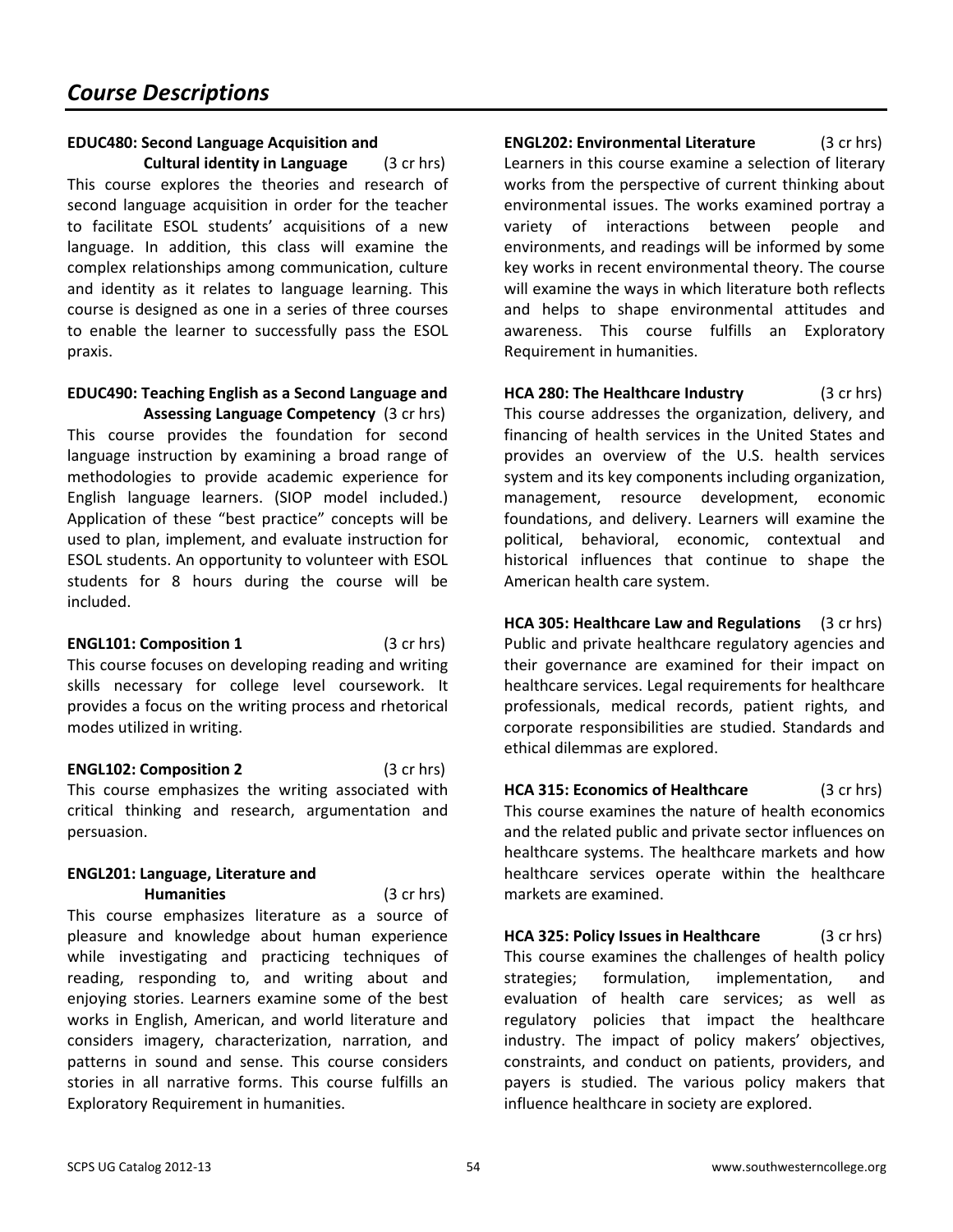# Course Descriptions

**EDUC480: Second Language Acquisition and Cultural identity in Language** (3 cr hrs)
This course explores the theories and research of second language acquisition in order for the teacher to facilitate ESOL students' acquisitions of a new language. In addition, this class will examine the complex relationships among communication, culture and identity as it relates to language learning. This course is designed as one in a series of three courses to enable the learner to successfully pass the ESOL praxis.

**EDUC490: Teaching English as a Second Language and Assessing Language Competency** (3 cr hrs)
This course provides the foundation for second language instruction by examining a broad range of methodologies to provide academic experience for English language learners. (SIOP model included.) Application of these "best practice" concepts will be used to plan, implement, and evaluate instruction for ESOL students. An opportunity to volunteer with ESOL students for 8 hours during the course will be included.

**ENGL101: Composition 1** (3 cr hrs)
This course focuses on developing reading and writing skills necessary for college level coursework. It provides a focus on the writing process and rhetorical modes utilized in writing.

**ENGL102: Composition 2** (3 cr hrs)
This course emphasizes the writing associated with critical thinking and research, argumentation and persuasion.

**ENGL201: Language, Literature and Humanities** (3 cr hrs)
This course emphasizes literature as a source of pleasure and knowledge about human experience while investigating and practicing techniques of reading, responding to, and writing about and enjoying stories. Learners examine some of the best works in English, American, and world literature and considers imagery, characterization, narration, and patterns in sound and sense. This course considers stories in all narrative forms. This course fulfills an Exploratory Requirement in humanities.

**ENGL202: Environmental Literature** (3 cr hrs)
Learners in this course examine a selection of literary works from the perspective of current thinking about environmental issues. The works examined portray a variety of interactions between people and environments, and readings will be informed by some key works in recent environmental theory. The course will examine the ways in which literature both reflects and helps to shape environmental attitudes and awareness. This course fulfills an Exploratory Requirement in humanities.

**HCA 280: The Healthcare Industry** (3 cr hrs)
This course addresses the organization, delivery, and financing of health services in the United States and provides an overview of the U.S. health services system and its key components including organization, management, resource development, economic foundations, and delivery. Learners will examine the political, behavioral, economic, contextual and historical influences that continue to shape the American health care system.

**HCA 305: Healthcare Law and Regulations** (3 cr hrs)
Public and private healthcare regulatory agencies and their governance are examined for their impact on healthcare services. Legal requirements for healthcare professionals, medical records, patient rights, and corporate responsibilities are studied. Standards and ethical dilemmas are explored.

**HCA 315: Economics of Healthcare** (3 cr hrs)
This course examines the nature of health economics and the related public and private sector influences on healthcare systems. The healthcare markets and how healthcare services operate within the healthcare markets are examined.

**HCA 325: Policy Issues in Healthcare** (3 cr hrs)
This course examines the challenges of health policy strategies; formulation, implementation, and evaluation of health care services; as well as regulatory policies that impact the healthcare industry. The impact of policy makers' objectives, constraints, and conduct on patients, providers, and payers is studied. The various policy makers that influence healthcare in society are explored.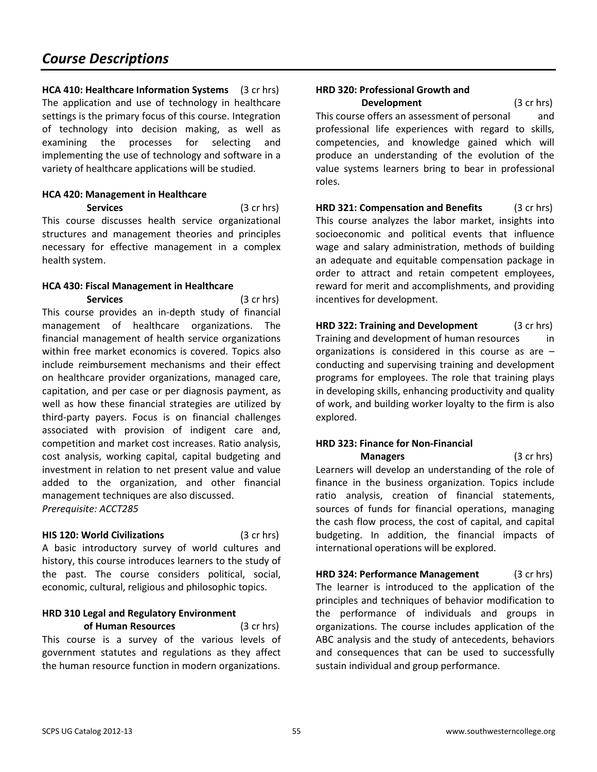## Course Descriptions

**HCA 410: Healthcare Information Systems** (3 cr hrs)
The application and use of technology in healthcare settings is the primary focus of this course. Integration of technology into decision making, as well as examining the processes for selecting and implementing the use of technology and software in a variety of healthcare applications will be studied.

**HCA 420: Management in Healthcare Services** (3 cr hrs)
This course discusses health service organizational structures and management theories and principles necessary for effective management in a complex health system.

**HCA 430: Fiscal Management in Healthcare Services** (3 cr hrs)
This course provides an in-depth study of financial management of healthcare organizations. The financial management of health service organizations within free market economics is covered. Topics also include reimbursement mechanisms and their effect on healthcare provider organizations, managed care, capitation, and per case or per diagnosis payment, as well as how these financial strategies are utilized by third-party payers. Focus is on financial challenges associated with provision of indigent care and, competition and market cost increases. Ratio analysis, cost analysis, working capital, capital budgeting and investment in relation to net present value and value added to the organization, and other financial management techniques are also discussed.
*Prerequisite: ACCT285*

**HIS 120: World Civilizations** (3 cr hrs)
A basic introductory survey of world cultures and history, this course introduces learners to the study of the past. The course considers political, social, economic, cultural, religious and philosophic topics.

**HRD 310 Legal and Regulatory Environment of Human Resources** (3 cr hrs)
This course is a survey of the various levels of government statutes and regulations as they affect the human resource function in modern organizations.

**HRD 320: Professional Growth and Development** (3 cr hrs)
This course offers an assessment of personal and professional life experiences with regard to skills, competencies, and knowledge gained which will produce an understanding of the evolution of the value systems learners bring to bear in professional roles.

**HRD 321: Compensation and Benefits** (3 cr hrs)
This course analyzes the labor market, insights into socioeconomic and political events that influence wage and salary administration, methods of building an adequate and equitable compensation package in order to attract and retain competent employees, reward for merit and accomplishments, and providing incentives for development.

**HRD 322: Training and Development** (3 cr hrs)
Training and development of human resources in organizations is considered in this course as are – conducting and supervising training and development programs for employees. The role that training plays in developing skills, enhancing productivity and quality of work, and building worker loyalty to the firm is also explored.

**HRD 323: Finance for Non-Financial Managers** (3 cr hrs)
Learners will develop an understanding of the role of finance in the business organization. Topics include ratio analysis, creation of financial statements, sources of funds for financial operations, managing the cash flow process, the cost of capital, and capital budgeting. In addition, the financial impacts of international operations will be explored.

**HRD 324: Performance Management** (3 cr hrs)
The learner is introduced to the application of the principles and techniques of behavior modification to the performance of individuals and groups in organizations. The course includes application of the ABC analysis and the study of antecedents, behaviors and consequences that can be used to successfully sustain individual and group performance.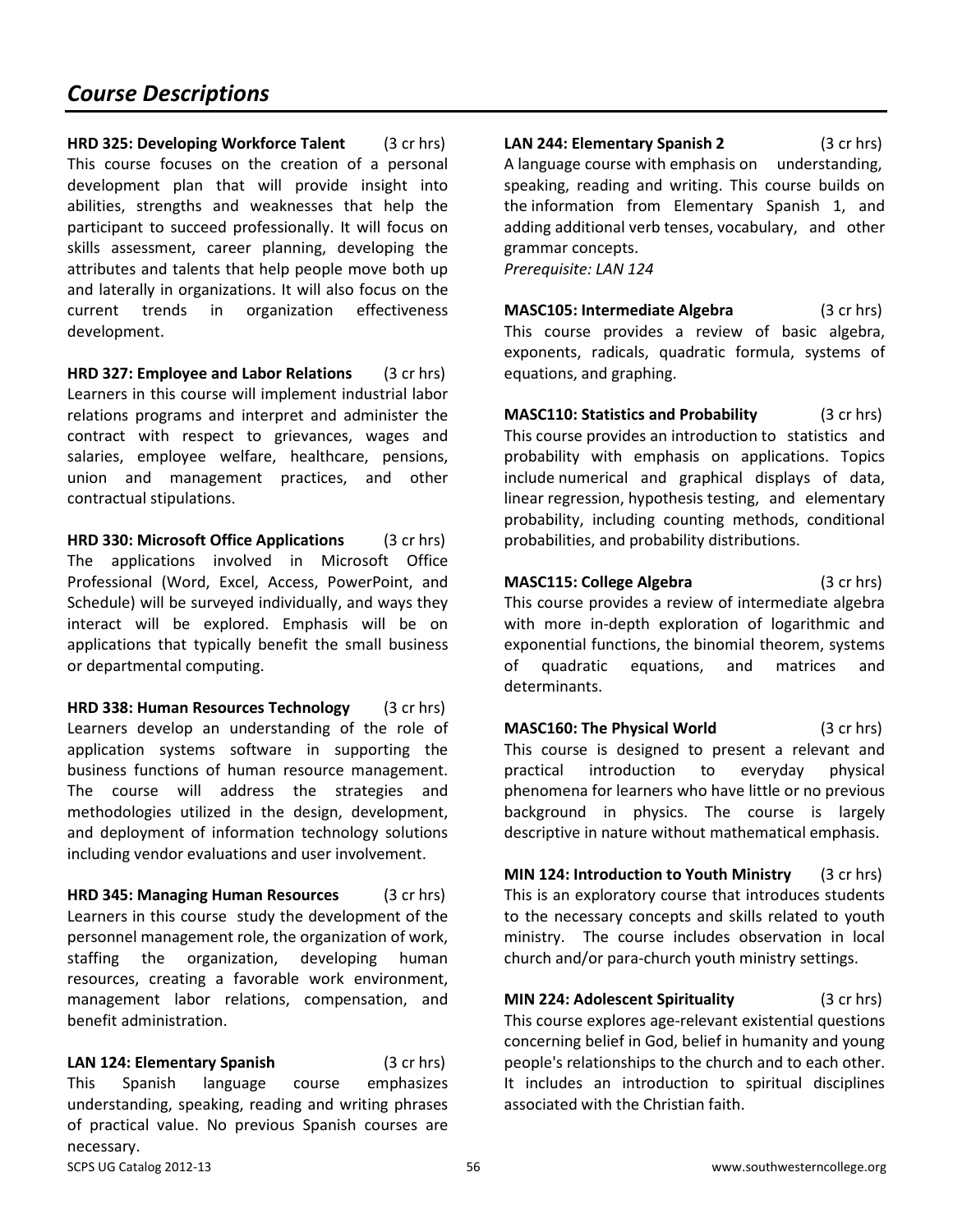# Course Descriptions

**HRD 325: Developing Workforce Talent** (3 cr hrs)
This course focuses on the creation of a personal development plan that will provide insight into abilities, strengths and weaknesses that help the participant to succeed professionally. It will focus on skills assessment, career planning, developing the attributes and talents that help people move both up and laterally in organizations. It will also focus on the current trends in organization effectiveness development.

**HRD 327: Employee and Labor Relations** (3 cr hrs)
Learners in this course will implement industrial labor relations programs and interpret and administer the contract with respect to grievances, wages and salaries, employee welfare, healthcare, pensions, union and management practices, and other contractual stipulations.

**HRD 330: Microsoft Office Applications** (3 cr hrs)
The applications involved in Microsoft Office Professional (Word, Excel, Access, PowerPoint, and Schedule) will be surveyed individually, and ways they interact will be explored. Emphasis will be on applications that typically benefit the small business or departmental computing.

**HRD 338: Human Resources Technology** (3 cr hrs)
Learners develop an understanding of the role of application systems software in supporting the business functions of human resource management. The course will address the strategies and methodologies utilized in the design, development, and deployment of information technology solutions including vendor evaluations and user involvement.

**HRD 345: Managing Human Resources** (3 cr hrs)
Learners in this course study the development of the personnel management role, the organization of work, staffing the organization, developing human resources, creating a favorable work environment, management labor relations, compensation, and benefit administration.

**LAN 124: Elementary Spanish** (3 cr hrs)
This Spanish language course emphasizes understanding, speaking, reading and writing phrases of practical value. No previous Spanish courses are necessary.

**LAN 244: Elementary Spanish 2** (3 cr hrs)
A language course with emphasis on understanding, speaking, reading and writing. This course builds on the information from Elementary Spanish 1, and adding additional verb tenses, vocabulary, and other grammar concepts.
*Prerequisite: LAN 124*

**MASC105: Intermediate Algebra** (3 cr hrs)
This course provides a review of basic algebra, exponents, radicals, quadratic formula, systems of equations, and graphing.

**MASC110: Statistics and Probability** (3 cr hrs)
This course provides an introduction to statistics and probability with emphasis on applications. Topics include numerical and graphical displays of data, linear regression, hypothesis testing, and elementary probability, including counting methods, conditional probabilities, and probability distributions.

**MASC115: College Algebra** (3 cr hrs)
This course provides a review of intermediate algebra with more in-depth exploration of logarithmic and exponential functions, the binomial theorem, systems of quadratic equations, and matrices and determinants.

**MASC160: The Physical World** (3 cr hrs)
This course is designed to present a relevant and practical introduction to everyday physical phenomena for learners who have little or no previous background in physics. The course is largely descriptive in nature without mathematical emphasis.

**MIN 124: Introduction to Youth Ministry** (3 cr hrs)
This is an exploratory course that introduces students to the necessary concepts and skills related to youth ministry. The course includes observation in local church and/or para-church youth ministry settings.

**MIN 224: Adolescent Spirituality** (3 cr hrs)
This course explores age-relevant existential questions concerning belief in God, belief in humanity and young people's relationships to the church and to each other. It includes an introduction to spiritual disciplines associated with the Christian faith.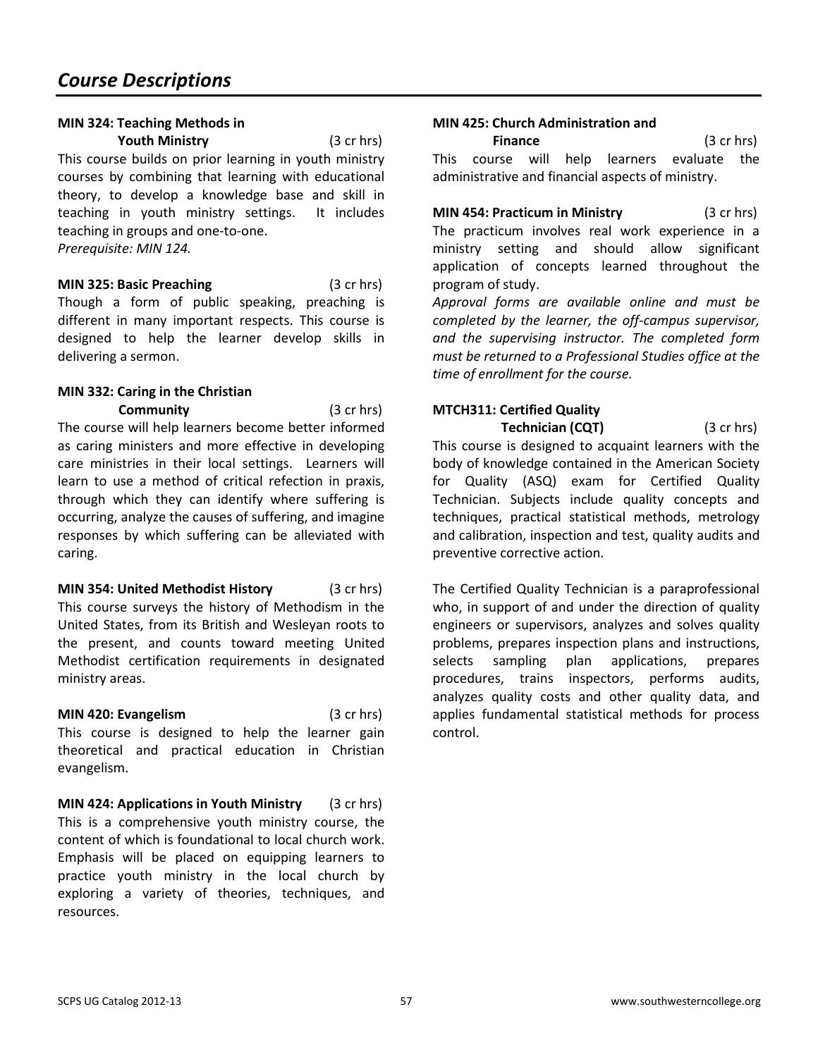## Course Descriptions

**MIN 324: Teaching Methods in Youth Ministry** (3 cr hrs)
This course builds on prior learning in youth ministry courses by combining that learning with educational theory, to develop a knowledge base and skill in teaching in youth ministry settings. It includes teaching in groups and one-to-one.
*Prerequisite: MIN 124.*

**MIN 325: Basic Preaching** (3 cr hrs)
Though a form of public speaking, preaching is different in many important respects. This course is designed to help the learner develop skills in delivering a sermon.

**MIN 332: Caring in the Christian Community** (3 cr hrs)
The course will help learners become better informed as caring ministers and more effective in developing care ministries in their local settings. Learners will learn to use a method of critical refection in praxis, through which they can identify where suffering is occurring, analyze the causes of suffering, and imagine responses by which suffering can be alleviated with caring.

**MIN 354: United Methodist History** (3 cr hrs)
This course surveys the history of Methodism in the United States, from its British and Wesleyan roots to the present, and counts toward meeting United Methodist certification requirements in designated ministry areas.

**MIN 420: Evangelism** (3 cr hrs)
This course is designed to help the learner gain theoretical and practical education in Christian evangelism.

**MIN 424: Applications in Youth Ministry** (3 cr hrs)
This is a comprehensive youth ministry course, the content of which is foundational to local church work. Emphasis will be placed on equipping learners to practice youth ministry in the local church by exploring a variety of theories, techniques, and resources.

**MIN 425: Church Administration and Finance** (3 cr hrs)
This course will help learners evaluate the administrative and financial aspects of ministry.

**MIN 454: Practicum in Ministry** (3 cr hrs)
The practicum involves real work experience in a ministry setting and should allow significant application of concepts learned throughout the program of study.
*Approval forms are available online and must be completed by the learner, the off-campus supervisor, and the supervising instructor. The completed form must be returned to a Professional Studies office at the time of enrollment for the course.*

**MTCH311: Certified Quality Technician (CQT)** (3 cr hrs)
This course is designed to acquaint learners with the body of knowledge contained in the American Society for Quality (ASQ) exam for Certified Quality Technician. Subjects include quality concepts and techniques, practical statistical methods, metrology and calibration, inspection and test, quality audits and preventive corrective action.

The Certified Quality Technician is a paraprofessional who, in support of and under the direction of quality engineers or supervisors, analyzes and solves quality problems, prepares inspection plans and instructions, selects sampling plan applications, prepares procedures, trains inspectors, performs audits, analyzes quality costs and other quality data, and applies fundamental statistical methods for process control.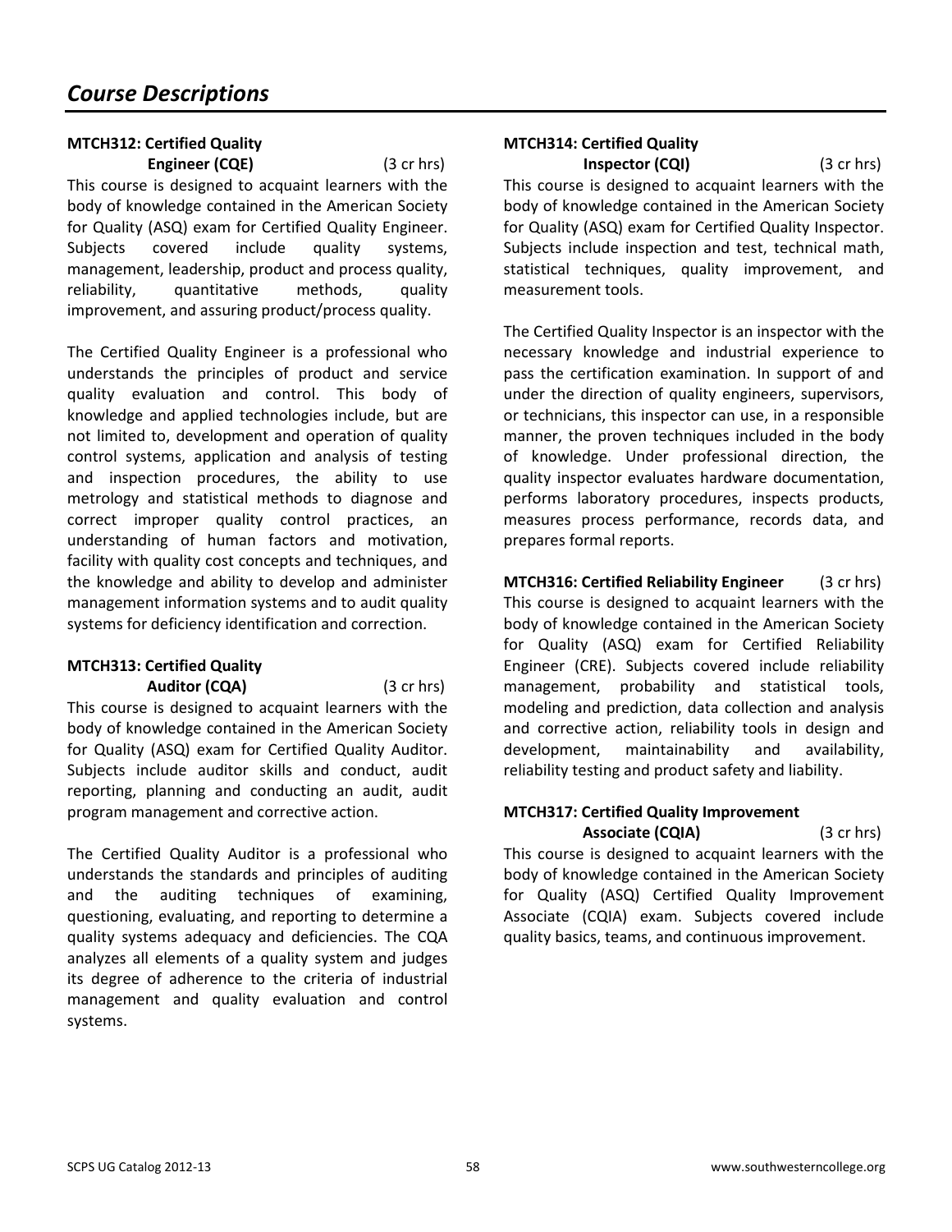# *Course Descriptions*

**MTCH312: Certified Quality Engineer (CQE)** (3 cr hrs)

This course is designed to acquaint learners with the body of knowledge contained in the American Society for Quality (ASQ) exam for Certified Quality Engineer. Subjects covered include quality systems, management, leadership, product and process quality, reliability, quantitative methods, quality improvement, and assuring product/process quality.

The Certified Quality Engineer is a professional who understands the principles of product and service quality evaluation and control. This body of knowledge and applied technologies include, but are not limited to, development and operation of quality control systems, application and analysis of testing and inspection procedures, the ability to use metrology and statistical methods to diagnose and correct improper quality control practices, an understanding of human factors and motivation, facility with quality cost concepts and techniques, and the knowledge and ability to develop and administer management information systems and to audit quality systems for deficiency identification and correction.

**MTCH313: Certified Quality Auditor (CQA)** (3 cr hrs)

This course is designed to acquaint learners with the body of knowledge contained in the American Society for Quality (ASQ) exam for Certified Quality Auditor. Subjects include auditor skills and conduct, audit reporting, planning and conducting an audit, audit program management and corrective action.

The Certified Quality Auditor is a professional who understands the standards and principles of auditing and the auditing techniques of examining, questioning, evaluating, and reporting to determine a quality systems adequacy and deficiencies. The CQA analyzes all elements of a quality system and judges its degree of adherence to the criteria of industrial management and quality evaluation and control systems.

**MTCH314: Certified Quality Inspector (CQI)** (3 cr hrs)

This course is designed to acquaint learners with the body of knowledge contained in the American Society for Quality (ASQ) exam for Certified Quality Inspector. Subjects include inspection and test, technical math, statistical techniques, quality improvement, and measurement tools.

The Certified Quality Inspector is an inspector with the necessary knowledge and industrial experience to pass the certification examination. In support of and under the direction of quality engineers, supervisors, or technicians, this inspector can use, in a responsible manner, the proven techniques included in the body of knowledge. Under professional direction, the quality inspector evaluates hardware documentation, performs laboratory procedures, inspects products, measures process performance, records data, and prepares formal reports.

**MTCH316: Certified Reliability Engineer** (3 cr hrs)

This course is designed to acquaint learners with the body of knowledge contained in the American Society for Quality (ASQ) exam for Certified Reliability Engineer (CRE). Subjects covered include reliability management, probability and statistical tools, modeling and prediction, data collection and analysis and corrective action, reliability tools in design and development, maintainability and availability, reliability testing and product safety and liability.

**MTCH317: Certified Quality Improvement Associate (CQIA)** (3 cr hrs)

This course is designed to acquaint learners with the body of knowledge contained in the American Society for Quality (ASQ) Certified Quality Improvement Associate (CQIA) exam. Subjects covered include quality basics, teams, and continuous improvement.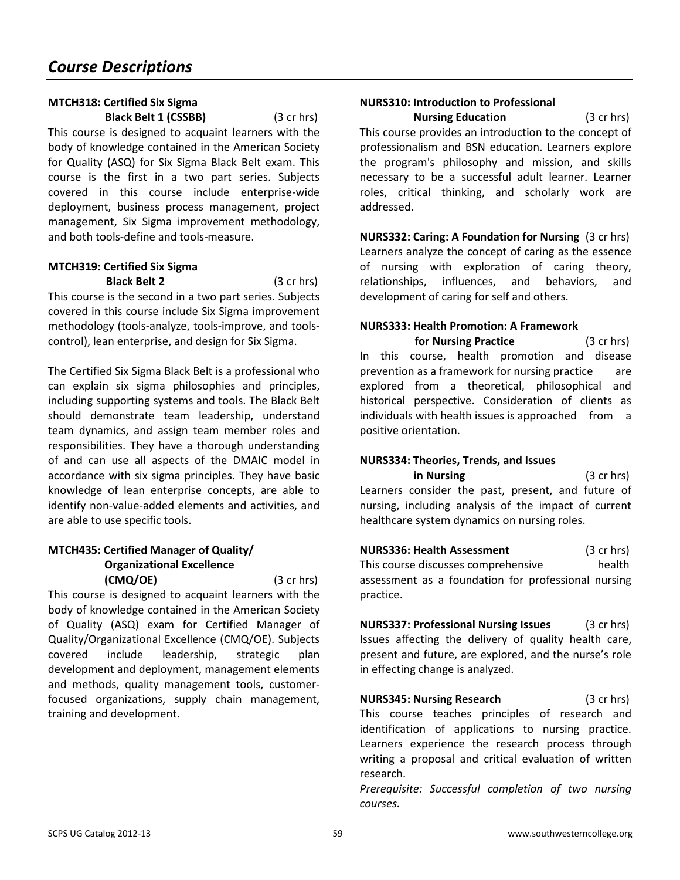## Course Descriptions

**MTCH318: Certified Six Sigma Black Belt 1 (CSSBB)** (3 cr hrs)

This course is designed to acquaint learners with the body of knowledge contained in the American Society for Quality (ASQ) for Six Sigma Black Belt exam. This course is the first in a two part series. Subjects covered in this course include enterprise-wide deployment, business process management, project management, Six Sigma improvement methodology, and both tools-define and tools-measure.

**MTCH319: Certified Six Sigma Black Belt 2** (3 cr hrs)

This course is the second in a two part series. Subjects covered in this course include Six Sigma improvement methodology (tools-analyze, tools-improve, and tools-control), lean enterprise, and design for Six Sigma.

The Certified Six Sigma Black Belt is a professional who can explain six sigma philosophies and principles, including supporting systems and tools. The Black Belt should demonstrate team leadership, understand team dynamics, and assign team member roles and responsibilities. They have a thorough understanding of and can use all aspects of the DMAIC model in accordance with six sigma principles. They have basic knowledge of lean enterprise concepts, are able to identify non-value-added elements and activities, and are able to use specific tools.

**MTCH435: Certified Manager of Quality/ Organizational Excellence (CMQ/OE)** (3 cr hrs)

This course is designed to acquaint learners with the body of knowledge contained in the American Society of Quality (ASQ) exam for Certified Manager of Quality/Organizational Excellence (CMQ/OE). Subjects covered include leadership, strategic plan development and deployment, management elements and methods, quality management tools, customer-focused organizations, supply chain management, training and development.

**NURS310: Introduction to Professional Nursing Education** (3 cr hrs)

This course provides an introduction to the concept of professionalism and BSN education. Learners explore the program's philosophy and mission, and skills necessary to be a successful adult learner. Learner roles, critical thinking, and scholarly work are addressed.

**NURS332: Caring: A Foundation for Nursing** (3 cr hrs)

Learners analyze the concept of caring as the essence of nursing with exploration of caring theory, relationships, influences, and behaviors, and development of caring for self and others.

**NURS333: Health Promotion: A Framework for Nursing Practice** (3 cr hrs)

In this course, health promotion and disease prevention as a framework for nursing practice are explored from a theoretical, philosophical and historical perspective. Consideration of clients as individuals with health issues is approached from a positive orientation.

**NURS334: Theories, Trends, and Issues in Nursing** (3 cr hrs)

Learners consider the past, present, and future of nursing, including analysis of the impact of current healthcare system dynamics on nursing roles.

**NURS336: Health Assessment** (3 cr hrs)

This course discusses comprehensive health assessment as a foundation for professional nursing practice.

**NURS337: Professional Nursing Issues** (3 cr hrs)

Issues affecting the delivery of quality health care, present and future, are explored, and the nurse's role in effecting change is analyzed.

**NURS345: Nursing Research** (3 cr hrs)

This course teaches principles of research and identification of applications to nursing practice. Learners experience the research process through writing a proposal and critical evaluation of written research.

*Prerequisite: Successful completion of two nursing courses.*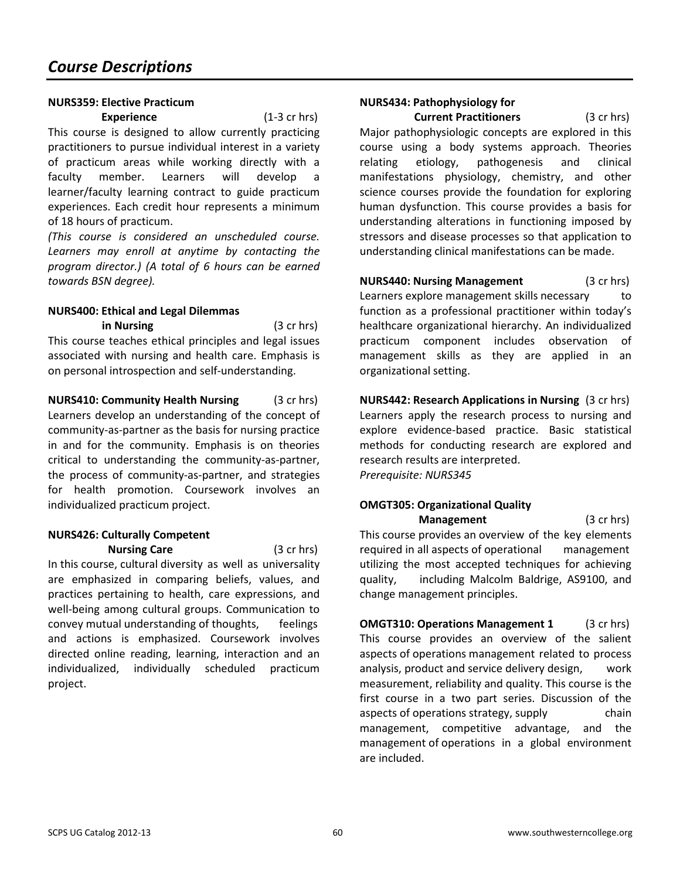# Course Descriptions

**NURS359: Elective Practicum Experience** (1-3 cr hrs)

This course is designed to allow currently practicing practitioners to pursue individual interest in a variety of practicum areas while working directly with a faculty member. Learners will develop a learner/faculty learning contract to guide practicum experiences. Each credit hour represents a minimum of 18 hours of practicum.

*(This course is considered an unscheduled course. Learners may enroll at anytime by contacting the program director.) (A total of 6 hours can be earned towards BSN degree).*

**NURS400: Ethical and Legal Dilemmas in Nursing** (3 cr hrs)

This course teaches ethical principles and legal issues associated with nursing and health care. Emphasis is on personal introspection and self-understanding.

**NURS410: Community Health Nursing** (3 cr hrs)

Learners develop an understanding of the concept of community-as-partner as the basis for nursing practice in and for the community. Emphasis is on theories critical to understanding the community-as-partner, the process of community-as-partner, and strategies for health promotion. Coursework involves an individualized practicum project.

**NURS426: Culturally Competent Nursing Care** (3 cr hrs)

In this course, cultural diversity as well as universality are emphasized in comparing beliefs, values, and practices pertaining to health, care expressions, and well-being among cultural groups. Communication to convey mutual understanding of thoughts, feelings and actions is emphasized. Coursework involves directed online reading, learning, interaction and an individualized, individually scheduled practicum project.

**NURS434: Pathophysiology for Current Practitioners** (3 cr hrs)

Major pathophysiologic concepts are explored in this course using a body systems approach. Theories relating etiology, pathogenesis and clinical manifestations physiology, chemistry, and other science courses provide the foundation for exploring human dysfunction. This course provides a basis for understanding alterations in functioning imposed by stressors and disease processes so that application to understanding clinical manifestations can be made.

**NURS440: Nursing Management** (3 cr hrs)

Learners explore management skills necessary to function as a professional practitioner within today's healthcare organizational hierarchy. An individualized practicum component includes observation of management skills as they are applied in an organizational setting.

**NURS442: Research Applications in Nursing** (3 cr hrs)

Learners apply the research process to nursing and explore evidence-based practice. Basic statistical methods for conducting research are explored and research results are interpreted.

*Prerequisite: NURS345*

**OMGT305: Organizational Quality Management** (3 cr hrs)

This course provides an overview of the key elements required in all aspects of operational management utilizing the most accepted techniques for achieving quality, including Malcolm Baldrige, AS9100, and change management principles.

**OMGT310: Operations Management 1** (3 cr hrs)

This course provides an overview of the salient aspects of operations management related to process analysis, product and service delivery design, work measurement, reliability and quality. This course is the first course in a two part series. Discussion of the aspects of operations strategy, supply chain management, competitive advantage, and the management of operations in a global environment are included.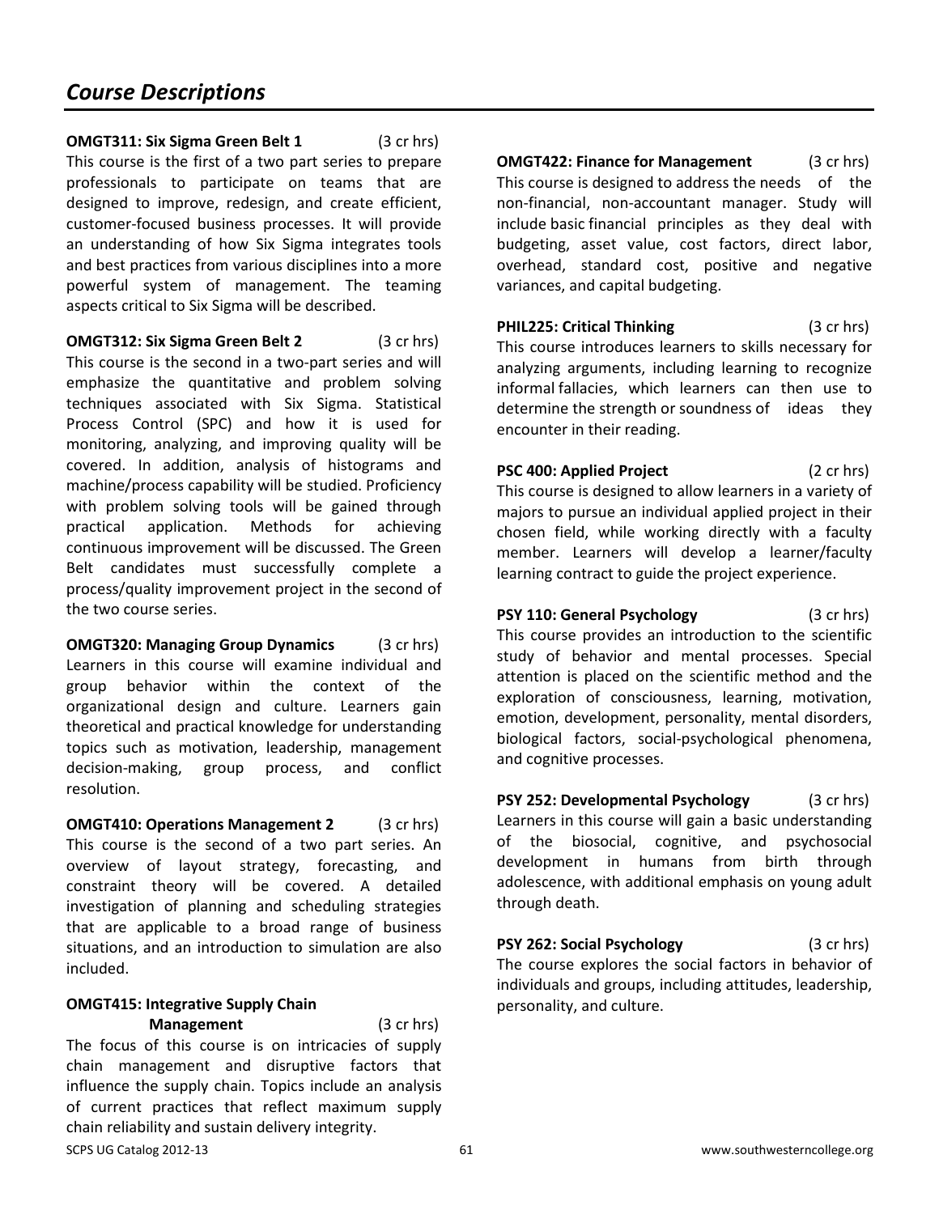# *Course Descriptions*

**OMGT311: Six Sigma Green Belt 1** (3 cr hrs)
This course is the first of a two part series to prepare professionals to participate on teams that are designed to improve, redesign, and create efficient, customer-focused business processes. It will provide an understanding of how Six Sigma integrates tools and best practices from various disciplines into a more powerful system of management. The teaming aspects critical to Six Sigma will be described.

**OMGT312: Six Sigma Green Belt 2** (3 cr hrs)
This course is the second in a two-part series and will emphasize the quantitative and problem solving techniques associated with Six Sigma. Statistical Process Control (SPC) and how it is used for monitoring, analyzing, and improving quality will be covered. In addition, analysis of histograms and machine/process capability will be studied. Proficiency with problem solving tools will be gained through practical application. Methods for achieving continuous improvement will be discussed. The Green Belt candidates must successfully complete a process/quality improvement project in the second of the two course series.

**OMGT320: Managing Group Dynamics** (3 cr hrs)
Learners in this course will examine individual and group behavior within the context of the organizational design and culture. Learners gain theoretical and practical knowledge for understanding topics such as motivation, leadership, management decision-making, group process, and conflict resolution.

**OMGT410: Operations Management 2** (3 cr hrs)
This course is the second of a two part series. An overview of layout strategy, forecasting, and constraint theory will be covered. A detailed investigation of planning and scheduling strategies that are applicable to a broad range of business situations, and an introduction to simulation are also included.

**OMGT415: Integrative Supply Chain Management** (3 cr hrs)
The focus of this course is on intricacies of supply chain management and disruptive factors that influence the supply chain. Topics include an analysis of current practices that reflect maximum supply chain reliability and sustain delivery integrity.

**OMGT422: Finance for Management** (3 cr hrs)
This course is designed to address the needs of the non-financial, non-accountant manager. Study will include basic financial principles as they deal with budgeting, asset value, cost factors, direct labor, overhead, standard cost, positive and negative variances, and capital budgeting.

**PHIL225: Critical Thinking** (3 cr hrs)
This course introduces learners to skills necessary for analyzing arguments, including learning to recognize informal fallacies, which learners can then use to determine the strength or soundness of ideas they encounter in their reading.

**PSC 400: Applied Project** (2 cr hrs)
This course is designed to allow learners in a variety of majors to pursue an individual applied project in their chosen field, while working directly with a faculty member. Learners will develop a learner/faculty learning contract to guide the project experience.

**PSY 110: General Psychology** (3 cr hrs)
This course provides an introduction to the scientific study of behavior and mental processes. Special attention is placed on the scientific method and the exploration of consciousness, learning, motivation, emotion, development, personality, mental disorders, biological factors, social-psychological phenomena, and cognitive processes.

**PSY 252: Developmental Psychology** (3 cr hrs)
Learners in this course will gain a basic understanding of the biosocial, cognitive, and psychosocial development in humans from birth through adolescence, with additional emphasis on young adult through death.

**PSY 262: Social Psychology** (3 cr hrs)
The course explores the social factors in behavior of individuals and groups, including attitudes, leadership, personality, and culture.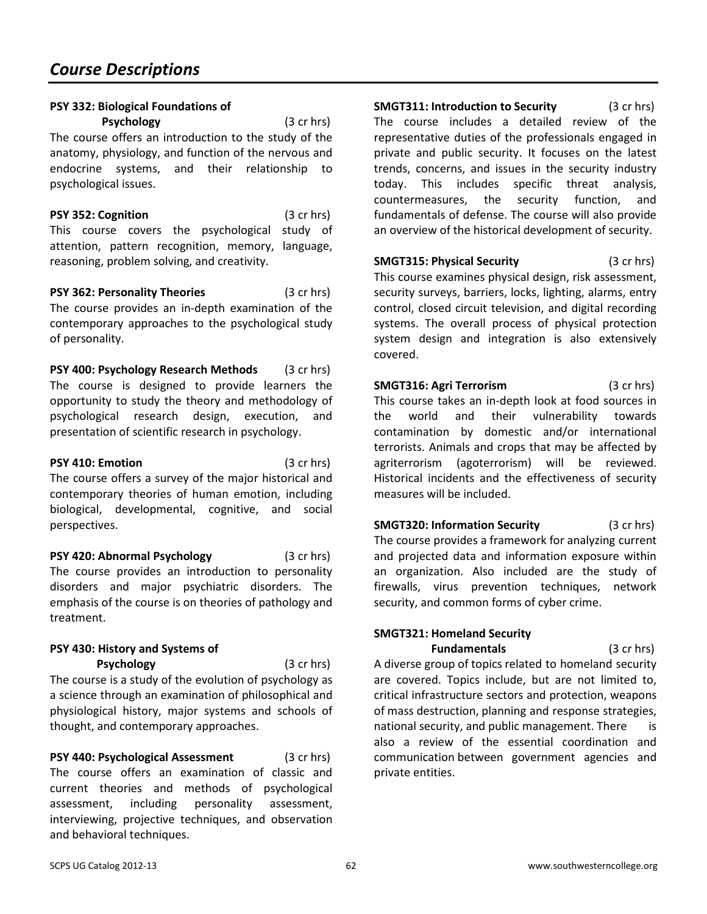# Course Descriptions

**PSY 332: Biological Foundations of Psychology** (3 cr hrs)
The course offers an introduction to the study of the anatomy, physiology, and function of the nervous and endocrine systems, and their relationship to psychological issues.

**PSY 352: Cognition** (3 cr hrs)
This course covers the psychological study of attention, pattern recognition, memory, language, reasoning, problem solving, and creativity.

**PSY 362: Personality Theories** (3 cr hrs)
The course provides an in-depth examination of the contemporary approaches to the psychological study of personality.

**PSY 400: Psychology Research Methods** (3 cr hrs)
The course is designed to provide learners the opportunity to study the theory and methodology of psychological research design, execution, and presentation of scientific research in psychology.

**PSY 410: Emotion** (3 cr hrs)
The course offers a survey of the major historical and contemporary theories of human emotion, including biological, developmental, cognitive, and social perspectives.

**PSY 420: Abnormal Psychology** (3 cr hrs)
The course provides an introduction to personality disorders and major psychiatric disorders. The emphasis of the course is on theories of pathology and treatment.

**PSY 430: History and Systems of Psychology** (3 cr hrs)
The course is a study of the evolution of psychology as a science through an examination of philosophical and physiological history, major systems and schools of thought, and contemporary approaches.

**PSY 440: Psychological Assessment** (3 cr hrs)
The course offers an examination of classic and current theories and methods of psychological assessment, including personality assessment, interviewing, projective techniques, and observation and behavioral techniques.

**SMGT311: Introduction to Security** (3 cr hrs)
The course includes a detailed review of the representative duties of the professionals engaged in private and public security. It focuses on the latest trends, concerns, and issues in the security industry today. This includes specific threat analysis, countermeasures, the security function, and fundamentals of defense. The course will also provide an overview of the historical development of security.

**SMGT315: Physical Security** (3 cr hrs)
This course examines physical design, risk assessment, security surveys, barriers, locks, lighting, alarms, entry control, closed circuit television, and digital recording systems. The overall process of physical protection system design and integration is also extensively covered.

**SMGT316: Agri Terrorism** (3 cr hrs)
This course takes an in-depth look at food sources in the world and their vulnerability towards contamination by domestic and/or international terrorists. Animals and crops that may be affected by agriterrorism (agoterrorism) will be reviewed. Historical incidents and the effectiveness of security measures will be included.

**SMGT320: Information Security** (3 cr hrs)
The course provides a framework for analyzing current and projected data and information exposure within an organization. Also included are the study of firewalls, virus prevention techniques, network security, and common forms of cyber crime.

**SMGT321: Homeland Security Fundamentals** (3 cr hrs)
A diverse group of topics related to homeland security are covered. Topics include, but are not limited to, critical infrastructure sectors and protection, weapons of mass destruction, planning and response strategies, national security, and public management. There is also a review of the essential coordination and communication between government agencies and private entities.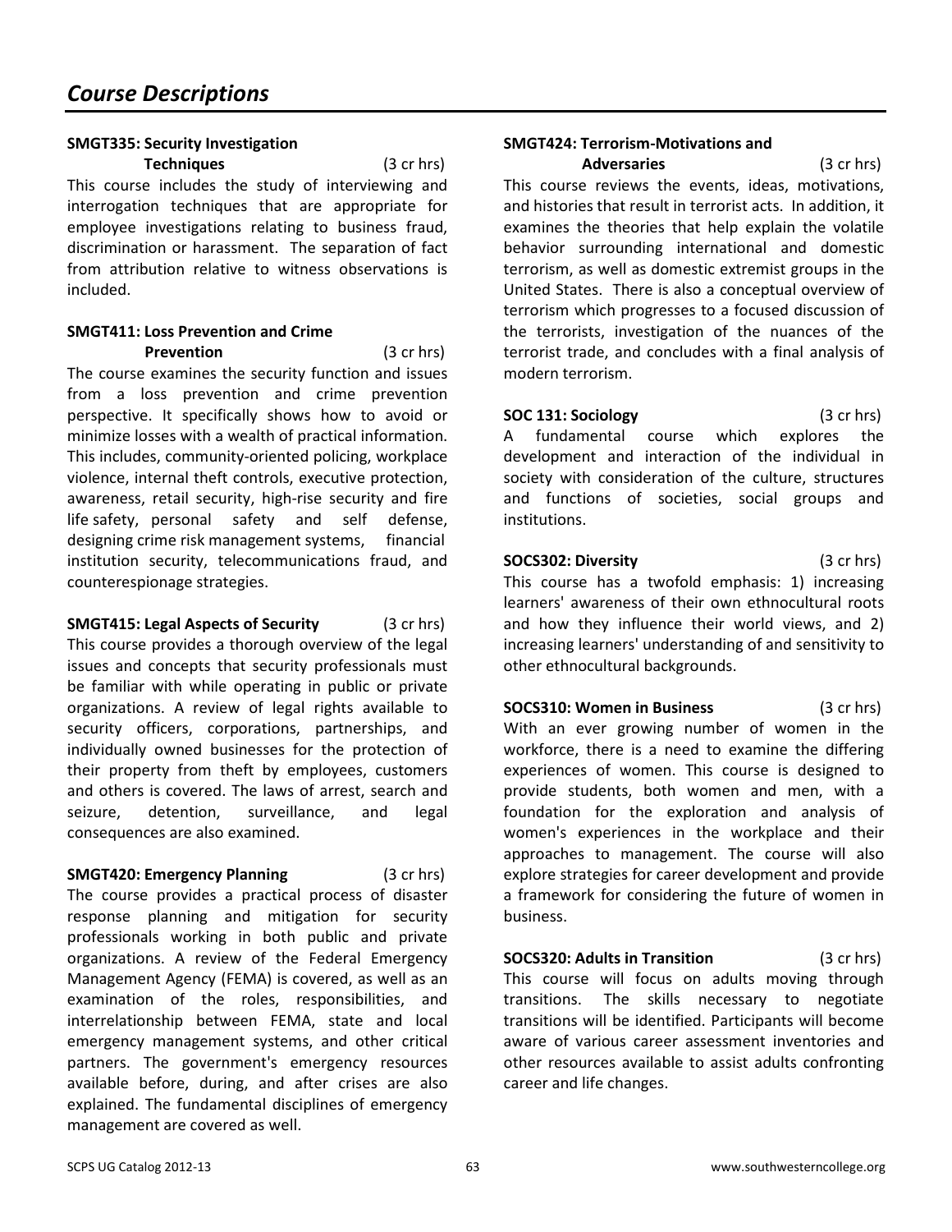# Course Descriptions

**SMGT335: Security Investigation Techniques** (3 cr hrs)
This course includes the study of interviewing and interrogation techniques that are appropriate for employee investigations relating to business fraud, discrimination or harassment. The separation of fact from attribution relative to witness observations is included.

**SMGT411: Loss Prevention and Crime Prevention** (3 cr hrs)
The course examines the security function and issues from a loss prevention and crime prevention perspective. It specifically shows how to avoid or minimize losses with a wealth of practical information. This includes, community-oriented policing, workplace violence, internal theft controls, executive protection, awareness, retail security, high-rise security and fire life safety, personal safety and self defense, designing crime risk management systems, financial institution security, telecommunications fraud, and counterespionage strategies.

**SMGT415: Legal Aspects of Security** (3 cr hrs)
This course provides a thorough overview of the legal issues and concepts that security professionals must be familiar with while operating in public or private organizations. A review of legal rights available to security officers, corporations, partnerships, and individually owned businesses for the protection of their property from theft by employees, customers and others is covered. The laws of arrest, search and seizure, detention, surveillance, and legal consequences are also examined.

**SMGT420: Emergency Planning** (3 cr hrs)
The course provides a practical process of disaster response planning and mitigation for security professionals working in both public and private organizations. A review of the Federal Emergency Management Agency (FEMA) is covered, as well as an examination of the roles, responsibilities, and interrelationship between FEMA, state and local emergency management systems, and other critical partners. The government's emergency resources available before, during, and after crises are also explained. The fundamental disciplines of emergency management are covered as well.

**SMGT424: Terrorism-Motivations and Adversaries** (3 cr hrs)
This course reviews the events, ideas, motivations, and histories that result in terrorist acts. In addition, it examines the theories that help explain the volatile behavior surrounding international and domestic terrorism, as well as domestic extremist groups in the United States. There is also a conceptual overview of terrorism which progresses to a focused discussion of the terrorists, investigation of the nuances of the terrorist trade, and concludes with a final analysis of modern terrorism.

**SOC 131: Sociology** (3 cr hrs)
A fundamental course which explores the development and interaction of the individual in society with consideration of the culture, structures and functions of societies, social groups and institutions.

**SOCS302: Diversity** (3 cr hrs)
This course has a twofold emphasis: 1) increasing learners' awareness of their own ethnocultural roots and how they influence their world views, and 2) increasing learners' understanding of and sensitivity to other ethnocultural backgrounds.

**SOCS310: Women in Business** (3 cr hrs)
With an ever growing number of women in the workforce, there is a need to examine the differing experiences of women. This course is designed to provide students, both women and men, with a foundation for the exploration and analysis of women's experiences in the workplace and their approaches to management. The course will also explore strategies for career development and provide a framework for considering the future of women in business.

**SOCS320: Adults in Transition** (3 cr hrs)
This course will focus on adults moving through transitions. The skills necessary to negotiate transitions will be identified. Participants will become aware of various career assessment inventories and other resources available to assist adults confronting career and life changes.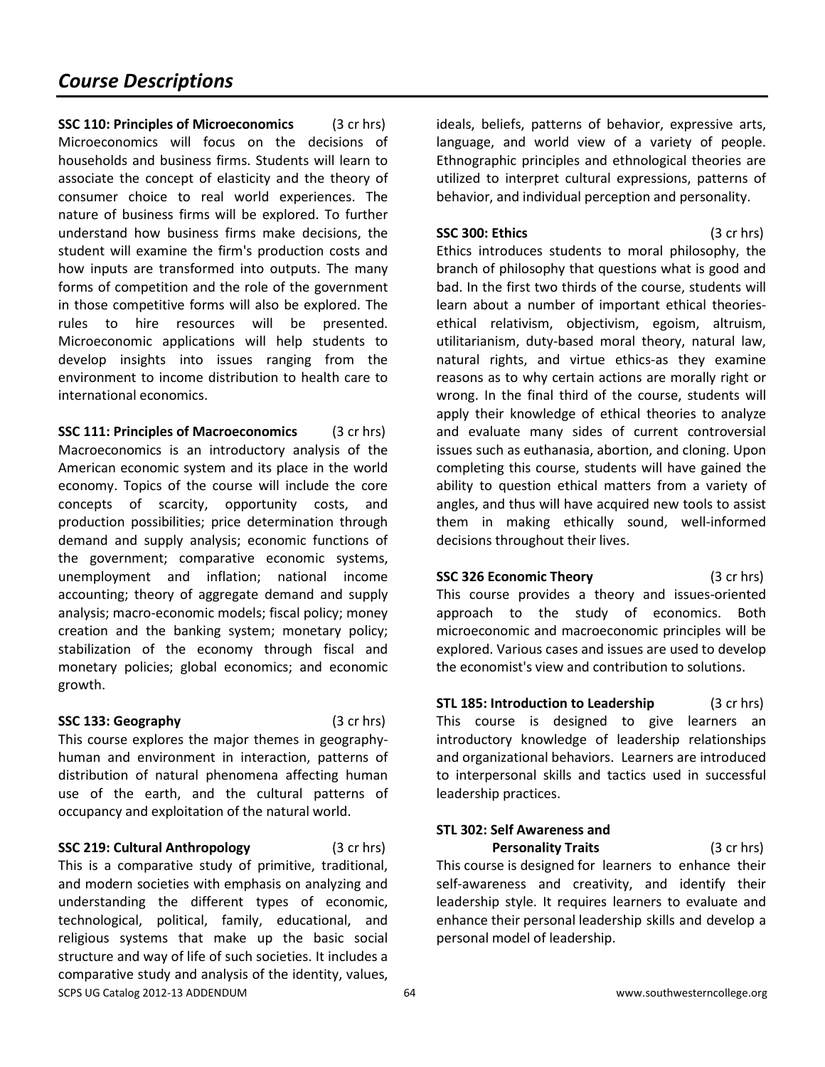## Course Descriptions

**SSC 110: Principles of Microeconomics** (3 cr hrs)
Microeconomics will focus on the decisions of households and business firms. Students will learn to associate the concept of elasticity and the theory of consumer choice to real world experiences. The nature of business firms will be explored. To further understand how business firms make decisions, the student will examine the firm's production costs and how inputs are transformed into outputs. The many forms of competition and the role of the government in those competitive forms will also be explored. The rules to hire resources will be presented. Microeconomic applications will help students to develop insights into issues ranging from the environment to income distribution to health care to international economics.

**SSC 111: Principles of Macroeconomics** (3 cr hrs)
Macroeconomics is an introductory analysis of the American economic system and its place in the world economy. Topics of the course will include the core concepts of scarcity, opportunity costs, and production possibilities; price determination through demand and supply analysis; economic functions of the government; comparative economic systems, unemployment and inflation; national income accounting; theory of aggregate demand and supply analysis; macro-economic models; fiscal policy; money creation and the banking system; monetary policy; stabilization of the economy through fiscal and monetary policies; global economics; and economic growth.

**SSC 133: Geography** (3 cr hrs)
This course explores the major themes in geography-human and environment in interaction, patterns of distribution of natural phenomena affecting human use of the earth, and the cultural patterns of occupancy and exploitation of the natural world.

**SSC 219: Cultural Anthropology** (3 cr hrs)
This is a comparative study of primitive, traditional, and modern societies with emphasis on analyzing and understanding the different types of economic, technological, political, family, educational, and religious systems that make up the basic social structure and way of life of such societies. It includes a comparative study and analysis of the identity, values, ideals, beliefs, patterns of behavior, expressive arts, language, and world view of a variety of people. Ethnographic principles and ethnological theories are utilized to interpret cultural expressions, patterns of behavior, and individual perception and personality.

**SSC 300: Ethics** (3 cr hrs)
Ethics introduces students to moral philosophy, the branch of philosophy that questions what is good and bad. In the first two thirds of the course, students will learn about a number of important ethical theories-ethical relativism, objectivism, egoism, altruism, utilitarianism, duty-based moral theory, natural law, natural rights, and virtue ethics-as they examine reasons as to why certain actions are morally right or wrong. In the final third of the course, students will apply their knowledge of ethical theories to analyze and evaluate many sides of current controversial issues such as euthanasia, abortion, and cloning. Upon completing this course, students will have gained the ability to question ethical matters from a variety of angles, and thus will have acquired new tools to assist them in making ethically sound, well-informed decisions throughout their lives.

**SSC 326 Economic Theory** (3 cr hrs)
This course provides a theory and issues-oriented approach to the study of economics. Both microeconomic and macroeconomic principles will be explored. Various cases and issues are used to develop the economist's view and contribution to solutions.

**STL 185: Introduction to Leadership** (3 cr hrs)
This course is designed to give learners an introductory knowledge of leadership relationships and organizational behaviors. Learners are introduced to interpersonal skills and tactics used in successful leadership practices.

**STL 302: Self Awareness and Personality Traits** (3 cr hrs)
This course is designed for learners to enhance their self-awareness and creativity, and identify their leadership style. It requires learners to evaluate and enhance their personal leadership skills and develop a personal model of leadership.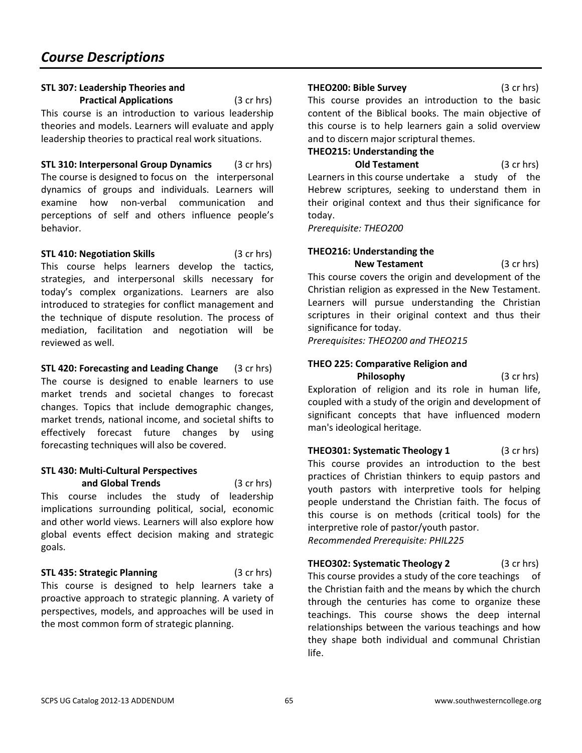# Course Descriptions

**STL 307: Leadership Theories and Practical Applications** (3 cr hrs)
This course is an introduction to various leadership theories and models. Learners will evaluate and apply leadership theories to practical real work situations.

**STL 310: Interpersonal Group Dynamics** (3 cr hrs)
The course is designed to focus on the interpersonal dynamics of groups and individuals. Learners will examine how non-verbal communication and perceptions of self and others influence people's behavior.

**STL 410: Negotiation Skills** (3 cr hrs)
This course helps learners develop the tactics, strategies, and interpersonal skills necessary for today's complex organizations. Learners are also introduced to strategies for conflict management and the technique of dispute resolution. The process of mediation, facilitation and negotiation will be reviewed as well.

**STL 420: Forecasting and Leading Change** (3 cr hrs)
The course is designed to enable learners to use market trends and societal changes to forecast changes. Topics that include demographic changes, market trends, national income, and societal shifts to effectively forecast future changes by using forecasting techniques will also be covered.

**STL 430: Multi-Cultural Perspectives and Global Trends** (3 cr hrs)
This course includes the study of leadership implications surrounding political, social, economic and other world views. Learners will also explore how global events effect decision making and strategic goals.

**STL 435: Strategic Planning** (3 cr hrs)
This course is designed to help learners take a proactive approach to strategic planning. A variety of perspectives, models, and approaches will be used in the most common form of strategic planning.

**THEO200: Bible Survey** (3 cr hrs)
This course provides an introduction to the basic content of the Biblical books. The main objective of this course is to help learners gain a solid overview and to discern major scriptural themes.

**THEO215: Understanding the Old Testament** (3 cr hrs)
Learners in this course undertake a study of the Hebrew scriptures, seeking to understand them in their original context and thus their significance for today.
*Prerequisite: THEO200*

**THEO216: Understanding the New Testament** (3 cr hrs)
This course covers the origin and development of the Christian religion as expressed in the New Testament. Learners will pursue understanding the Christian scriptures in their original context and thus their significance for today.
*Prerequisites: THEO200 and THEO215*

**THEO 225: Comparative Religion and Philosophy** (3 cr hrs)
Exploration of religion and its role in human life, coupled with a study of the origin and development of significant concepts that have influenced modern man's ideological heritage.

**THEO301: Systematic Theology 1** (3 cr hrs)
This course provides an introduction to the best practices of Christian thinkers to equip pastors and youth pastors with interpretive tools for helping people understand the Christian faith. The focus of this course is on methods (critical tools) for the interpretive role of pastor/youth pastor.
*Recommended Prerequisite: PHIL225*

**THEO302: Systematic Theology 2** (3 cr hrs)
This course provides a study of the core teachings of the Christian faith and the means by which the church through the centuries has come to organize these teachings. This course shows the deep internal relationships between the various teachings and how they shape both individual and communal Christian life.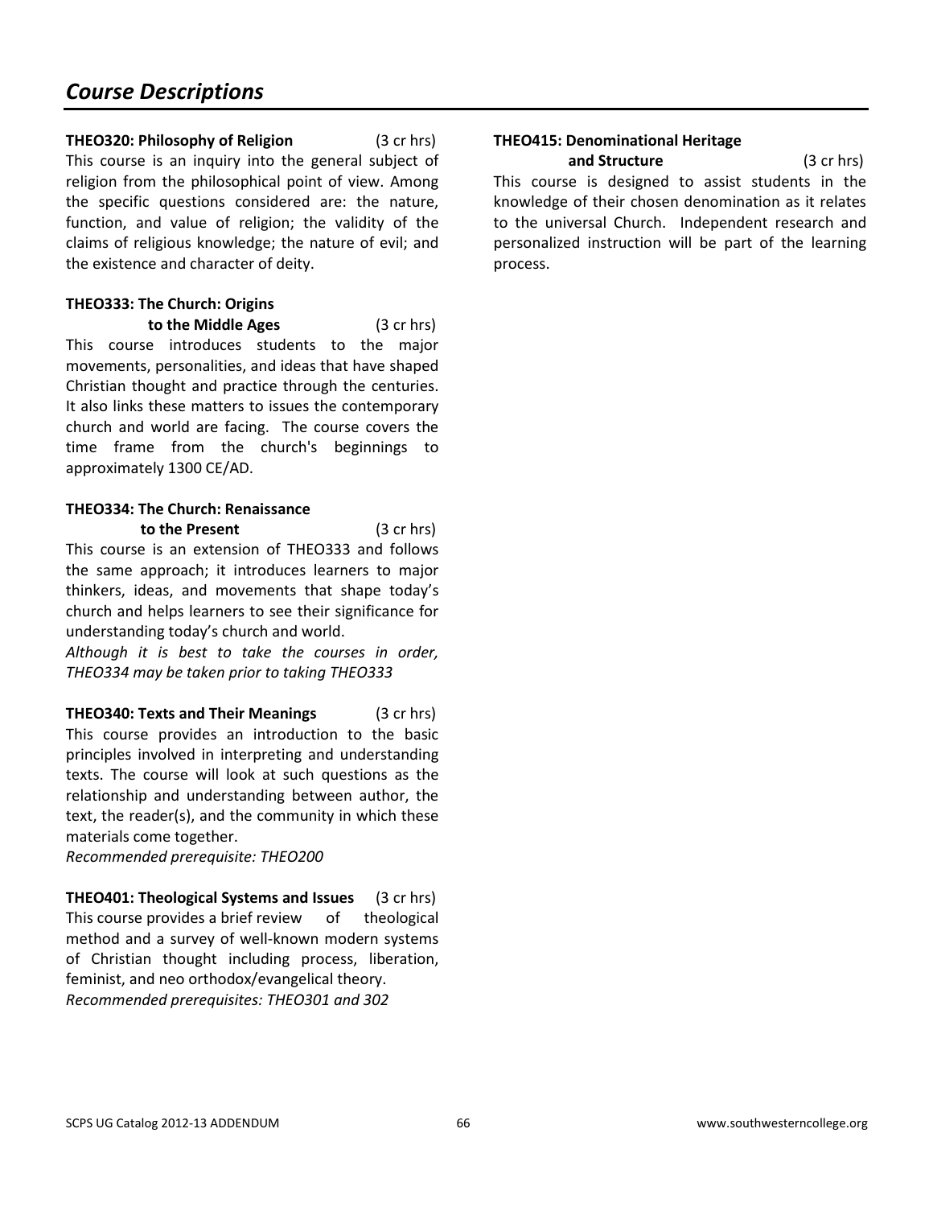# *Course Descriptions*

**THEO320: Philosophy of Religion** (3 cr hrs)
This course is an inquiry into the general subject of religion from the philosophical point of view. Among the specific questions considered are: the nature, function, and value of religion; the validity of the claims of religious knowledge; the nature of evil; and the existence and character of deity.

**THEO333: The Church: Origins to the Middle Ages** (3 cr hrs)
This course introduces students to the major movements, personalities, and ideas that have shaped Christian thought and practice through the centuries. It also links these matters to issues the contemporary church and world are facing. The course covers the time frame from the church's beginnings to approximately 1300 CE/AD.

**THEO334: The Church: Renaissance to the Present** (3 cr hrs)
This course is an extension of THEO333 and follows the same approach; it introduces learners to major thinkers, ideas, and movements that shape today's church and helps learners to see their significance for understanding today's church and world.
*Although it is best to take the courses in order, THEO334 may be taken prior to taking THEO333*

**THEO340: Texts and Their Meanings** (3 cr hrs)
This course provides an introduction to the basic principles involved in interpreting and understanding texts. The course will look at such questions as the relationship and understanding between author, the text, the reader(s), and the community in which these materials come together.
*Recommended prerequisite: THEO200*

**THEO401: Theological Systems and Issues** (3 cr hrs)
This course provides a brief review of theological method and a survey of well-known modern systems of Christian thought including process, liberation, feminist, and neo orthodox/evangelical theory.
*Recommended prerequisites: THEO301 and 302*

**THEO415: Denominational Heritage and Structure** (3 cr hrs)
This course is designed to assist students in the knowledge of their chosen denomination as it relates to the universal Church. Independent research and personalized instruction will be part of the learning process.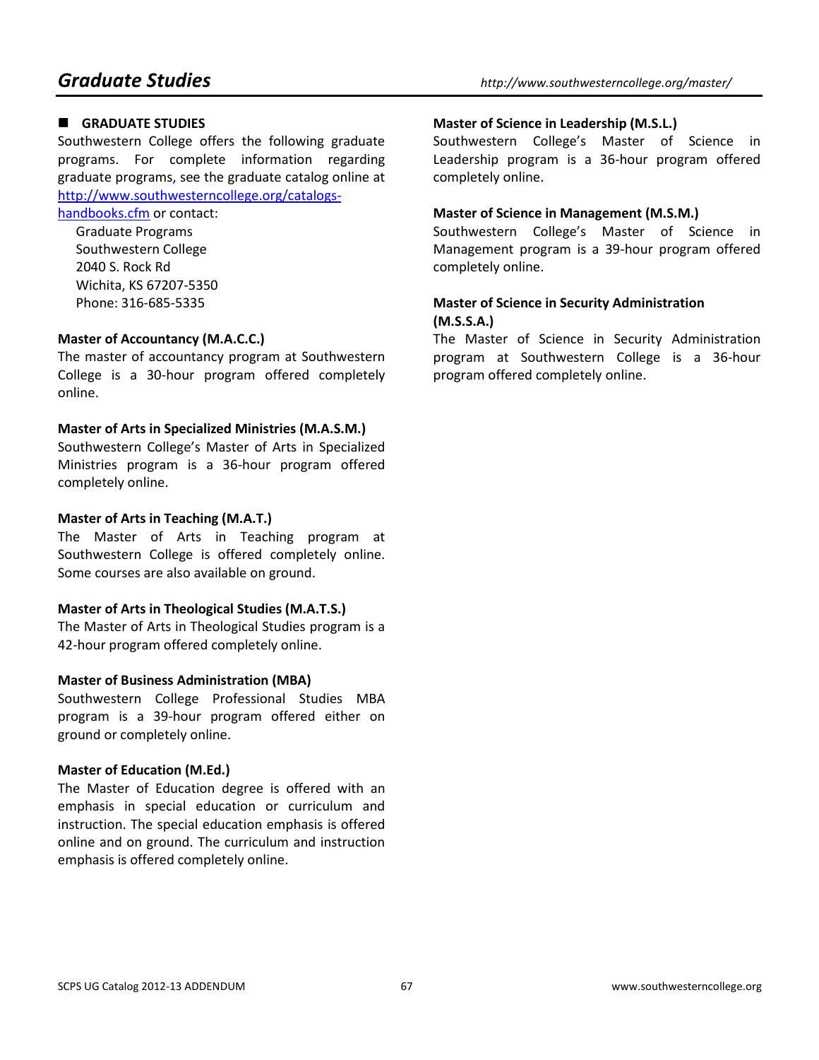## GRADUATE STUDIES

Southwestern College offers the following graduate programs. For complete information regarding graduate programs, see the graduate catalog online at [http://www.southwesterncollege.org/catalogs-handbooks.cfm](http://www.southwesterncollege.org/catalogs-handbooks.cfm) or contact:

Graduate Programs
Southwestern College
2040 S. Rock Rd
Wichita, KS 67207-5350
Phone: 316-685-5335

**Master of Accountancy (M.A.C.C.)**
The master of accountancy program at Southwestern College is a 30-hour program offered completely online.

**Master of Arts in Specialized Ministries (M.A.S.M.)**
Southwestern College's Master of Arts in Specialized Ministries program is a 36-hour program offered completely online.

**Master of Arts in Teaching (M.A.T.)**
The Master of Arts in Teaching program at Southwestern College is offered completely online. Some courses are also available on ground.

**Master of Arts in Theological Studies (M.A.T.S.)**
The Master of Arts in Theological Studies program is a 42-hour program offered completely online.

**Master of Business Administration (MBA)**
Southwestern College Professional Studies MBA program is a 39-hour program offered either on ground or completely online.

**Master of Education (M.Ed.)**
The Master of Education degree is offered with an emphasis in special education or curriculum and instruction. The special education emphasis is offered online and on ground. The curriculum and instruction emphasis is offered completely online.

**Master of Science in Leadership (M.S.L.)**
Southwestern College's Master of Science in Leadership program is a 36-hour program offered completely online.

**Master of Science in Management (M.S.M.)**
Southwestern College's Master of Science in Management program is a 39-hour program offered completely online.

**Master of Science in Security Administration (M.S.S.A.)**
The Master of Science in Security Administration program at Southwestern College is a 36-hour program offered completely online.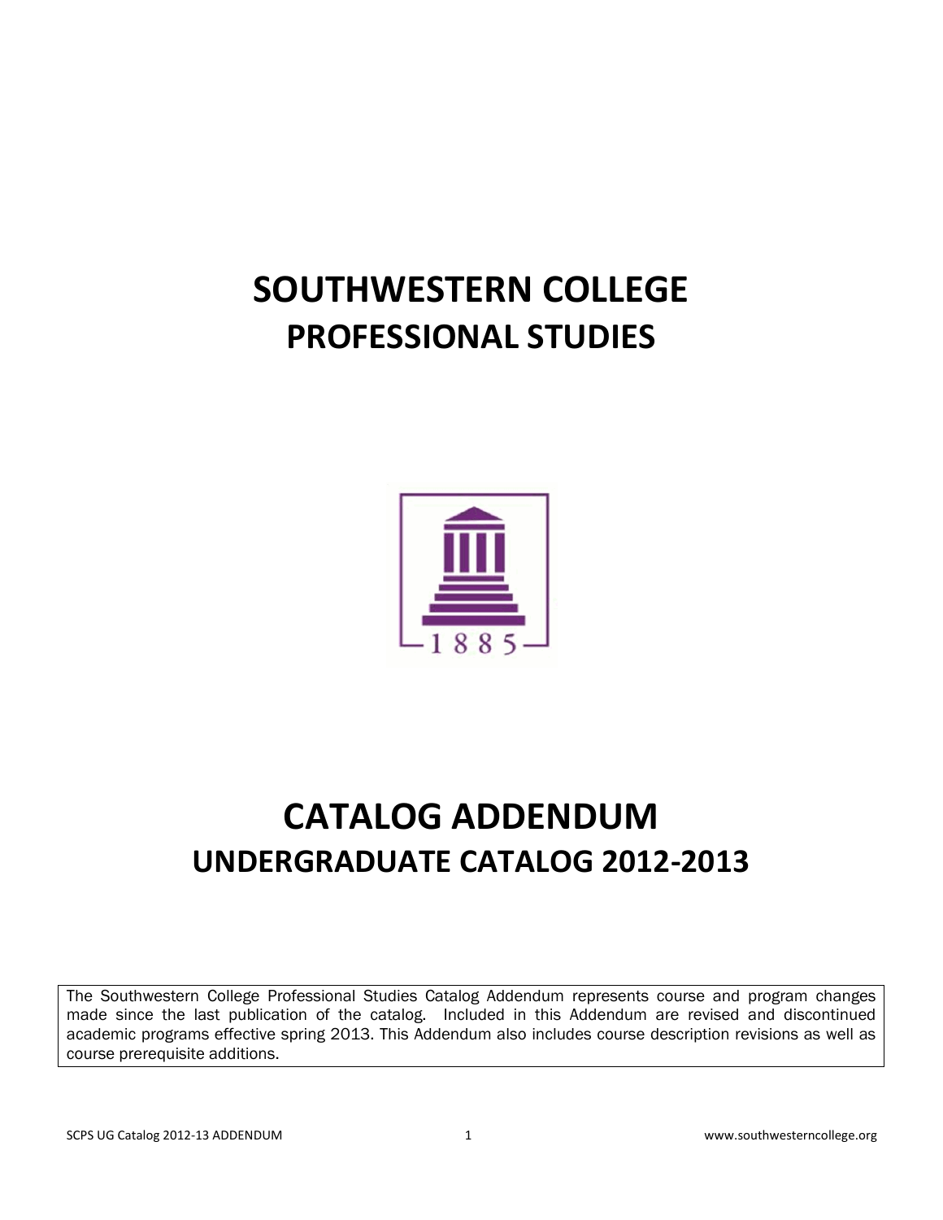# SOUTHWESTERN COLLEGE
## PROFESSIONAL STUDIES

# CATALOG ADDENDUM
## UNDERGRADUATE CATALOG 2012-2013

The Southwestern College Professional Studies Catalog Addendum represents course and program changes made since the last publication of the catalog. Included in this Addendum are revised and discontinued academic programs effective spring 2013. This Addendum also includes course description revisions as well as course prerequisite additions.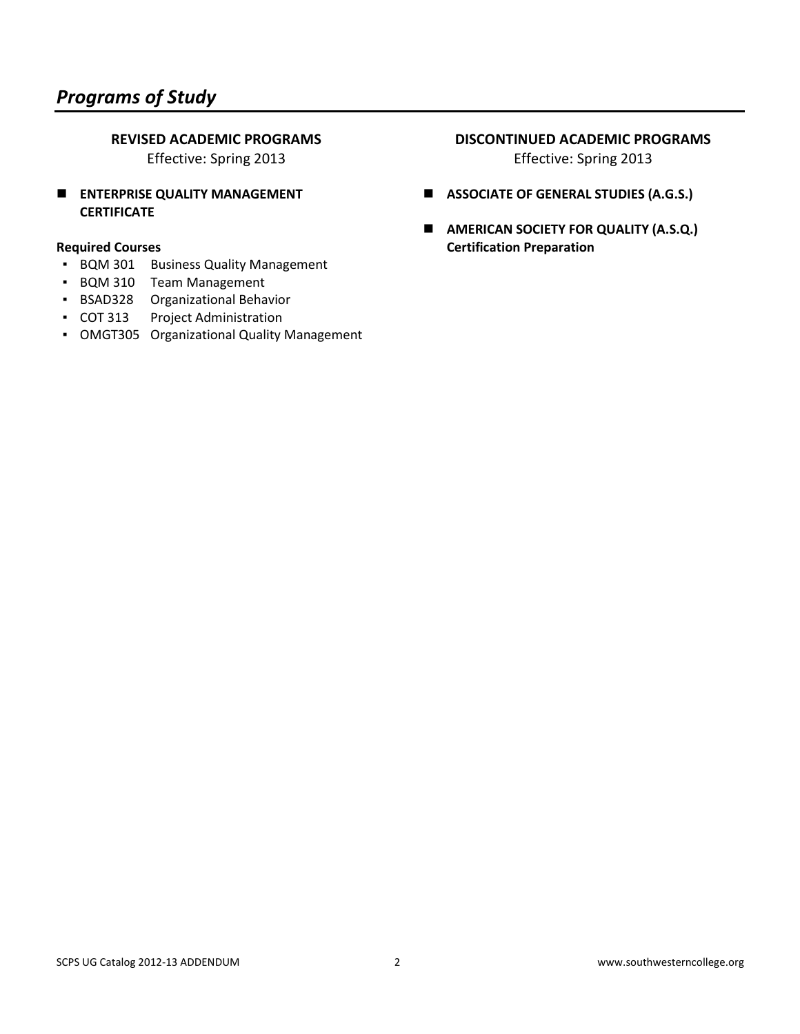# *Programs of Study*

## REVISED ACADEMIC PROGRAMS

Effective: Spring 2013

- **ENTERPRISE QUALITY MANAGEMENT CERTIFICATE**

**Required Courses**

- BQM 301 Business Quality Management
- BQM 310 Team Management
- BSAD328 Organizational Behavior
- COT 313 Project Administration
- OMGT305 Organizational Quality Management

## DISCONTINUED ACADEMIC PROGRAMS

Effective: Spring 2013

- **ASSOCIATE OF GENERAL STUDIES (A.G.S.)**
- **AMERICAN SOCIETY FOR QUALITY (A.S.Q.) Certification Preparation**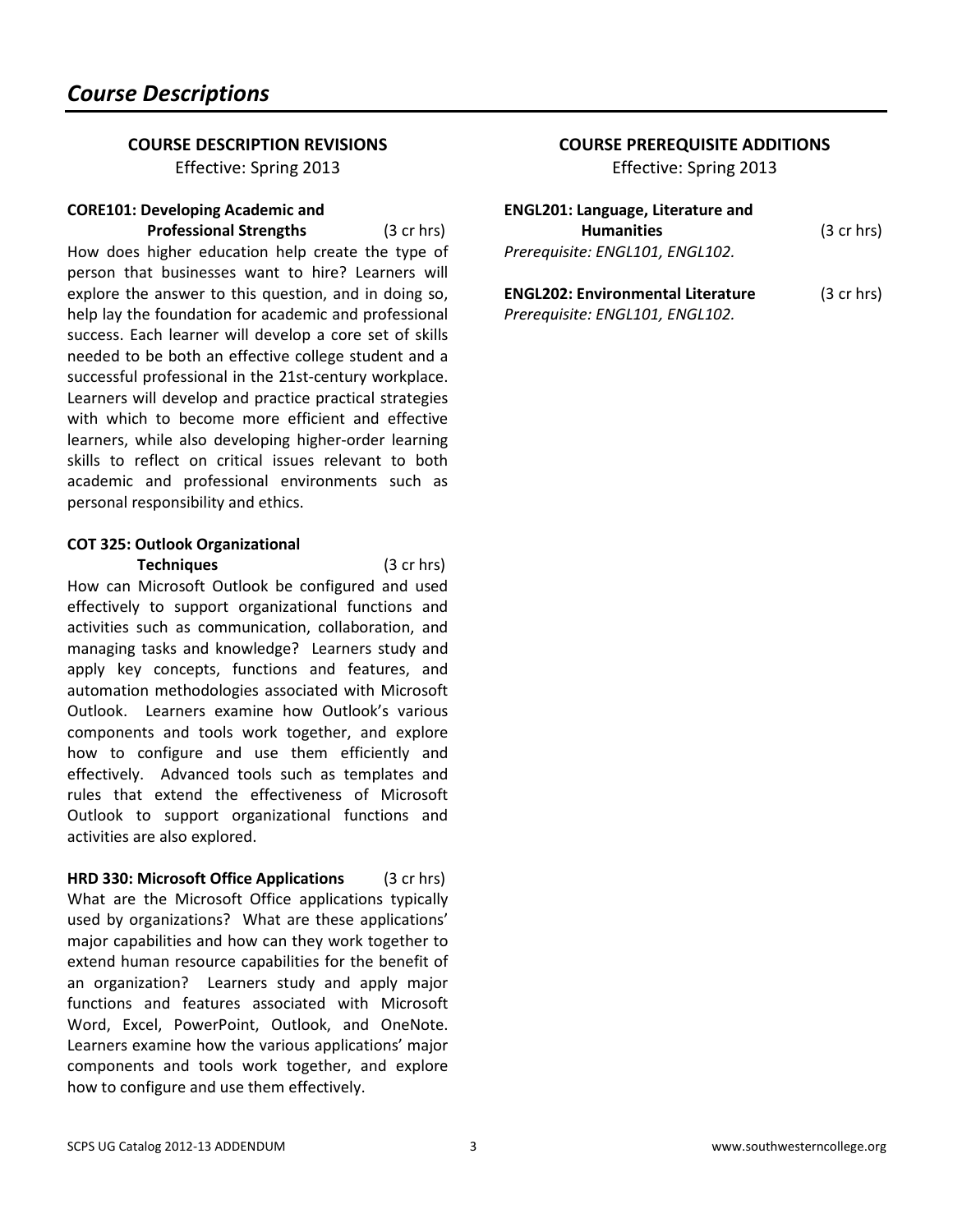# *Course Descriptions*

## COURSE DESCRIPTION REVISIONS

Effective: Spring 2013

**CORE101: Developing Academic and Professional Strengths** (3 cr hrs)

How does higher education help create the type of person that businesses want to hire? Learners will explore the answer to this question, and in doing so, help lay the foundation for academic and professional success. Each learner will develop a core set of skills needed to be both an effective college student and a successful professional in the 21st-century workplace. Learners will develop and practice practical strategies with which to become more efficient and effective learners, while also developing higher-order learning skills to reflect on critical issues relevant to both academic and professional environments such as personal responsibility and ethics.

**COT 325: Outlook Organizational Techniques** (3 cr hrs)

How can Microsoft Outlook be configured and used effectively to support organizational functions and activities such as communication, collaboration, and managing tasks and knowledge? Learners study and apply key concepts, functions and features, and automation methodologies associated with Microsoft Outlook. Learners examine how Outlook's various components and tools work together, and explore how to configure and use them efficiently and effectively. Advanced tools such as templates and rules that extend the effectiveness of Microsoft Outlook to support organizational functions and activities are also explored.

**HRD 330: Microsoft Office Applications** (3 cr hrs)

What are the Microsoft Office applications typically used by organizations? What are these applications' major capabilities and how can they work together to extend human resource capabilities for the benefit of an organization? Learners study and apply major functions and features associated with Microsoft Word, Excel, PowerPoint, Outlook, and OneNote. Learners examine how the various applications' major components and tools work together, and explore how to configure and use them effectively.

## COURSE PREREQUISITE ADDITIONS

Effective: Spring 2013

**ENGL201: Language, Literature and Humanities** (3 cr hrs)

*Prerequisite: ENGL101, ENGL102.*

**ENGL202: Environmental Literature** (3 cr hrs)

*Prerequisite: ENGL101, ENGL102.*